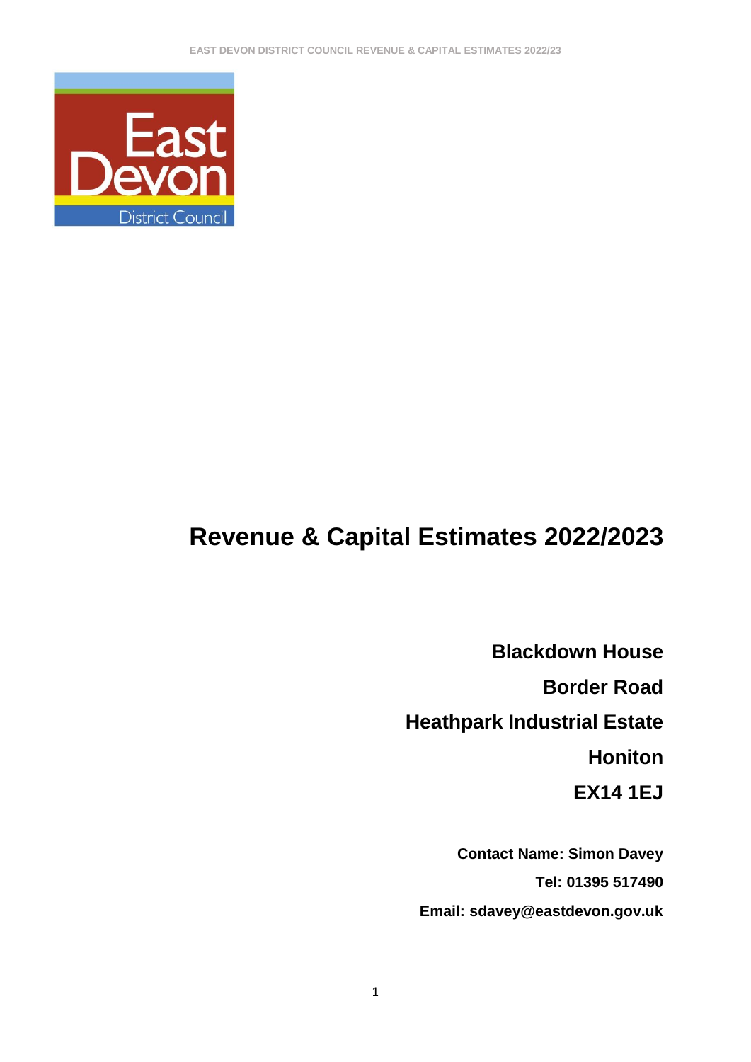# Revenue & Capital Estimates 2022/2023

**Blackdown House**

**Border Road**

**Heathpark Industrial Estate**

**Honiton**

**EX14 1EJ**

**Contact Name: Simon Davey**

**Tel: 01395 517490**

**Email: sdavey@eastdevon.gov.uk**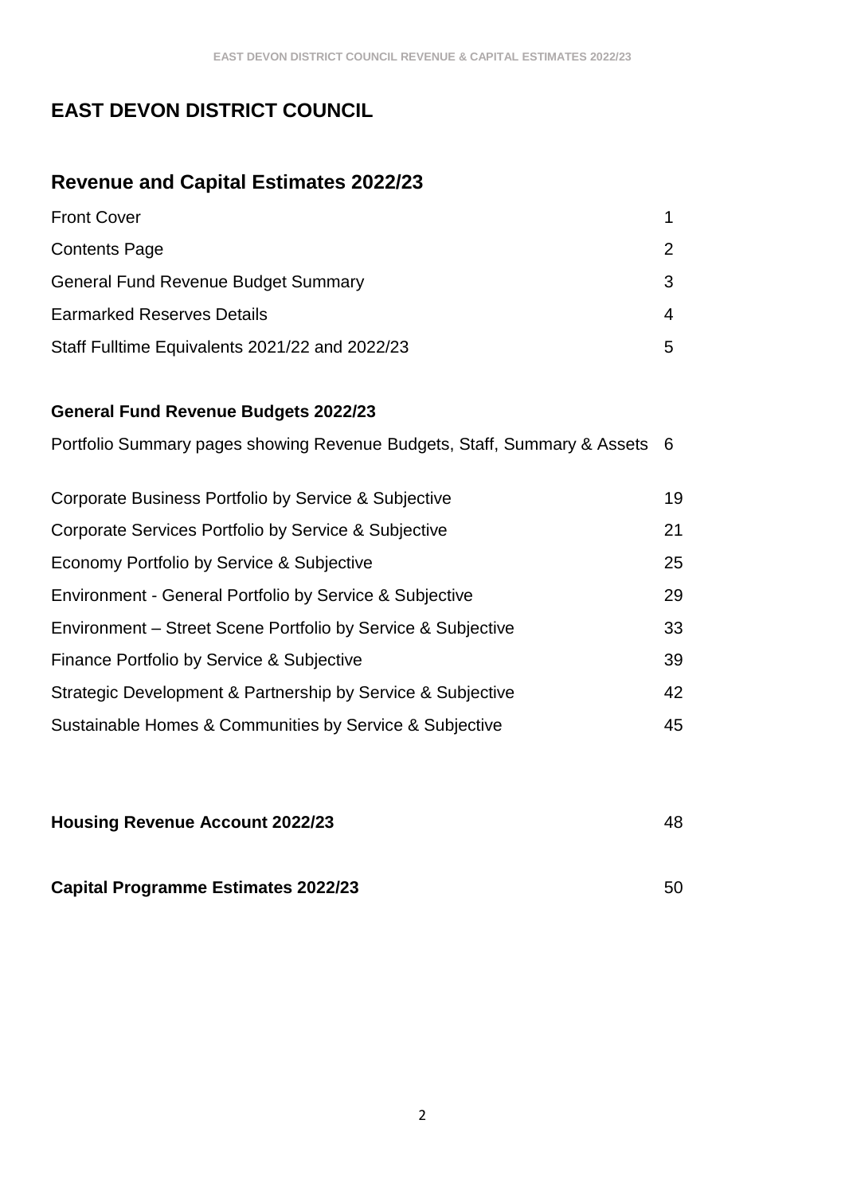# EAST DEVON DISTRICT COUNCIL

## Revenue and Capital Estimates 2022/23

| | |
|---|---|
| Front Cover | 1 |
| Contents Page | 2 |
| General Fund Revenue Budget Summary | 3 |
| Earmarked Reserves Details | 4 |
| Staff Fulltime Equivalents 2021/22 and 2022/23 | 5 |

### General Fund Revenue Budgets 2022/23

| | |
|---|---|
| Portfolio Summary pages showing Revenue Budgets, Staff, Summary & Assets | 6 |
| Corporate Business Portfolio by Service & Subjective | 19 |
| Corporate Services Portfolio by Service & Subjective | 21 |
| Economy Portfolio by Service & Subjective | 25 |
| Environment - General Portfolio by Service & Subjective | 29 |
| Environment – Street Scene Portfolio by Service & Subjective | 33 |
| Finance Portfolio by Service & Subjective | 39 |
| Strategic Development & Partnership by Service & Subjective | 42 |
| Sustainable Homes & Communities by Service & Subjective | 45 |

| | |
|---|---|
| **Housing Revenue Account 2022/23** | 48 |
| **Capital Programme Estimates 2022/23** | 50 |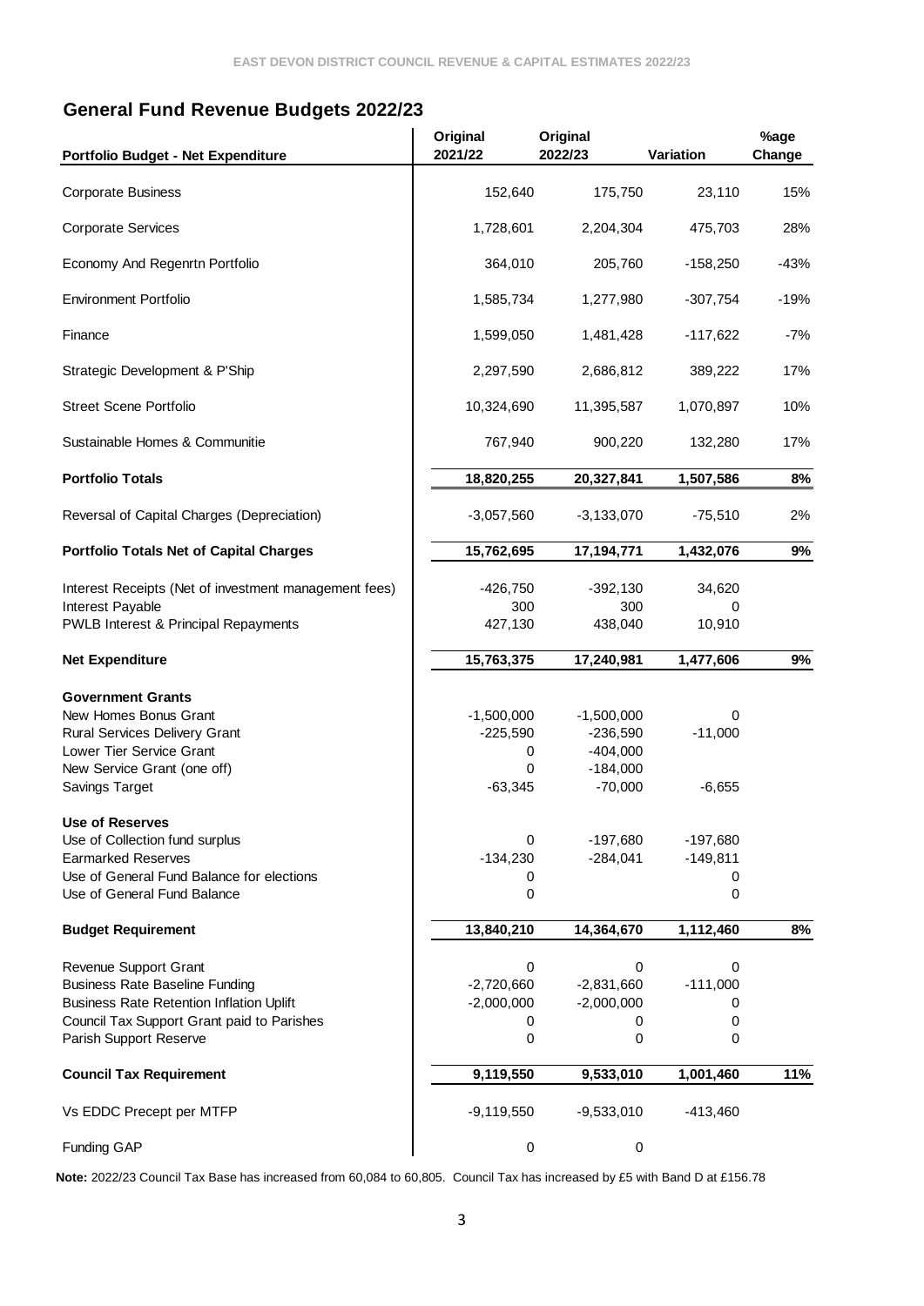## General Fund Revenue Budgets 2022/23

| Portfolio Budget - Net Expenditure | Original 2021/22 | Original 2022/23 | Variation | %age Change |
|---|---|---|---|---|
| Corporate Business | 152,640 | 175,750 | 23,110 | 15% |
| Corporate Services | 1,728,601 | 2,204,304 | 475,703 | 28% |
| Economy And Regenrtn Portfolio | 364,010 | 205,760 | -158,250 | -43% |
| Environment Portfolio | 1,585,734 | 1,277,980 | -307,754 | -19% |
| Finance | 1,599,050 | 1,481,428 | -117,622 | -7% |
| Strategic Development & P'Ship | 2,297,590 | 2,686,812 | 389,222 | 17% |
| Street Scene Portfolio | 10,324,690 | 11,395,587 | 1,070,897 | 10% |
| Sustainable Homes & Communitie | 767,940 | 900,220 | 132,280 | 17% |
| **Portfolio Totals** | **18,820,255** | **20,327,841** | **1,507,586** | **8%** |
| Reversal of Capital Charges (Depreciation) | -3,057,560 | -3,133,070 | -75,510 | 2% |
| **Portfolio Totals Net of Capital Charges** | **15,762,695** | **17,194,771** | **1,432,076** | **9%** |
| Interest Receipts (Net of investment management fees) | -426,750 | -392,130 | 34,620 | |
| Interest Payable | 300 | 300 | 0 | |
| PWLB Interest & Principal Repayments | 427,130 | 438,040 | 10,910 | |
| **Net Expenditure** | **15,763,375** | **17,240,981** | **1,477,606** | **9%** |
| **Government Grants** | | | | |
| New Homes Bonus Grant | -1,500,000 | -1,500,000 | 0 | |
| Rural Services Delivery Grant | -225,590 | -236,590 | -11,000 | |
| Lower Tier Service Grant | 0 | -404,000 | | |
| New Service Grant (one off) | 0 | -184,000 | | |
| Savings Target | -63,345 | -70,000 | -6,655 | |
| **Use of Reserves** | | | | |
| Use of Collection fund surplus | 0 | -197,680 | -197,680 | |
| Earmarked Reserves | -134,230 | -284,041 | -149,811 | |
| Use of General Fund Balance for elections | 0 | | 0 | |
| Use of General Fund Balance | 0 | | 0 | |
| **Budget Requirement** | **13,840,210** | **14,364,670** | **1,112,460** | **8%** |
| Revenue Support Grant | 0 | 0 | 0 | |
| Business Rate Baseline Funding | -2,720,660 | -2,831,660 | -111,000 | |
| Business Rate Retention Inflation Uplift | -2,000,000 | -2,000,000 | 0 | |
| Council Tax Support Grant paid to Parishes | 0 | 0 | 0 | |
| Parish Support Reserve | 0 | 0 | 0 | |
| **Council Tax Requirement** | **9,119,550** | **9,533,010** | **1,001,460** | **11%** |
| Vs EDDC Precept per MTFP | -9,119,550 | -9,533,010 | -413,460 | |
| Funding GAP | 0 | 0 | | |

**Note:** 2022/23 Council Tax Base has increased from 60,084 to 60,805. Council Tax has increased by £5 with Band D at £156.78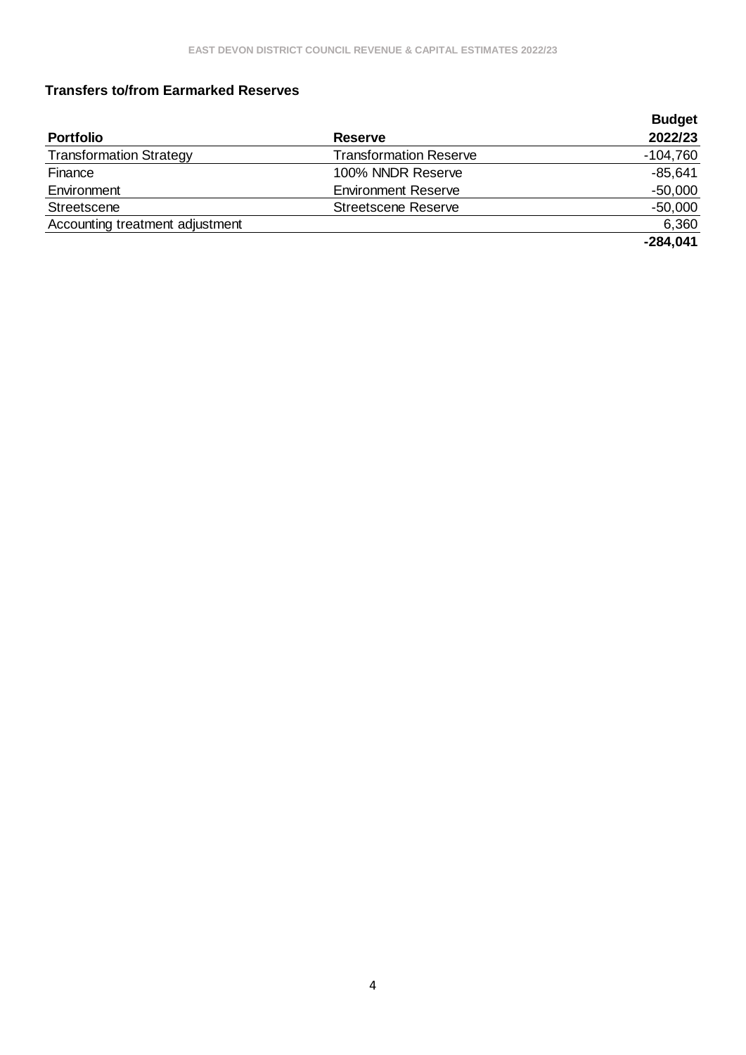## Transfers to/from Earmarked Reserves

| Portfolio | Reserve | Budget 2022/23 |
|---|---|---|
| Transformation Strategy | Transformation Reserve | -104,760 |
| Finance | 100% NNDR Reserve | -85,641 |
| Environment | Environment Reserve | -50,000 |
| Streetscene | Streetscene Reserve | -50,000 |
| Accounting treatment adjustment | | 6,360 |
| | | **-284,041** |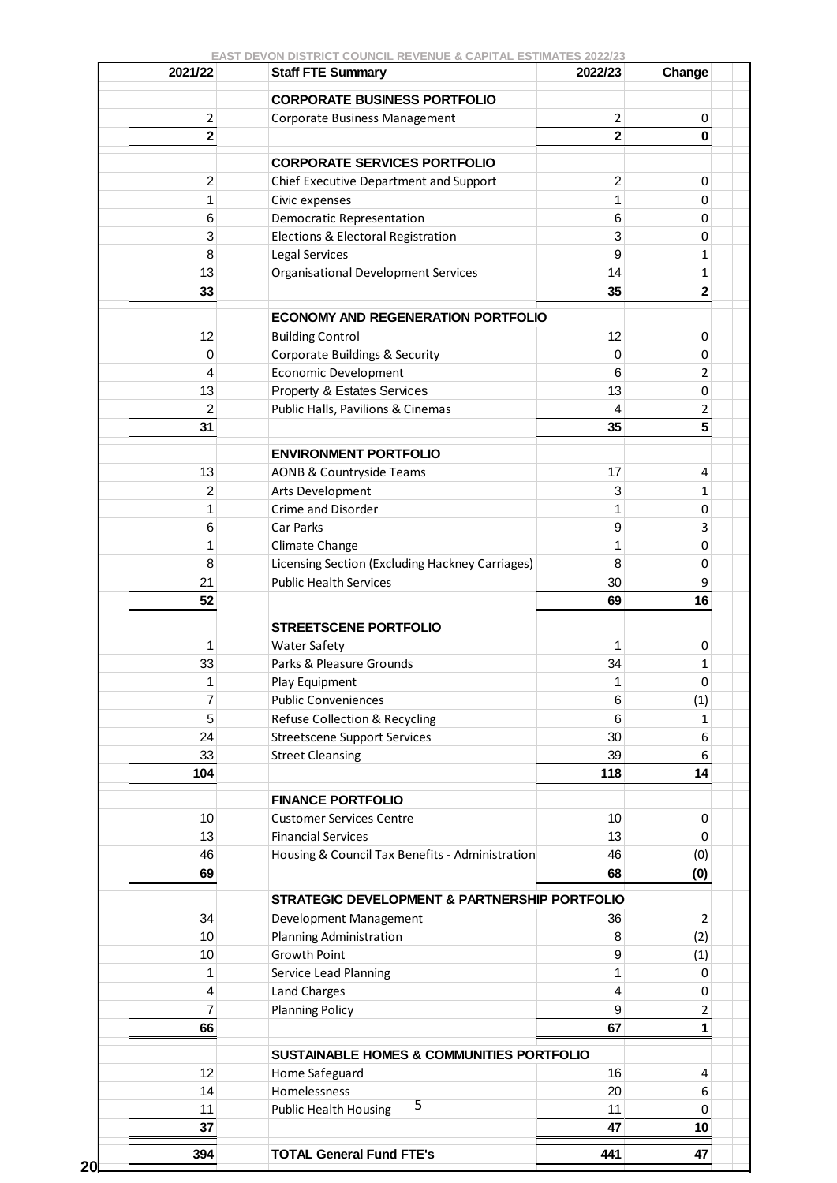EAST DEVON DISTRICT COUNCIL REVENUE & CAPITAL ESTIMATES 2022/23

| 2021/22 | Staff FTE Summary | 2022/23 | Change |
|---|---|---|---|
| | **CORPORATE BUSINESS PORTFOLIO** | | |
| 2 | Corporate Business Management | 2 | 0 |
| **2** | | **2** | **0** |
| | **CORPORATE SERVICES PORTFOLIO** | | |
| 2 | Chief Executive Department and Support | 2 | 0 |
| 1 | Civic expenses | 1 | 0 |
| 6 | Democratic Representation | 6 | 0 |
| 3 | Elections & Electoral Registration | 3 | 0 |
| 8 | Legal Services | 9 | 1 |
| 13 | Organisational Development Services | 14 | 1 |
| **33** | | **35** | **2** |
| | **ECONOMY AND REGENERATION PORTFOLIO** | | |
| 12 | Building Control | 12 | 0 |
| 0 | Corporate Buildings & Security | 0 | 0 |
| 4 | Economic Development | 6 | 2 |
| 13 | Property & Estates Services | 13 | 0 |
| 2 | Public Halls, Pavilions & Cinemas | 4 | 2 |
| **31** | | **35** | **5** |
| | **ENVIRONMENT PORTFOLIO** | | |
| 13 | AONB & Countryside Teams | 17 | 4 |
| 2 | Arts Development | 3 | 1 |
| 1 | Crime and Disorder | 1 | 0 |
| 6 | Car Parks | 9 | 3 |
| 1 | Climate Change | 1 | 0 |
| 8 | Licensing Section (Excluding Hackney Carriages) | 8 | 0 |
| 21 | Public Health Services | 30 | 9 |
| **52** | | **69** | **16** |
| | **STREETSCENE PORTFOLIO** | | |
| 1 | Water Safety | 1 | 0 |
| 33 | Parks & Pleasure Grounds | 34 | 1 |
| 1 | Play Equipment | 1 | 0 |
| 7 | Public Conveniences | 6 | (1) |
| 5 | Refuse Collection & Recycling | 6 | 1 |
| 24 | Streetscene Support Services | 30 | 6 |
| 33 | Street Cleansing | 39 | 6 |
| **104** | | **118** | **14** |
| | **FINANCE PORTFOLIO** | | |
| 10 | Customer Services Centre | 10 | 0 |
| 13 | Financial Services | 13 | 0 |
| 46 | Housing & Council Tax Benefits - Administration | 46 | (0) |
| **69** | | **68** | **(0)** |
| | **STRATEGIC DEVELOPMENT & PARTNERSHIP PORTFOLIO** | | |
| 34 | Development Management | 36 | 2 |
| 10 | Planning Administration | 8 | (2) |
| 10 | Growth Point | 9 | (1) |
| 1 | Service Lead Planning | 1 | 0 |
| 4 | Land Charges | 4 | 0 |
| 7 | Planning Policy | 9 | 2 |
| **66** | | **67** | **1** |
| | **SUSTAINABLE HOMES & COMMUNITIES PORTFOLIO** | | |
| 12 | Home Safeguard | 16 | 4 |
| 14 | Homelessness | 20 | 6 |
| 11 | Public Health Housing | 11 | 0 |
| **37** | | **47** | **10** |
| **394** | **TOTAL General Fund FTE's** | **441** | **47** |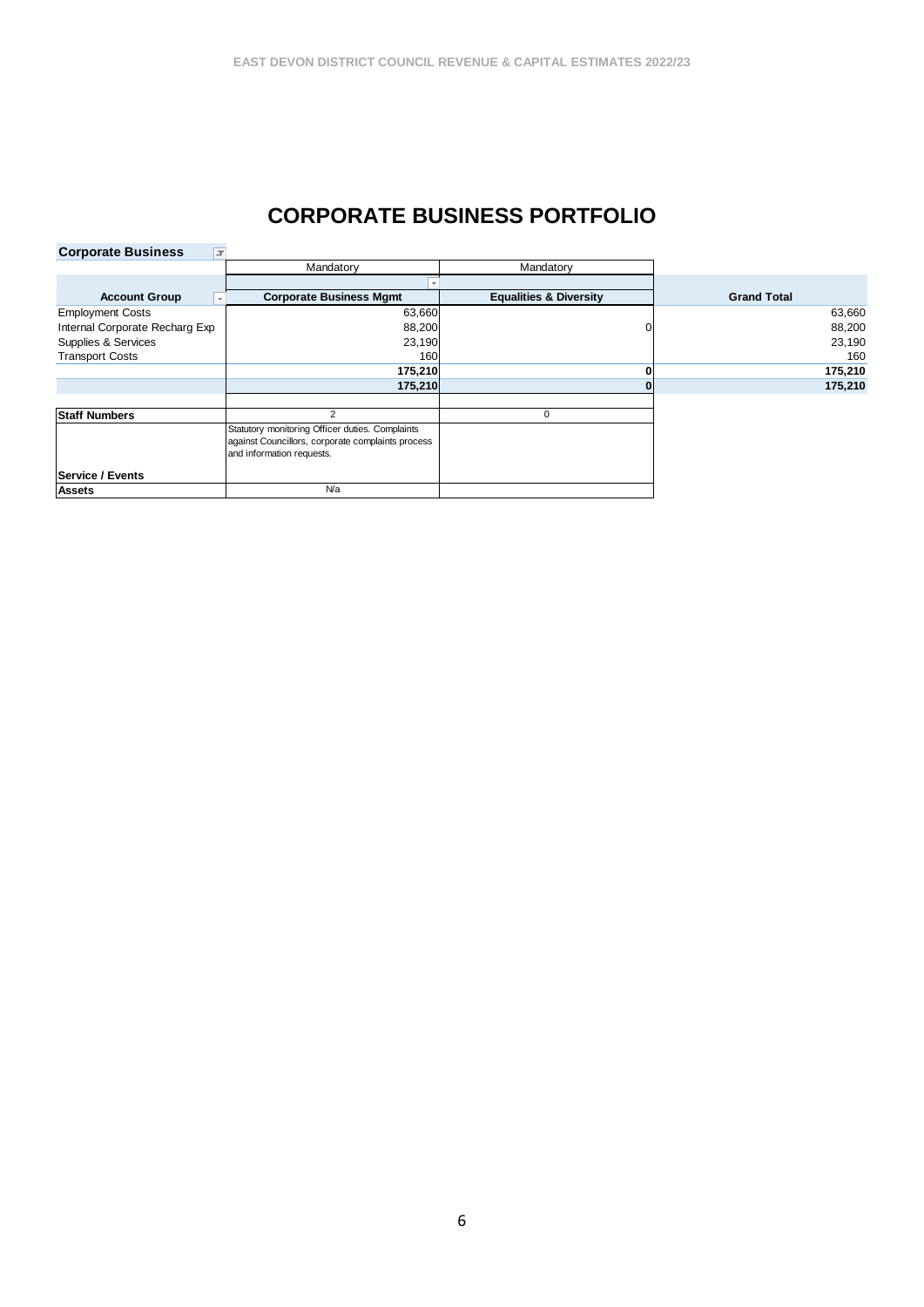# CORPORATE BUSINESS PORTFOLIO

**Corporate Business**

| | Mandatory | Mandatory | |
|---|---|---|---|
| **Account Group** | **Corporate Business Mgmt** | **Equalities & Diversity** | **Grand Total** |
| Employment Costs | 63,660 | | 63,660 |
| Internal Corporate Recharg Exp | 88,200 | 0 | 88,200 |
| Supplies & Services | 23,190 | | 23,190 |
| Transport Costs | 160 | | 160 |
| | **175,210** | **0** | **175,210** |
| | **175,210** | **0** | **175,210** |
| **Staff Numbers** | 2 | 0 | |
| **Service / Events** | Statutory monitoring Officer duties. Complaints against Councillors, corporate complaints process and information requests. | | |
| **Assets** | N/a | | |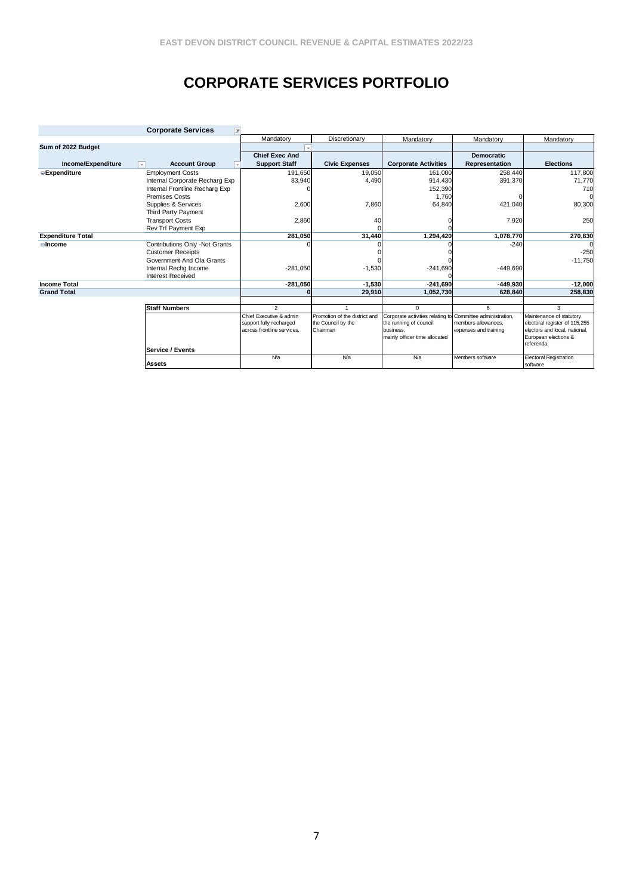## EAST DEVON DISTRICT COUNCIL REVENUE & CAPITAL ESTIMATES 2022/23

# CORPORATE SERVICES PORTFOLIO

| | Corporate Services | Mandatory | Discretionary | Mandatory | Mandatory | Mandatory |
|---|---|---|---|---|---|---|
| **Sum of 2022 Budget** | | | | | | |
| **Income/Expenditure** | **Account Group** | **Chief Exec And Support Staff** | **Civic Expenses** | **Corporate Activities** | **Democratic Representation** | **Elections** |
| **Expenditure** | Employment Costs | 191,650 | 19,050 | 161,000 | 258,440 | 117,800 |
| | Internal Corporate Recharg Exp | 83,940 | 4,490 | 914,430 | 391,370 | 71,770 |
| | Internal Frontline Recharg Exp | 0 | | 152,390 | | 710 |
| | Premises Costs | | | 1,760 | 0 | 0 |
| | Supplies & Services | 2,600 | 7,860 | 64,840 | 421,040 | 80,300 |
| | Third Party Payment | | | | | |
| | Transport Costs | 2,860 | 40 | 0 | 7,920 | 250 |
| | Rev Trf Payment Exp | | 0 | 0 | | |
| **Expenditure Total** | | **281,050** | **31,440** | **1,294,420** | **1,078,770** | **270,830** |
| **Income** | Contributions Only -Not Grants | 0 | 0 | 0 | -240 | 0 |
| | Customer Receipts | | 0 | 0 | | -250 |
| | Government And Ola Grants | | 0 | 0 | | -11,750 |
| | Internal Rechg Income | -281,050 | -1,530 | -241,690 | -449,690 | |
| | Interest Received | | | 0 | | |
| **Income Total** | | **-281,050** | **-1,530** | **-241,690** | **-449,930** | **-12,000** |
| **Grand Total** | | **0** | **29,910** | **1,052,730** | **628,840** | **258,830** |
| | **Staff Numbers** | 2 | 1 | 0 | 6 | 3 |
| | **Service / Events** | Chief Executive & admin support fully recharged across frontline services. | Promotion of the district and the Council by the Chairman | Corporate activities relating to the running of council business, mainly officer time allocated | Committee administration, members allowances, expenses and training | Maintenance of statutory electoral register of 115,255 electors and local, national, European elections & referenda. |
| | **Assets** | N/a | N/a | N/a | Members software | Electoral Registration software |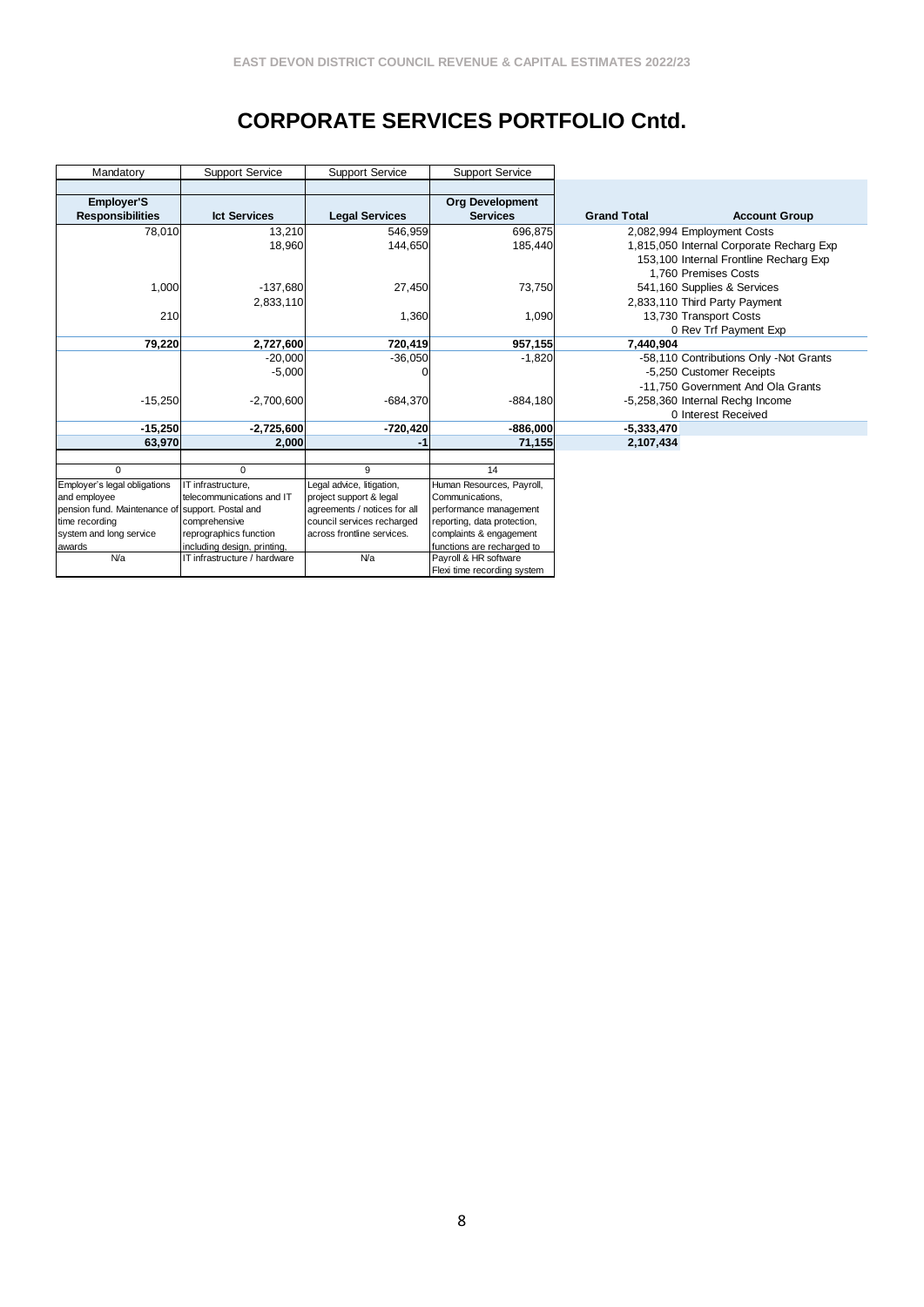# CORPORATE SERVICES PORTFOLIO Cntd.

| Mandatory | Support Service | Support Service | Support Service | | |
|---|---|---|---|---|---|
| **Employer'S Responsibilities** | **Ict Services** | **Legal Services** | **Org Development Services** | **Grand Total** | **Account Group** |
| 78,010 | 13,210 | 546,959 | 696,875 | 2,082,994 | Employment Costs |
| | 18,960 | 144,650 | 185,440 | 1,815,050 | Internal Corporate Recharg Exp |
| | | | | 153,100 | Internal Frontline Recharg Exp |
| | | | | 1,760 | Premises Costs |
| 1,000 | -137,680 | 27,450 | 73,750 | 541,160 | Supplies & Services |
| | 2,833,110 | | | 2,833,110 | Third Party Payment |
| 210 | | 1,360 | 1,090 | 13,730 | Transport Costs |
| | | | | 0 | Rev Trf Payment Exp |
| **79,220** | **2,727,600** | **720,419** | **957,155** | **7,440,904** | |
| | -20,000 | -36,050 | -1,820 | -58,110 | Contributions Only -Not Grants |
| | -5,000 | 0 | | -5,250 | Customer Receipts |
| | | | | -11,750 | Government And Ola Grants |
| -15,250 | -2,700,600 | -684,370 | -884,180 | -5,258,360 | Internal Rechg Income |
| | | | | 0 | Interest Received |
| **-15,250** | **-2,725,600** | **-720,420** | **-886,000** | **-5,333,470** | |
| **63,970** | **2,000** | **-1** | **71,155** | **2,107,434** | |
| 0 | 0 | 9 | 14 | | |
| Employer's legal obligations and employee pension fund. Maintenance of time recording system and long service awards | IT infrastructure, telecommunications and IT support. Postal and comprehensive reprographics function including design, printing, | Legal advice, litigation, project support & legal agreements / notices for all council services recharged across frontline services. | Human Resources, Payroll, Communications, performance management reporting, data protection, complaints & engagement functions are recharged to | | |
| N/a | IT infrastructure / hardware | N/a | Payroll & HR software Flexi time recording system | | |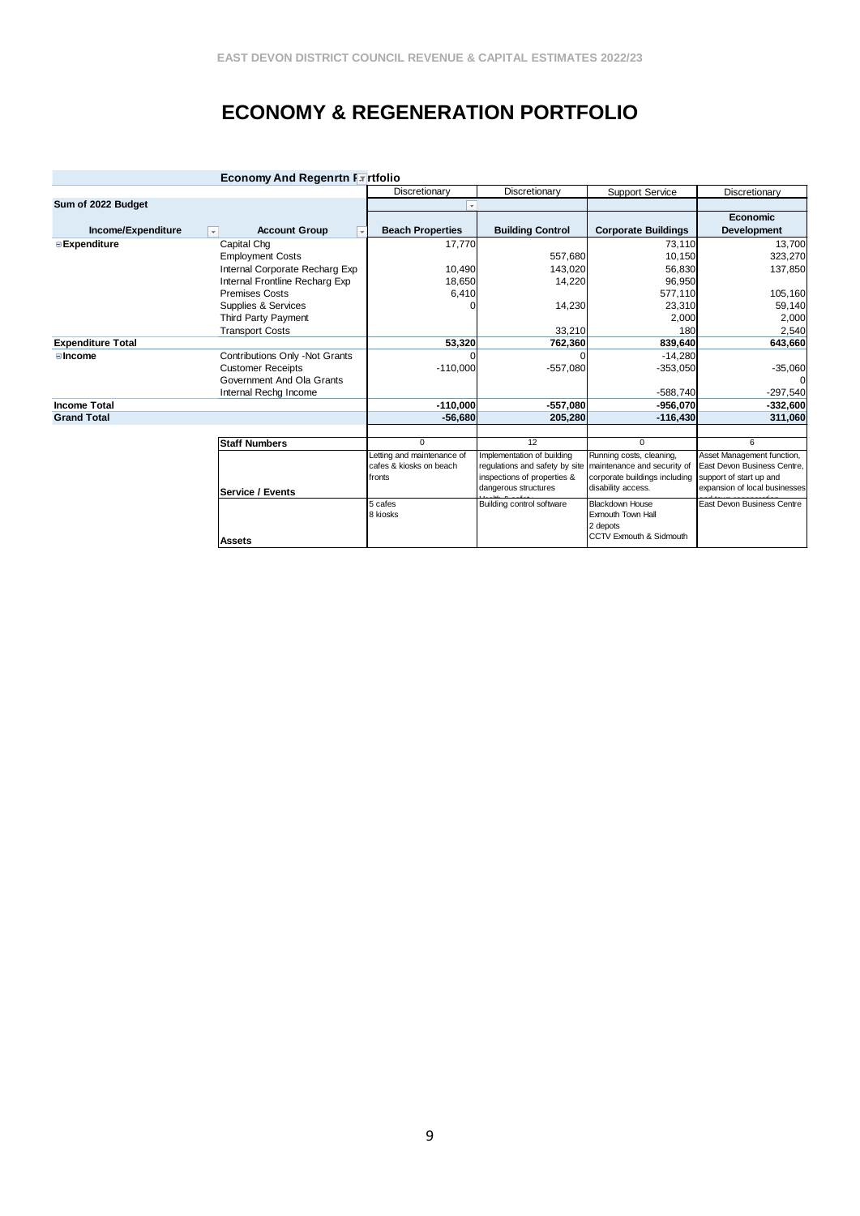# ECONOMY & REGENERATION PORTFOLIO

| Economy And Regenrtn Portfolio | | Discretionary | Discretionary | Support Service | Discretionary |
|---|---|---|---|---|---|
| **Sum of 2022 Budget** | | | | | |
| **Income/Expenditure** | **Account Group** | **Beach Properties** | **Building Control** | **Corporate Buildings** | **Economic Development** |
| **Expenditure** | Capital Chg | 17,770 | | 73,110 | 13,700 |
| | Employment Costs | | 557,680 | 10,150 | 323,270 |
| | Internal Corporate Recharg Exp | 10,490 | 143,020 | 56,830 | 137,850 |
| | Internal Frontline Recharg Exp | 18,650 | 14,220 | 96,950 | |
| | Premises Costs | 6,410 | | 577,110 | 105,160 |
| | Supplies & Services | 0 | 14,230 | 23,310 | 59,140 |
| | Third Party Payment | | | 2,000 | 2,000 |
| | Transport Costs | | 33,210 | 180 | 2,540 |
| **Expenditure Total** | | **53,320** | **762,360** | **839,640** | **643,660** |
| **Income** | Contributions Only -Not Grants | 0 | 0 | -14,280 | |
| | Customer Receipts | -110,000 | -557,080 | -353,050 | -35,060 |
| | Government And Ola Grants | | | | 0 |
| | Internal Rechg Income | | | -588,740 | -297,540 |
| **Income Total** | | **-110,000** | **-557,080** | **-956,070** | **-332,600** |
| **Grand Total** | | **-56,680** | **205,280** | **-116,430** | **311,060** |
| | **Staff Numbers** | 0 | 12 | 0 | 6 |
| | **Service / Events** | Letting and maintenance of cafes & kiosks on beach fronts | Implementation of building regulations and safety by site inspections of properties & dangerous structures | Running costs, cleaning, maintenance and security of corporate buildings including disability access. | Asset Management function, East Devon Business Centre, support of start up and expansion of local businesses |
| | **Assets** | 5 cafes<br>8 kiosks | Building control software | Blackdown House<br>Exmouth Town Hall<br>2 depots<br>CCTV Exmouth & Sidmouth | East Devon Business Centre |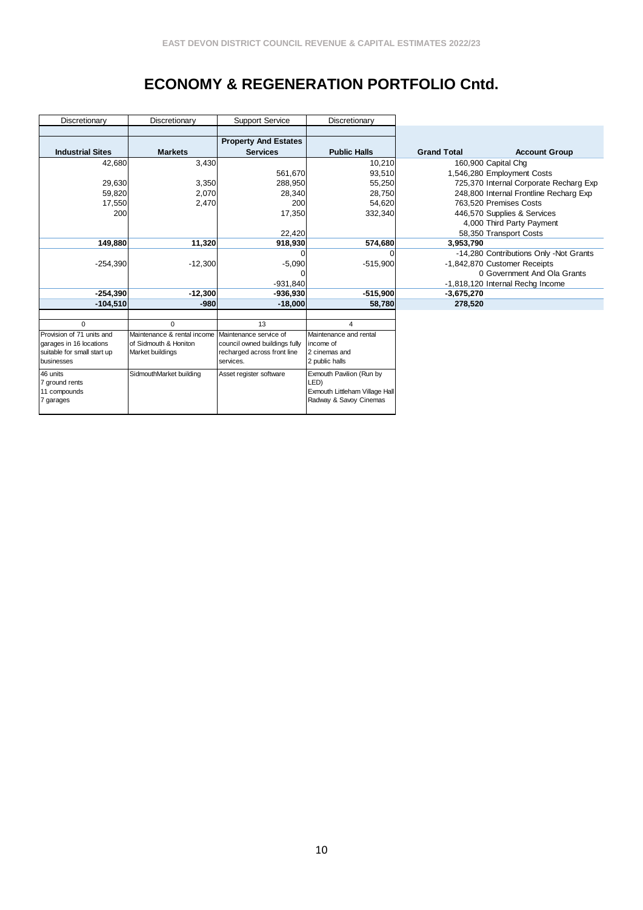## ECONOMY & REGENERATION PORTFOLIO Cntd.

| Discretionary | Discretionary | Support Service | Discretionary | | |
|---|---|---|---|---|---|
| **Industrial Sites** | **Markets** | **Property And Estates Services** | **Public Halls** | **Grand Total** | **Account Group** |
| 42,680 | 3,430 | | 10,210 | 160,900 | Capital Chg |
| | | 561,670 | 93,510 | 1,546,280 | Employment Costs |
| 29,630 | 3,350 | 288,950 | 55,250 | 725,370 | Internal Corporate Recharg Exp |
| 59,820 | 2,070 | 28,340 | 28,750 | 248,800 | Internal Frontline Recharg Exp |
| 17,550 | 2,470 | 200 | 54,620 | 763,520 | Premises Costs |
| 200 | | 17,350 | 332,340 | 446,570 | Supplies & Services |
| | | | | 4,000 | Third Party Payment |
| | | 22,420 | | 58,350 | Transport Costs |
| **149,880** | **11,320** | **918,930** | **574,680** | **3,953,790** | |
| | | 0 | 0 | -14,280 | Contributions Only -Not Grants |
| -254,390 | -12,300 | -5,090 | -515,900 | -1,842,870 | Customer Receipts |
| | | 0 | | 0 | Government And Ola Grants |
| | | -931,840 | | -1,818,120 | Internal Rechg Income |
| **-254,390** | **-12,300** | **-936,930** | **-515,900** | **-3,675,270** | |
| **-104,510** | **-980** | **-18,000** | **58,780** | **278,520** | |
| 0 | 0 | 13 | 4 | | |
| Provision of 71 units and garages in 16 locations suitable for small start up businesses | Maintenance & rental income of Sidmouth & Honiton Market buildings | Maintenance service of council owned buildings fully recharged across front line services. | Maintenance and rental income of 2 cinemas and 2 public halls | | |
| 46 units<br>7 ground rents<br>11 compounds<br>7 garages | SidmouthMarket building | Asset register software | Exmouth Pavilion (Run by LED)<br>Exmouth Littleham Village Hall<br>Radway & Savoy Cinemas | | |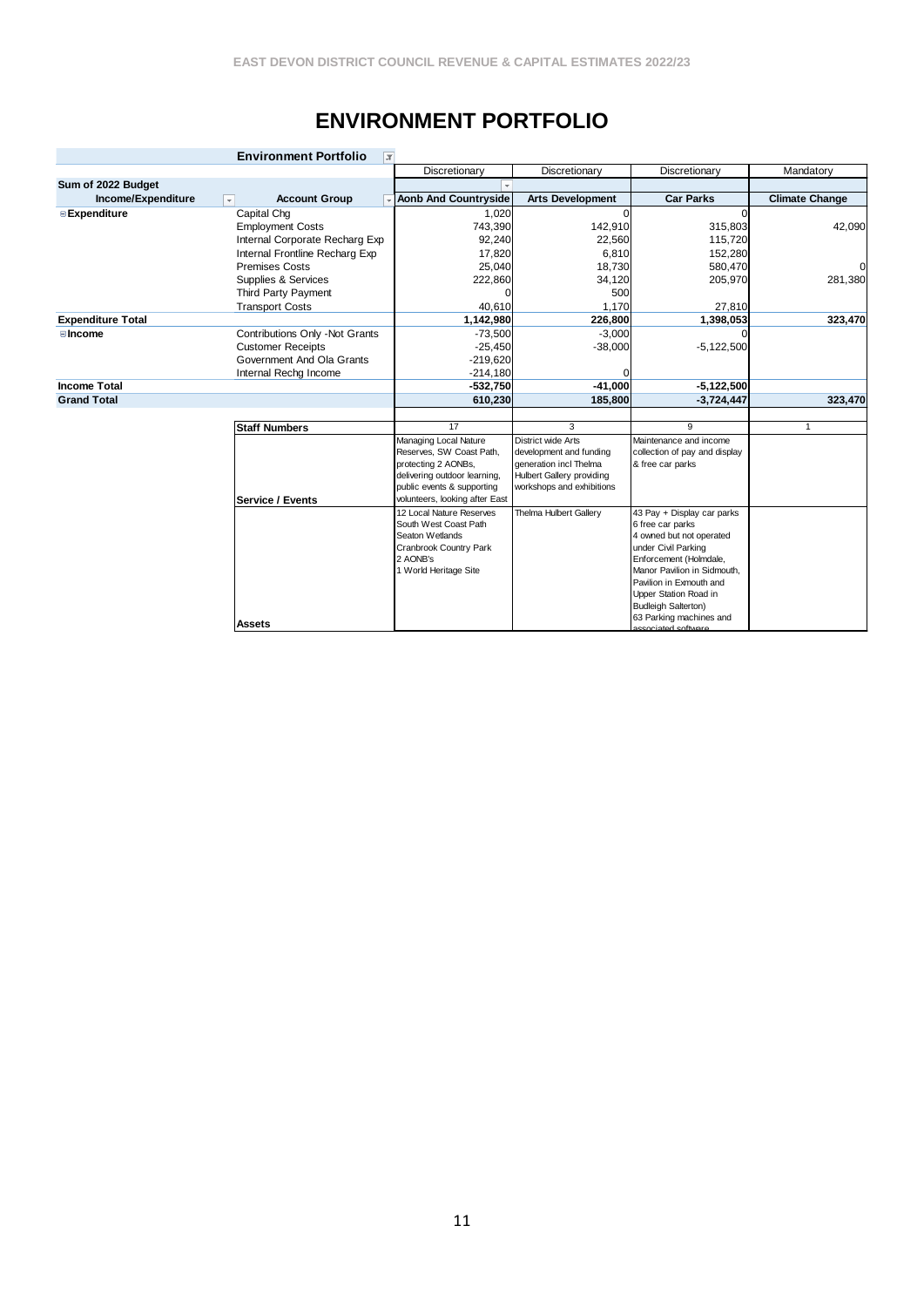# ENVIRONMENT PORTFOLIO

| Environment Portfolio | | Discretionary | Discretionary | Discretionary | Mandatory |
|---|---|---|---|---|---|
| **Sum of 2022 Budget** | | | | | |
| **Income/Expenditure** | **Account Group** | **Aonb And Countryside** | **Arts Development** | **Car Parks** | **Climate Change** |
| **Expenditure** | Capital Chg | 1,020 | 0 | 0 | |
| | Employment Costs | 743,390 | 142,910 | 315,803 | 42,090 |
| | Internal Corporate Recharg Exp | 92,240 | 22,560 | 115,720 | |
| | Internal Frontline Recharg Exp | 17,820 | 6,810 | 152,280 | |
| | Premises Costs | 25,040 | 18,730 | 580,470 | 0 |
| | Supplies & Services | 222,860 | 34,120 | 205,970 | 281,380 |
| | Third Party Payment | 0 | 500 | | |
| | Transport Costs | 40,610 | 1,170 | 27,810 | |
| **Expenditure Total** | | **1,142,980** | **226,800** | **1,398,053** | **323,470** |
| **Income** | Contributions Only -Not Grants | -73,500 | -3,000 | 0 | |
| | Customer Receipts | -25,450 | -38,000 | -5,122,500 | |
| | Government And Ola Grants | -219,620 | | | |
| | Internal Rechg Income | -214,180 | 0 | | |
| **Income Total** | | **-532,750** | **-41,000** | **-5,122,500** | |
| **Grand Total** | | **610,230** | **185,800** | **-3,724,447** | **323,470** |
| | **Staff Numbers** | 17 | 3 | 9 | 1 |
| | **Service / Events** | Managing Local Nature Reserves, SW Coast Path, protecting 2 AONBs, delivering outdoor learning, public events & supporting volunteers, looking after East | District wide Arts development and funding generation incl Thelma Hulbert Gallery providing workshops and exhibitions | Maintenance and income collection of pay and display & free car parks | |
| | **Assets** | 12 Local Nature Reserves<br>South West Coast Path<br>Seaton Wetlands<br>Cranbrook Country Park<br>2 AONB's<br>1 World Heritage Site | Thelma Hulbert Gallery | 43 Pay + Display car parks<br>6 free car parks<br>4 owned but not operated under Civil Parking Enforcement (Holmdale, Manor Pavilion in Sidmouth, Pavilion in Exmouth and Upper Station Road in Budleigh Salterton)<br>63 Parking machines and associated software | |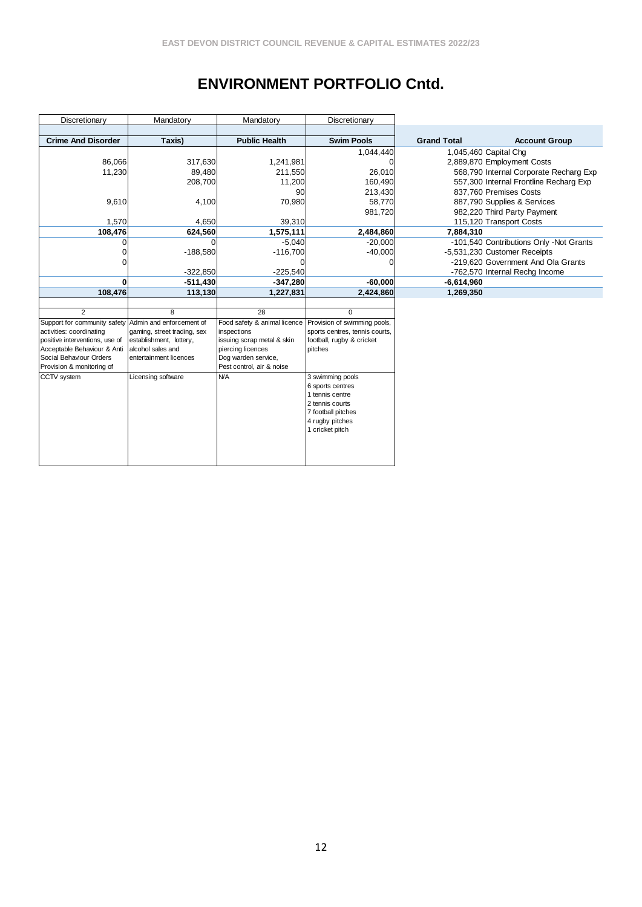## ENVIRONMENT PORTFOLIO Cntd.

| Discretionary | Mandatory | Mandatory | Discretionary | | |
|---|---|---|---|---|---|
| | | | | | |
| **Crime And Disorder** | **Taxis)** | **Public Health** | **Swim Pools** | **Grand Total** | **Account Group** |
| | | | 1,044,440 | 1,045,460 | Capital Chg |
| 86,066 | 317,630 | 1,241,981 | 0 | 2,889,870 | Employment Costs |
| 11,230 | 89,480 | 211,550 | 26,010 | 568,790 | Internal Corporate Recharg Exp |
| | 208,700 | 11,200 | 160,490 | 557,300 | Internal Frontline Recharg Exp |
| | | 90 | 213,430 | 837,760 | Premises Costs |
| 9,610 | 4,100 | 70,980 | 58,770 | 887,790 | Supplies & Services |
| | | | 981,720 | 982,220 | Third Party Payment |
| 1,570 | 4,650 | 39,310 | | 115,120 | Transport Costs |
| **108,476** | **624,560** | **1,575,111** | **2,484,860** | **7,884,310** | |
| 0 | 0 | -5,040 | -20,000 | -101,540 | Contributions Only -Not Grants |
| 0 | -188,580 | -116,700 | -40,000 | -5,531,230 | Customer Receipts |
| 0 | | 0 | 0 | -219,620 | Government And Ola Grants |
| | -322,850 | -225,540 | | -762,570 | Internal Rechg Income |
| **0** | **-511,430** | **-347,280** | **-60,000** | **-6,614,960** | |
| **108,476** | **113,130** | **1,227,831** | **2,424,860** | **1,269,350** | |
| | | | | | |
| 2 | 8 | 28 | 0 | | |
| Support for community safety activities: coordinating positive interventions, use of Acceptable Behaviour & Anti Social Behaviour Orders Provision & monitoring of | Admin and enforcement of gaming, street trading, sex establishment, lottery, alcohol sales and entertainment licences | Food safety & animal licence inspections issuing scrap metal & skin piercing licences Dog warden service, Pest control, air & noise | Provision of swimming pools, sports centres, tennis courts, football, rugby & cricket pitches | | |
| CCTV system | Licensing software | N/A | 3 swimming pools<br>6 sports centres<br>1 tennis centre<br>2 tennis courts<br>7 football pitches<br>4 rugby pitches<br>1 cricket pitch | | |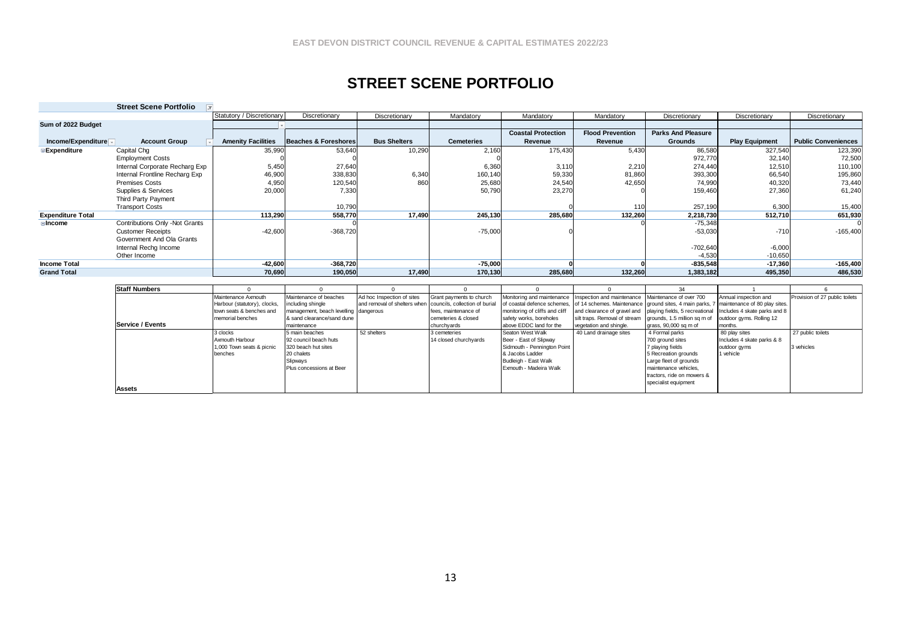EAST DEVON DISTRICT COUNCIL REVENUE & CAPITAL ESTIMATES 2022/23

# STREET SCENE PORTFOLIO

| | Street Scene Portfolio | Statutory / Discretionary | Discretionary | Discretionary | Mandatory | Mandatory | Mandatory | Discretionary | Discretionary | Discretionary |
|---|---|---|---|---|---|---|---|---|---|---|
| Sum of 2022 Budget | | | | | | | | | | |
| Income/Expenditure | Account Group | Amenity Facilities | Beaches & Foreshores | Bus Shelters | Cemeteries | Coastal Protection Revenue | Flood Prevention Revenue | Parks And Pleasure Grounds | Play Equipment | Public Conveniences |
| Expenditure | Capital Chg | 35,990 | 53,640 | 10,290 | 2,160 | 175,430 | 5,430 | 86,580 | 327,540 | 123,390 |
| | Employment Costs | 0 | 0 | | 0 | | | 972,770 | 32,140 | 72,500 |
| | Internal Corporate Recharg Exp | 5,450 | 27,640 | | 6,360 | 3,110 | 2,210 | 274,440 | 12,510 | 110,100 |
| | Internal Frontline Recharg Exp | 46,900 | 338,830 | 6,340 | 160,140 | 59,330 | 81,860 | 393,300 | 66,540 | 195,860 |
| | Premises Costs | 4,950 | 120,540 | 860 | 25,680 | 24,540 | 42,650 | 74,990 | 40,320 | 73,440 |
| | Supplies & Services | 20,000 | 7,330 | | 50,790 | 23,270 | 0 | 159,460 | 27,360 | 61,240 |
| | Third Party Payment | | | | | | | | | |
| | Transport Costs | | 10,790 | | | 0 | 110 | 257,190 | 6,300 | 15,400 |
| **Expenditure Total** | | **113,290** | **558,770** | **17,490** | **245,130** | **285,680** | **132,260** | **2,218,730** | **512,710** | **651,930** |
| Income | Contributions Only -Not Grants | | 0 | | | | 0 | -75,348 | | 0 |
| | Customer Receipts | -42,600 | -368,720 | | -75,000 | 0 | | -53,030 | -710 | -165,400 |
| | Government And Ola Grants | | | | | | | | | |
| | Internal Rechg Income | | | | | | | -702,640 | -6,000 | |
| | Other Income | | | | | | | -4,530 | -10,650 | |
| **Income Total** | | **-42,600** | **-368,720** | | **-75,000** | **0** | **0** | **-835,548** | **-17,360** | **-165,400** |
| **Grand Total** | | **70,690** | **190,050** | **17,490** | **170,130** | **285,680** | **132,260** | **1,383,182** | **495,350** | **486,530** |

| | Amenity Facilities | Beaches & Foreshores | Bus Shelters | Cemeteries | Coastal Protection Revenue | Flood Prevention Revenue | Parks And Pleasure Grounds | Play Equipment | Public Conveniences |
|---|---|---|---|---|---|---|---|---|---|
| **Staff Numbers** | 0 | 0 | 0 | 0 | 0 | 0 | 34 | 1 | 6 |
| **Service / Events** | Maintenance Axmouth Harbour (statutory), clocks, town seats & benches and memorial benches | Maintenance of beaches including shingle management, beach levelling & sand clearance/sand dune maintenance | Ad hoc Inspection of sites and removal of shelters when dangerous | Grant payments to church councils, collection of burial fees, maintenance of cemeteries & closed churchyards | Monitoring and maintenance of coastal defence schemes, monitoring of cliffs and cliff safety works, boreholes above EDDC land for the | Inspection and maintenance of 14 schemes. Maintenance and clearance of gravel and silt traps. Removal of stream vegetation and shingle. | Maintenance of over 700 ground sites, 4 main parks, 7 playing fields, 5 recreational grounds, 1.5 million sq m of grass, 90,000 sq m of | Annual inspection and maintenance of 80 play sites. Includes 4 skate parks and 8 outdoor gyms. Rolling 12 months. | Provision of 27 public toilets |
| **Assets** | 3 clocks<br>Axmouth Harbour<br>1,000 Town seats & picnic benches | 5 main beaches<br>92 council beach huts<br>320 beach hut sites<br>20 chalets<br>Slipways<br>Plus concessions at Beer | 52 shelters | 3 cemeteries<br>14 closed churchyards | Seaton West Walk<br>Beer - East of Slipway<br>Sidmouth - Pennington Point & Jacobs Ladder<br>Budleigh - East Walk<br>Exmouth - Madeira Walk | 40 Land drainage sites | 4 Formal parks<br>700 ground sites<br>7 playing fields<br>5 Recreation grounds<br>Large fleet of grounds maintenance vehicles, tractors, ride on mowers & specialist equipment | 80 play sites<br>Includes 4 skate parks & 8 outdoor gyms<br>1 vehicle | 27 public toilets<br>3 vehicles |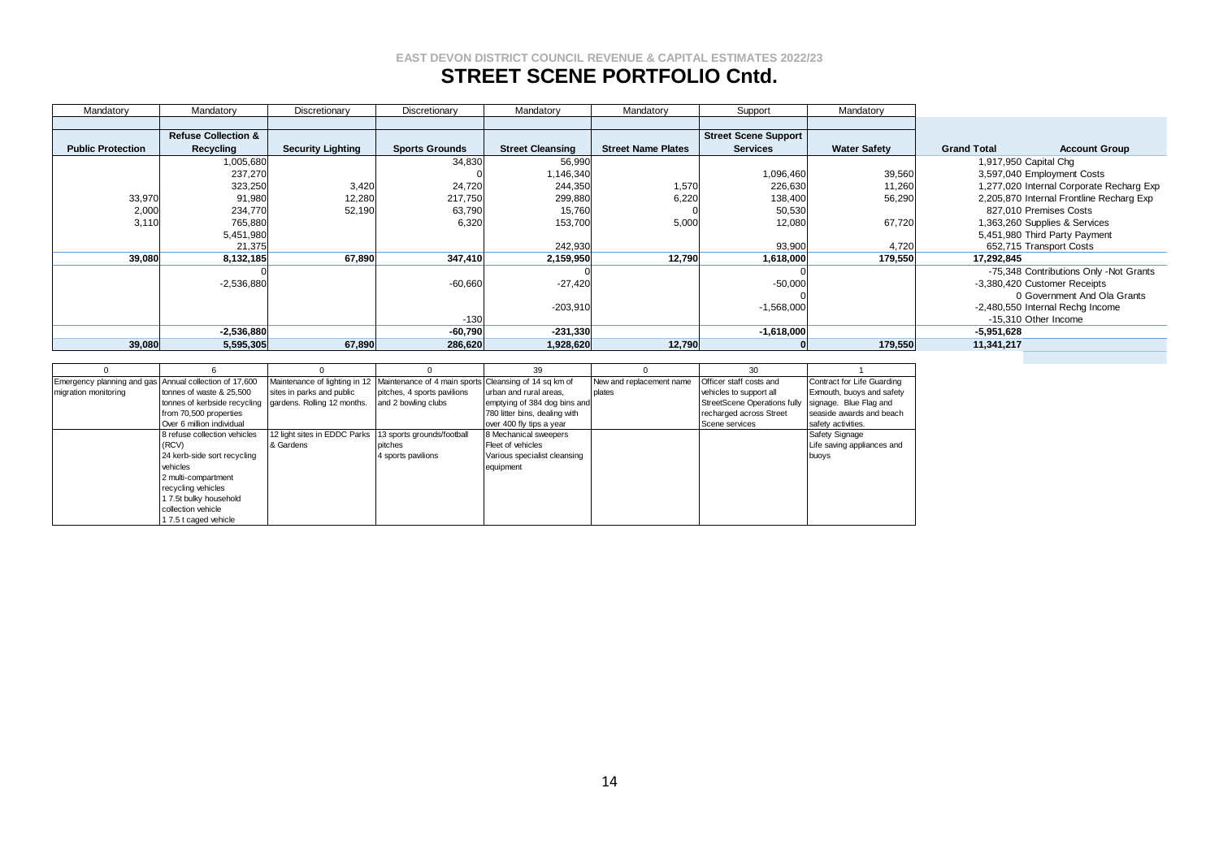EAST DEVON DISTRICT COUNCIL REVENUE & CAPITAL ESTIMATES 2022/23

# STREET SCENE PORTFOLIO Cntd.

| Mandatory | Mandatory | Discretionary | Discretionary | Mandatory | Mandatory | Support | Mandatory | | |
|---|---|---|---|---|---|---|---|---|---|
| **Public Protection** | **Refuse Collection & Recycling** | **Security Lighting** | **Sports Grounds** | **Street Cleansing** | **Street Name Plates** | **Street Scene Support Services** | **Water Safety** | **Grand Total** | **Account Group** |
| | 1,005,680 | | 34,830 | 56,990 | | | | 1,917,950 | Capital Chg |
| | 237,270 | | 0 | 1,146,340 | | 1,096,460 | 39,560 | 3,597,040 | Employment Costs |
| | 323,250 | 3,420 | 24,720 | 244,350 | 1,570 | 226,630 | 11,260 | 1,277,020 | Internal Corporate Recharg Exp |
| 33,970 | 91,980 | 12,280 | 217,750 | 299,880 | 6,220 | 138,400 | 56,290 | 2,205,870 | Internal Frontline Recharg Exp |
| 2,000 | 234,770 | 52,190 | 63,790 | 15,760 | 0 | 50,530 | | 827,010 | Premises Costs |
| 3,110 | 765,880 | | 6,320 | 153,700 | 5,000 | 12,080 | 67,720 | 1,363,260 | Supplies & Services |
| | 5,451,980 | | | | | | | 5,451,980 | Third Party Payment |
| | 21,375 | | | 242,930 | | 93,900 | 4,720 | 652,715 | Transport Costs |
| **39,080** | **8,132,185** | **67,890** | **347,410** | **2,159,950** | **12,790** | **1,618,000** | **179,550** | **17,292,845** | |
| | 0 | | | 0 | | 0 | | -75,348 | Contributions Only -Not Grants |
| | -2,536,880 | | -60,660 | -27,420 | | -50,000 | | -3,380,420 | Customer Receipts |
| | | | | | | 0 | | 0 | Government And Ola Grants |
| | | | | -203,910 | | -1,568,000 | | -2,480,550 | Internal Rechg Income |
| | | | -130 | | | | | -15,310 | Other Income |
| | **-2,536,880** | | **-60,790** | **-231,330** | | **-1,618,000** | | **-5,951,628** | |
| **39,080** | **5,595,305** | **67,890** | **286,620** | **1,928,620** | **12,790** | **0** | **179,550** | **11,341,217** | |

| 0 | 6 | 0 | 0 | 39 | 0 | 30 | 1 |
|---|---|---|---|---|---|---|---|
| Emergency planning and gas migration monitoring | Annual collection of 17,600 tonnes of waste & 25,500 tonnes of kerbside recycling from 70,500 properties Over 6 million individual | Maintenance of lighting in 12 sites in parks and public gardens. Rolling 12 months. | Maintenance of 4 main sports pitches, 4 sports pavilions and 2 bowling clubs | Cleansing of 14 sq km of urban and rural areas, emptying of 384 dog bins and 780 litter bins, dealing with over 400 fly tips a year | New and replacement name plates | Officer staff costs and vehicles to support all StreetScene Operations fully recharged across Street Scene services | Contract for Life Guarding Exmouth, buoys and safety signage. Blue Flag and seaside awards and beach safety activities. |
| | 8 refuse collection vehicles (RCV) 24 kerb-side sort recycling vehicles 2 multi-compartment recycling vehicles 1 7.5t bulky household collection vehicle 1 7.5 t caged vehicle | 12 light sites in EDDC Parks & Gardens | 13 sports grounds/football pitches 4 sports pavilions | 8 Mechanical sweepers Fleet of vehicles Various specialist cleansing equipment | | | Safety Signage Life saving appliances and buoys |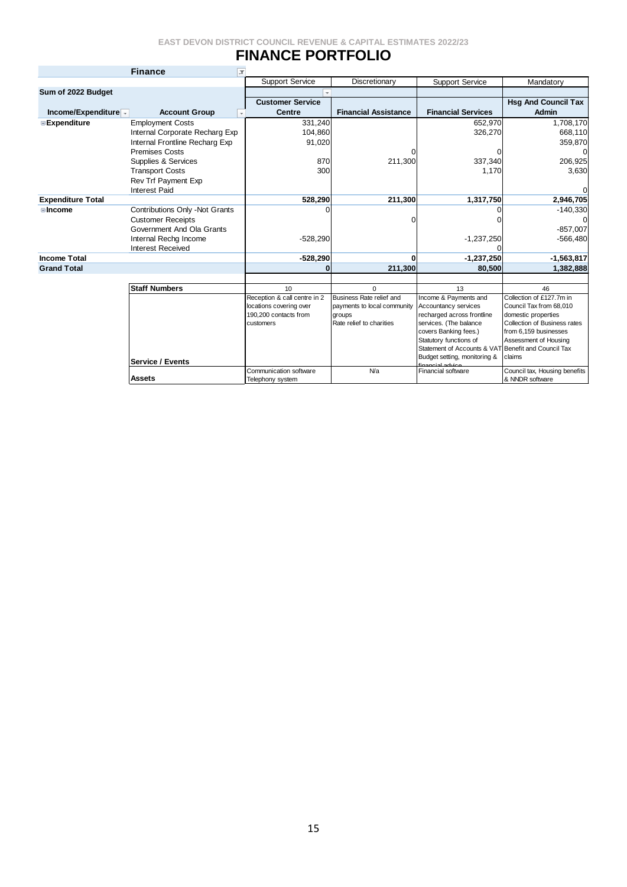EAST DEVON DISTRICT COUNCIL REVENUE & CAPITAL ESTIMATES 2022/23

# FINANCE PORTFOLIO

| Finance | | Support Service | Discretionary | Support Service | Mandatory |
|---|---|---|---|---|---|
| **Sum of 2022 Budget** | | | | | |
| **Income/Expenditure** | **Account Group** | **Customer Service Centre** | **Financial Assistance** | **Financial Services** | **Hsg And Council Tax Admin** |
| **Expenditure** | Employment Costs | 331,240 | | 652,970 | 1,708,170 |
| | Internal Corporate Recharg Exp | 104,860 | | 326,270 | 668,110 |
| | Internal Frontline Recharg Exp | 91,020 | | | 359,870 |
| | Premises Costs | | 0 | 0 | 0 |
| | Supplies & Services | 870 | 211,300 | 337,340 | 206,925 |
| | Transport Costs | 300 | | 1,170 | 3,630 |
| | Rev Trf Payment Exp | | | | |
| | Interest Paid | | | | 0 |
| **Expenditure Total** | | **528,290** | **211,300** | **1,317,750** | **2,946,705** |
| **Income** | Contributions Only -Not Grants | 0 | | 0 | -140,330 |
| | Customer Receipts | | 0 | 0 | 0 |
| | Government And Ola Grants | | | | -857,007 |
| | Internal Rechg Income | -528,290 | | -1,237,250 | -566,480 |
| | Interest Received | | | 0 | |
| **Income Total** | | **-528,290** | **0** | **-1,237,250** | **-1,563,817** |
| **Grand Total** | | **0** | **211,300** | **80,500** | **1,382,888** |
| | **Staff Numbers** | 10 | 0 | 13 | 46 |
| | **Service / Events** | Reception & call centre in 2 locations covering over 190,200 contacts from customers | Business Rate relief and payments to local community groups Rate relief to charities | Income & Payments and Accountancy services recharged across frontline services. (The balance covers Banking fees.) Statutory functions of Statement of Accounts & VAT Budget setting, monitoring & financial advice | Collection of £127.7m in Council Tax from 68,010 domestic properties Collection of Business rates from 6,159 businesses Assessment of Housing Benefit and Council Tax claims |
| | **Assets** | Communication software Telephony system | N/a | Financial software | Council tax, Housing benefits & NNDR software |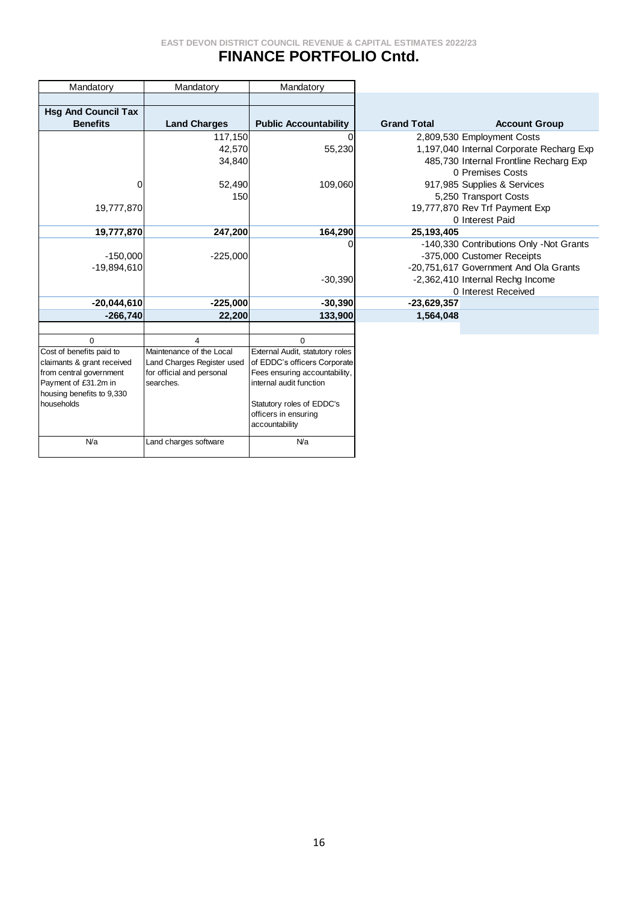EAST DEVON DISTRICT COUNCIL REVENUE & CAPITAL ESTIMATES 2022/23

# FINANCE PORTFOLIO Cntd.

| Mandatory | Mandatory | Mandatory | | |
|---|---|---|---|---|
| **Hsg And Council Tax Benefits** | **Land Charges** | **Public Accountability** | **Grand Total** | **Account Group** |
| | 117,150 | 0 | 2,809,530 | Employment Costs |
| | 42,570 | 55,230 | 1,197,040 | Internal Corporate Recharg Exp |
| | 34,840 | | 485,730 | Internal Frontline Recharg Exp |
| | | | 0 | Premises Costs |
| 0 | 52,490 | 109,060 | 917,985 | Supplies & Services |
| | 150 | | 5,250 | Transport Costs |
| 19,777,870 | | | 19,777,870 | Rev Trf Payment Exp |
| | | | 0 | Interest Paid |
| **19,777,870** | **247,200** | **164,290** | **25,193,405** | |
| | | 0 | -140,330 | Contributions Only -Not Grants |
| -150,000 | -225,000 | | -375,000 | Customer Receipts |
| -19,894,610 | | | -20,751,617 | Government And Ola Grants |
| | | -30,390 | -2,362,410 | Internal Rechg Income |
| | | | 0 | Interest Received |
| **-20,044,610** | **-225,000** | **-30,390** | **-23,629,357** | |
| **-266,740** | **22,200** | **133,900** | **1,564,048** | |
| 0 | 4 | 0 | | |
| Cost of benefits paid to claimants & grant received from central government Payment of £31.2m in housing benefits to 9,330 households | Maintenance of the Local Land Charges Register used for official and personal searches. | External Audit, statutory roles of EDDC's officers Corporate Fees ensuring accountability, internal audit function<br><br>Statutory roles of EDDC's officers in ensuring accountability | | |
| N/a | Land charges software | N/a | | |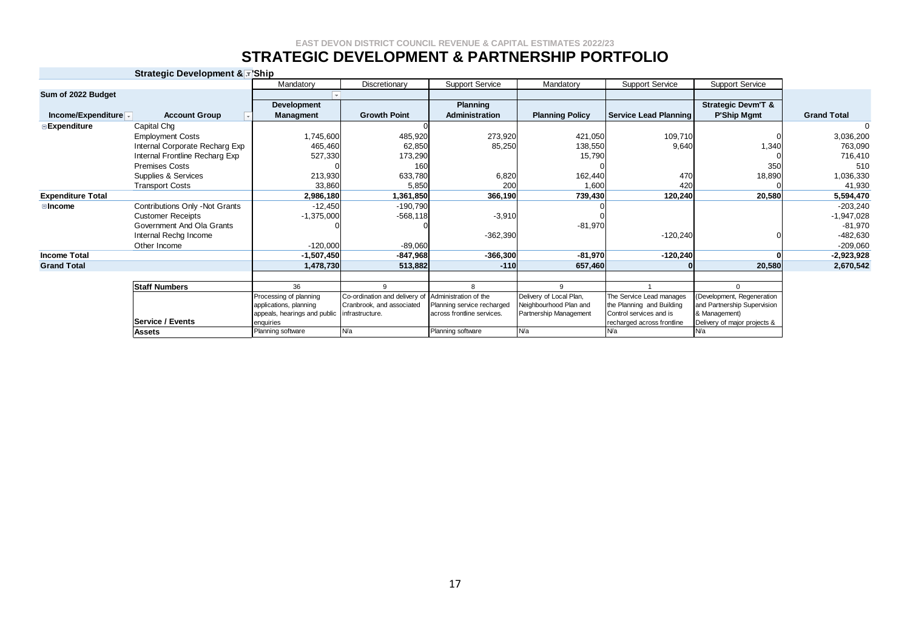EAST DEVON DISTRICT COUNCIL REVENUE & CAPITAL ESTIMATES 2022/23

# STRATEGIC DEVELOPMENT & PARTNERSHIP PORTFOLIO

**Strategic Development & P'Ship**

| | | Mandatory | Discretionary | Support Service | Mandatory | Support Service | Support Service | |
|---|---|---|---|---|---|---|---|---|
| **Sum of 2022 Budget** | | | | | | | | |
| **Income/Expenditure** | **Account Group** | **Development Managment** | **Growth Point** | **Planning Administration** | **Planning Policy** | **Service Lead Planning** | **Strategic Devm'T & P'Ship Mgmt** | **Grand Total** |
| **Expenditure** | Capital Chg | | 0 | | | | | 0 |
| | Employment Costs | 1,745,600 | 485,920 | 273,920 | 421,050 | 109,710 | 0 | 3,036,200 |
| | Internal Corporate Recharg Exp | 465,460 | 62,850 | 85,250 | 138,550 | 9,640 | 1,340 | 763,090 |
| | Internal Frontline Recharg Exp | 527,330 | 173,290 | | 15,790 | | 0 | 716,410 |
| | Premises Costs | 0 | 160 | | 0 | | 350 | 510 |
| | Supplies & Services | 213,930 | 633,780 | 6,820 | 162,440 | 470 | 18,890 | 1,036,330 |
| | Transport Costs | 33,860 | 5,850 | 200 | 1,600 | 420 | 0 | 41,930 |
| **Expenditure Total** | | **2,986,180** | **1,361,850** | **366,190** | **739,430** | **120,240** | **20,580** | **5,594,470** |
| **Income** | Contributions Only -Not Grants | -12,450 | -190,790 | | 0 | | | -203,240 |
| | Customer Receipts | -1,375,000 | -568,118 | -3,910 | 0 | | | -1,947,028 |
| | Government And Ola Grants | 0 | 0 | | -81,970 | | | -81,970 |
| | Internal Rechg Income | | | -362,390 | | -120,240 | 0 | -482,630 |
| | Other Income | -120,000 | -89,060 | | | | | -209,060 |
| **Income Total** | | **-1,507,450** | **-847,968** | **-366,300** | **-81,970** | **-120,240** | **0** | **-2,923,928** |
| **Grand Total** | | **1,478,730** | **513,882** | **-110** | **657,460** | **0** | **20,580** | **2,670,542** |
| | **Staff Numbers** | 36 | 9 | 8 | 9 | 1 | 0 | |
| | **Service / Events** | Processing of planning applications, planning appeals, hearings and public enquiries | Co-ordination and delivery of Cranbrook, and associated infrastructure. | Administration of the Planning service recharged across frontline services. | Delivery of Local Plan, Neighbourhood Plan and Partnership Management | The Service Lead manages the Planning and Building Control services and is recharged across frontline | (Development, Regeneration and Partnership Supervision & Management) Delivery of major projects & | |
| | **Assets** | Planning software | N/a | Planning software | N/a | N/a | N/a | |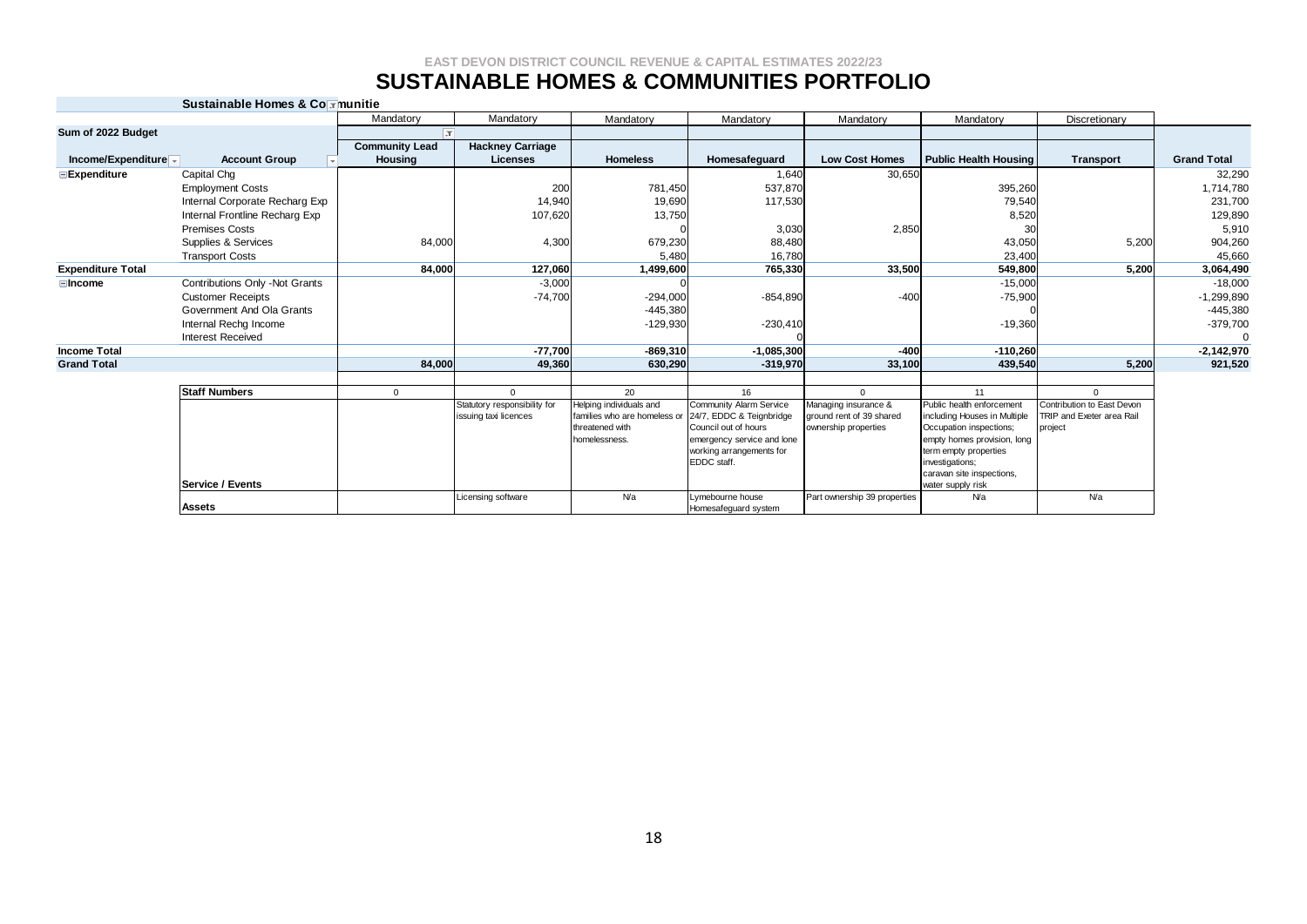EAST DEVON DISTRICT COUNCIL REVENUE & CAPITAL ESTIMATES 2022/23

# SUSTAINABLE HOMES & COMMUNITIES PORTFOLIO

| | Sustainable Homes & Communitie | Mandatory | Mandatory | Mandatory | Mandatory | Mandatory | Mandatory | Discretionary | |
|---|---|---|---|---|---|---|---|---|---|
| **Sum of 2022 Budget** | | | | | | | | | |
| **Income/Expenditure** | **Account Group** | **Community Lead Housing** | **Hackney Carriage Licenses** | **Homeless** | **Homesafeguard** | **Low Cost Homes** | **Public Health Housing** | **Transport** | **Grand Total** |
| **Expenditure** | Capital Chg | | | | 1,640 | 30,650 | | | 32,290 |
| | Employment Costs | | 200 | 781,450 | 537,870 | | 395,260 | | 1,714,780 |
| | Internal Corporate Recharg Exp | | 14,940 | 19,690 | 117,530 | | 79,540 | | 231,700 |
| | Internal Frontline Recharg Exp | | 107,620 | 13,750 | | | 8,520 | | 129,890 |
| | Premises Costs | | | 0 | 3,030 | 2,850 | 30 | | 5,910 |
| | Supplies & Services | 84,000 | 4,300 | 679,230 | 88,480 | | 43,050 | 5,200 | 904,260 |
| | Transport Costs | | | 5,480 | 16,780 | | 23,400 | | 45,660 |
| **Expenditure Total** | | **84,000** | **127,060** | **1,499,600** | **765,330** | **33,500** | **549,800** | **5,200** | **3,064,490** |
| **Income** | Contributions Only -Not Grants | | -3,000 | 0 | | | -15,000 | | -18,000 |
| | Customer Receipts | | -74,700 | -294,000 | -854,890 | -400 | -75,900 | | -1,299,890 |
| | Government And Ola Grants | | | -445,380 | | | 0 | | -445,380 |
| | Internal Rechg Income | | | -129,930 | -230,410 | | -19,360 | | -379,700 |
| | Interest Received | | | | 0 | | | | 0 |
| **Income Total** | | | **-77,700** | **-869,310** | **-1,085,300** | **-400** | **-110,260** | | **-2,142,970** |
| **Grand Total** | | **84,000** | **49,360** | **630,290** | **-319,970** | **33,100** | **439,540** | **5,200** | **921,520** |
| | **Staff Numbers** | 0 | 0 | 20 | 16 | 0 | 11 | 0 | |
| | **Service / Events** | | Statutory responsibility for issuing taxi licences | Helping individuals and families who are homeless or threatened with homelessness. | Community Alarm Service 24/7, EDDC & Teignbridge Council out of hours emergency service and lone working arrangements for EDDC staff. | Managing insurance & ground rent of 39 shared ownership properties | Public health enforcement including Houses in Multiple Occupation inspections; empty homes provision, long term empty properties investigations; caravan site inspections, water supply risk | Contribution to East Devon TRIP and Exeter area Rail project | |
| | **Assets** | | Licensing software | N/a | Lymebourne house Homesafeguard system | Part ownership 39 properties | N/a | N/a | |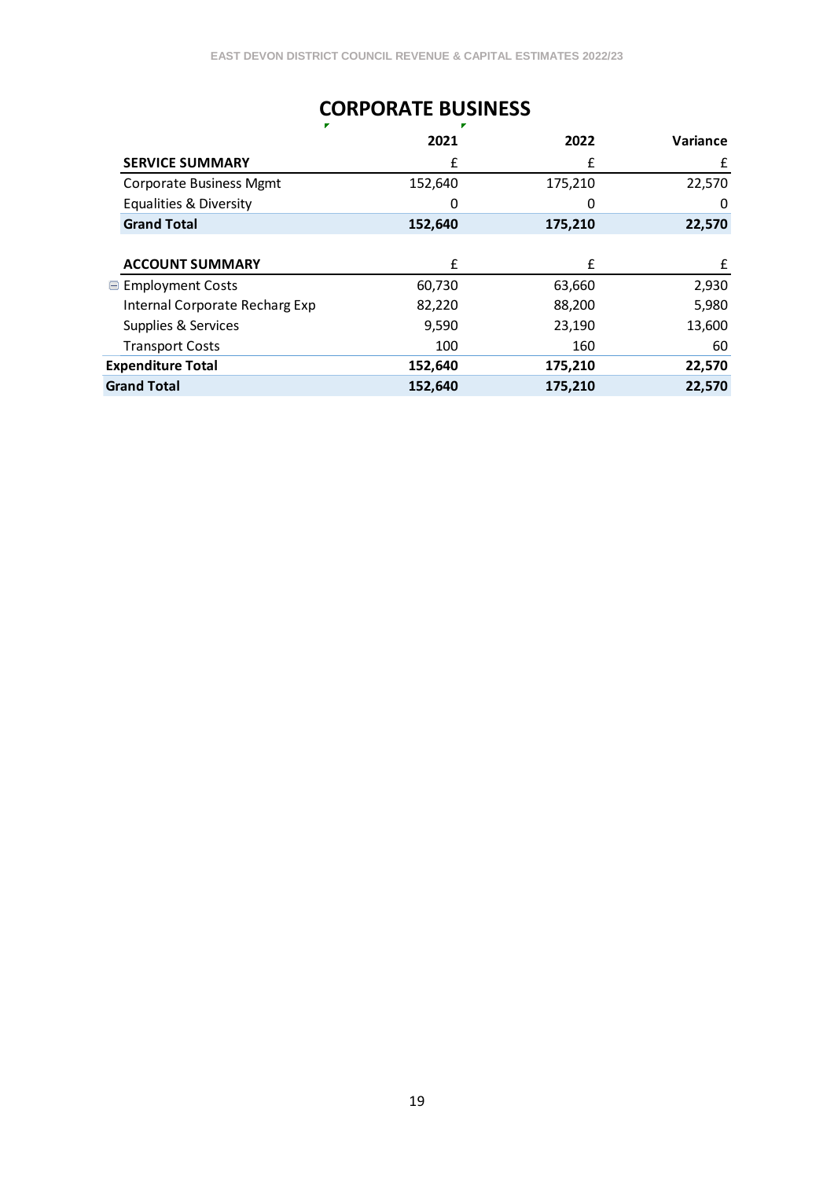# CORPORATE BUSINESS

| | 2021 | 2022 | Variance |
|---|---|---|---|
| **SERVICE SUMMARY** | £ | £ | £ |
| Corporate Business Mgmt | 152,640 | 175,210 | 22,570 |
| Equalities & Diversity | 0 | 0 | 0 |
| **Grand Total** | **152,640** | **175,210** | **22,570** |

| | | | |
|---|---|---|---|
| **ACCOUNT SUMMARY** | £ | £ | £ |
| Employment Costs | 60,730 | 63,660 | 2,930 |
| Internal Corporate Recharg Exp | 82,220 | 88,200 | 5,980 |
| Supplies & Services | 9,590 | 23,190 | 13,600 |
| Transport Costs | 100 | 160 | 60 |
| **Expenditure Total** | **152,640** | **175,210** | **22,570** |
| **Grand Total** | **152,640** | **175,210** | **22,570** |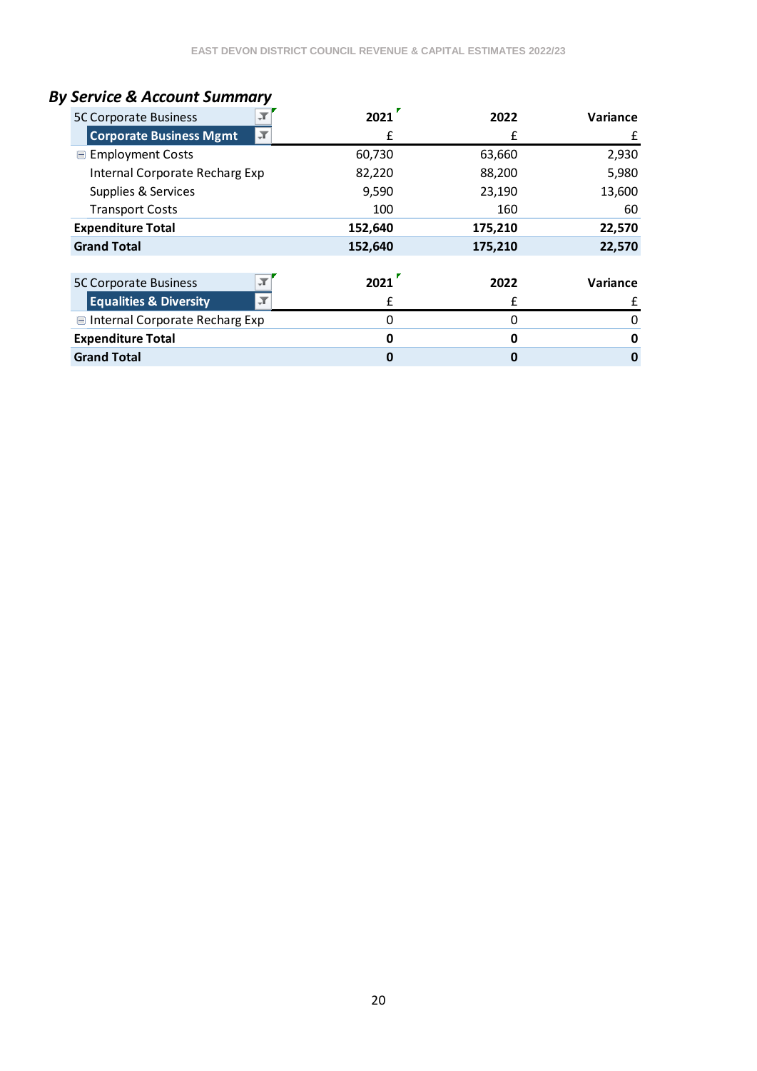## *By Service & Account Summary*

| 5C Corporate Business | 2021 | 2022 | Variance |
|---|---|---|---|
| **Corporate Business Mgmt** | £ | £ | £ |
| Employment Costs | 60,730 | 63,660 | 2,930 |
| Internal Corporate Recharg Exp | 82,220 | 88,200 | 5,980 |
| Supplies & Services | 9,590 | 23,190 | 13,600 |
| Transport Costs | 100 | 160 | 60 |
| **Expenditure Total** | **152,640** | **175,210** | **22,570** |
| **Grand Total** | **152,640** | **175,210** | **22,570** |

| 5C Corporate Business | 2021 | 2022 | Variance |
|---|---|---|---|
| **Equalities & Diversity** | £ | £ | £ |
| Internal Corporate Recharg Exp | 0 | 0 | 0 |
| **Expenditure Total** | **0** | **0** | **0** |
| **Grand Total** | **0** | **0** | **0** |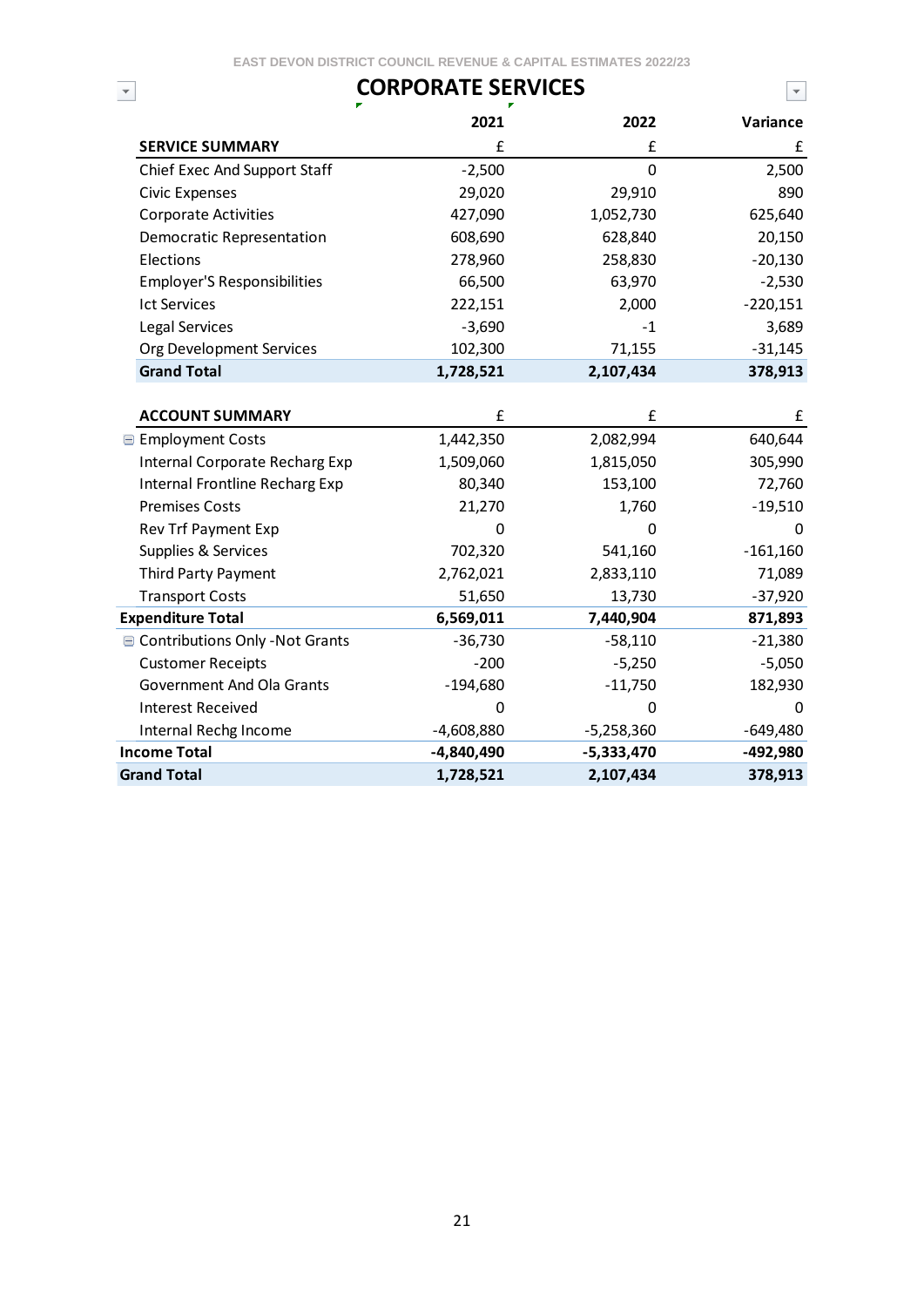# CORPORATE SERVICES

| SERVICE SUMMARY | 2021 £ | 2022 £ | Variance £ |
|---|---|---|---|
| Chief Exec And Support Staff | -2,500 | 0 | 2,500 |
| Civic Expenses | 29,020 | 29,910 | 890 |
| Corporate Activities | 427,090 | 1,052,730 | 625,640 |
| Democratic Representation | 608,690 | 628,840 | 20,150 |
| Elections | 278,960 | 258,830 | -20,130 |
| Employer'S Responsibilities | 66,500 | 63,970 | -2,530 |
| Ict Services | 222,151 | 2,000 | -220,151 |
| Legal Services | -3,690 | -1 | 3,689 |
| Org Development Services | 102,300 | 71,155 | -31,145 |
| **Grand Total** | **1,728,521** | **2,107,434** | **378,913** |

| ACCOUNT SUMMARY | 2021 £ | 2022 £ | Variance £ |
|---|---|---|---|
| Employment Costs | 1,442,350 | 2,082,994 | 640,644 |
| Internal Corporate Recharg Exp | 1,509,060 | 1,815,050 | 305,990 |
| Internal Frontline Recharg Exp | 80,340 | 153,100 | 72,760 |
| Premises Costs | 21,270 | 1,760 | -19,510 |
| Rev Trf Payment Exp | 0 | 0 | 0 |
| Supplies & Services | 702,320 | 541,160 | -161,160 |
| Third Party Payment | 2,762,021 | 2,833,110 | 71,089 |
| Transport Costs | 51,650 | 13,730 | -37,920 |
| **Expenditure Total** | **6,569,011** | **7,440,904** | **871,893** |
| Contributions Only -Not Grants | -36,730 | -58,110 | -21,380 |
| Customer Receipts | -200 | -5,250 | -5,050 |
| Government And Ola Grants | -194,680 | -11,750 | 182,930 |
| Interest Received | 0 | 0 | 0 |
| Internal Rechg Income | -4,608,880 | -5,258,360 | -649,480 |
| **Income Total** | **-4,840,490** | **-5,333,470** | **-492,980** |
| **Grand Total** | **1,728,521** | **2,107,434** | **378,913** |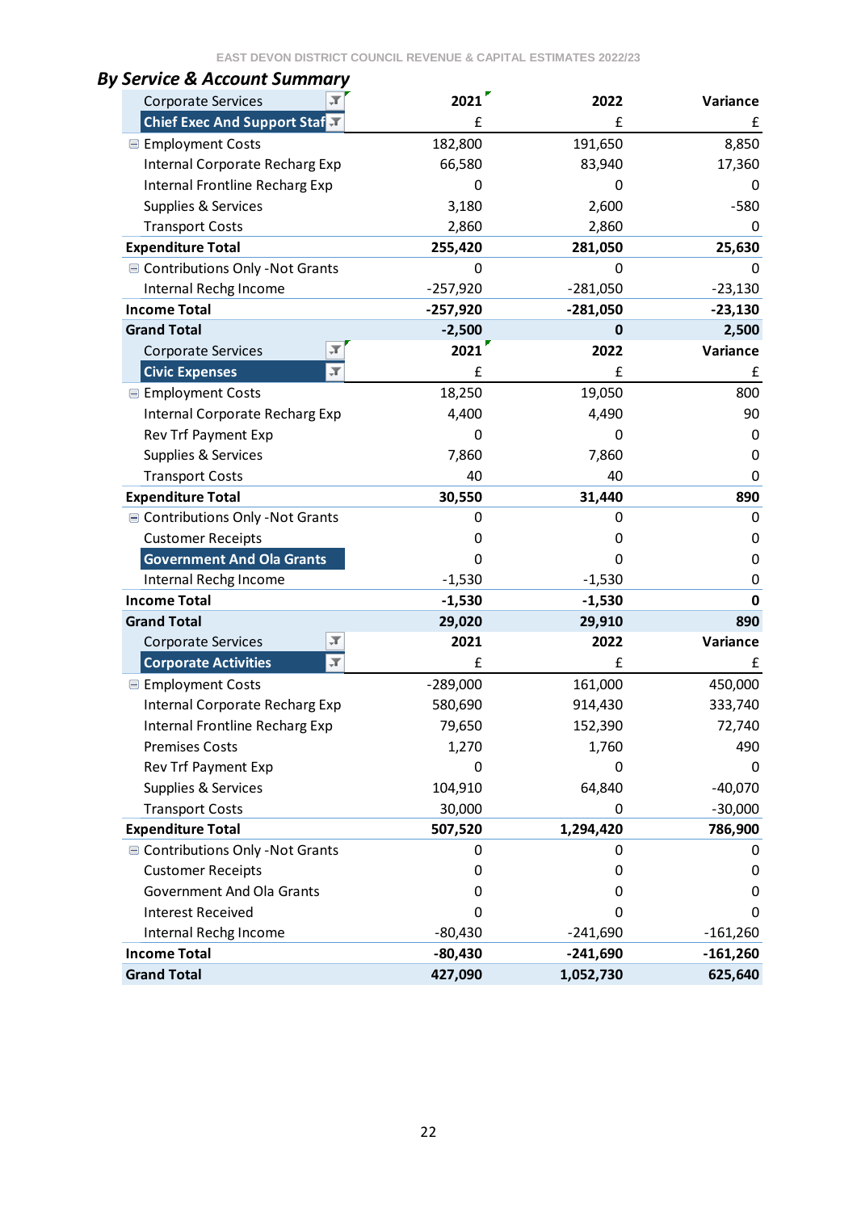## By Service & Account Summary

| Corporate Services | 2021 | 2022 | Variance |
|---|---|---|---|
| Chief Exec And Support Staf | £ | £ | £ |
| Employment Costs | 182,800 | 191,650 | 8,850 |
| Internal Corporate Recharg Exp | 66,580 | 83,940 | 17,360 |
| Internal Frontline Recharg Exp | 0 | 0 | 0 |
| Supplies & Services | 3,180 | 2,600 | -580 |
| Transport Costs | 2,860 | 2,860 | 0 |
| **Expenditure Total** | **255,420** | **281,050** | **25,630** |
| Contributions Only -Not Grants | 0 | 0 | 0 |
| Internal Rechg Income | -257,920 | -281,050 | -23,130 |
| **Income Total** | **-257,920** | **-281,050** | **-23,130** |
| **Grand Total** | **-2,500** | **0** | **2,500** |

| Corporate Services | 2021 | 2022 | Variance |
|---|---|---|---|
| Civic Expenses | £ | £ | £ |
| Employment Costs | 18,250 | 19,050 | 800 |
| Internal Corporate Recharg Exp | 4,400 | 4,490 | 90 |
| Rev Trf Payment Exp | 0 | 0 | 0 |
| Supplies & Services | 7,860 | 7,860 | 0 |
| Transport Costs | 40 | 40 | 0 |
| **Expenditure Total** | **30,550** | **31,440** | **890** |
| Contributions Only -Not Grants | 0 | 0 | 0 |
| Customer Receipts | 0 | 0 | 0 |
| Government And Ola Grants | 0 | 0 | 0 |
| Internal Rechg Income | -1,530 | -1,530 | 0 |
| **Income Total** | **-1,530** | **-1,530** | **0** |
| **Grand Total** | **29,020** | **29,910** | **890** |

| Corporate Services | 2021 | 2022 | Variance |
|---|---|---|---|
| Corporate Activities | £ | £ | £ |
| Employment Costs | -289,000 | 161,000 | 450,000 |
| Internal Corporate Recharg Exp | 580,690 | 914,430 | 333,740 |
| Internal Frontline Recharg Exp | 79,650 | 152,390 | 72,740 |
| Premises Costs | 1,270 | 1,760 | 490 |
| Rev Trf Payment Exp | 0 | 0 | 0 |
| Supplies & Services | 104,910 | 64,840 | -40,070 |
| Transport Costs | 30,000 | 0 | -30,000 |
| **Expenditure Total** | **507,520** | **1,294,420** | **786,900** |
| Contributions Only -Not Grants | 0 | 0 | 0 |
| Customer Receipts | 0 | 0 | 0 |
| Government And Ola Grants | 0 | 0 | 0 |
| Interest Received | 0 | 0 | 0 |
| Internal Rechg Income | -80,430 | -241,690 | -161,260 |
| **Income Total** | **-80,430** | **-241,690** | **-161,260** |
| **Grand Total** | **427,090** | **1,052,730** | **625,640** |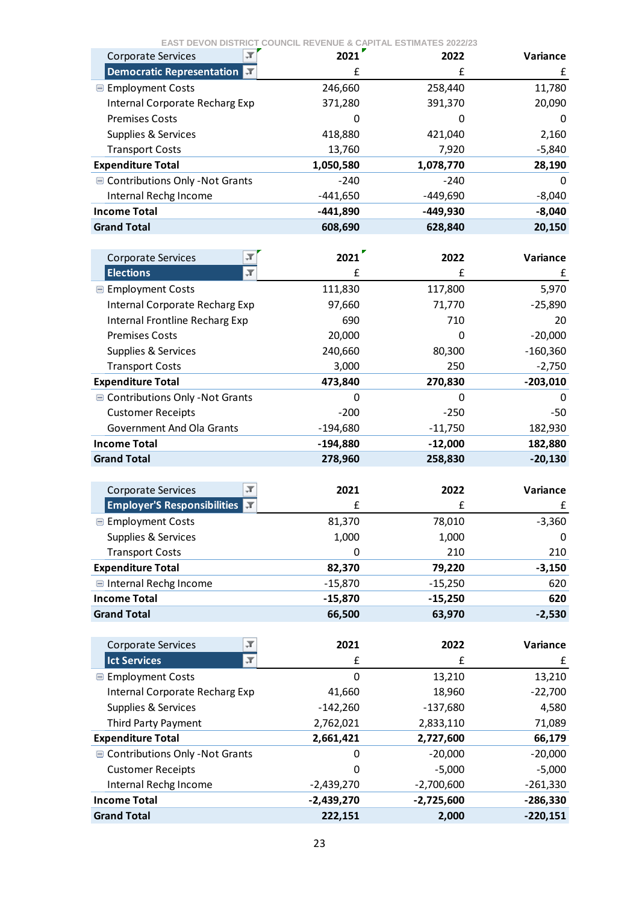| Corporate Services | 2021 | 2022 | Variance |
|---|---|---|---|
| **Democratic Representation** | £ | £ | £ |
| Employment Costs | 246,660 | 258,440 | 11,780 |
| Internal Corporate Recharg Exp | 371,280 | 391,370 | 20,090 |
| Premises Costs | 0 | 0 | 0 |
| Supplies & Services | 418,880 | 421,040 | 2,160 |
| Transport Costs | 13,760 | 7,920 | -5,840 |
| **Expenditure Total** | **1,050,580** | **1,078,770** | **28,190** |
| Contributions Only -Not Grants | -240 | -240 | 0 |
| Internal Rechg Income | -441,650 | -449,690 | -8,040 |
| **Income Total** | **-441,890** | **-449,930** | **-8,040** |
| **Grand Total** | **608,690** | **628,840** | **20,150** |

| Corporate Services | 2021 | 2022 | Variance |
|---|---|---|---|
| **Elections** | £ | £ | £ |
| Employment Costs | 111,830 | 117,800 | 5,970 |
| Internal Corporate Recharg Exp | 97,660 | 71,770 | -25,890 |
| Internal Frontline Recharg Exp | 690 | 710 | 20 |
| Premises Costs | 20,000 | 0 | -20,000 |
| Supplies & Services | 240,660 | 80,300 | -160,360 |
| Transport Costs | 3,000 | 250 | -2,750 |
| **Expenditure Total** | **473,840** | **270,830** | **-203,010** |
| Contributions Only -Not Grants | 0 | 0 | 0 |
| Customer Receipts | -200 | -250 | -50 |
| Government And Ola Grants | -194,680 | -11,750 | 182,930 |
| **Income Total** | **-194,880** | **-12,000** | **182,880** |
| **Grand Total** | **278,960** | **258,830** | **-20,130** |

| Corporate Services | 2021 | 2022 | Variance |
|---|---|---|---|
| **Employer'S Responsibilities** | £ | £ | £ |
| Employment Costs | 81,370 | 78,010 | -3,360 |
| Supplies & Services | 1,000 | 1,000 | 0 |
| Transport Costs | 0 | 210 | 210 |
| **Expenditure Total** | **82,370** | **79,220** | **-3,150** |
| Internal Rechg Income | -15,870 | -15,250 | 620 |
| **Income Total** | **-15,870** | **-15,250** | **620** |
| **Grand Total** | **66,500** | **63,970** | **-2,530** |

| Corporate Services | 2021 | 2022 | Variance |
|---|---|---|---|
| **Ict Services** | £ | £ | £ |
| Employment Costs | 0 | 13,210 | 13,210 |
| Internal Corporate Recharg Exp | 41,660 | 18,960 | -22,700 |
| Supplies & Services | -142,260 | -137,680 | 4,580 |
| Third Party Payment | 2,762,021 | 2,833,110 | 71,089 |
| **Expenditure Total** | **2,661,421** | **2,727,600** | **66,179** |
| Contributions Only -Not Grants | 0 | -20,000 | -20,000 |
| Customer Receipts | 0 | -5,000 | -5,000 |
| Internal Rechg Income | -2,439,270 | -2,700,600 | -261,330 |
| **Income Total** | **-2,439,270** | **-2,725,600** | **-286,330** |
| **Grand Total** | **222,151** | **2,000** | **-220,151** |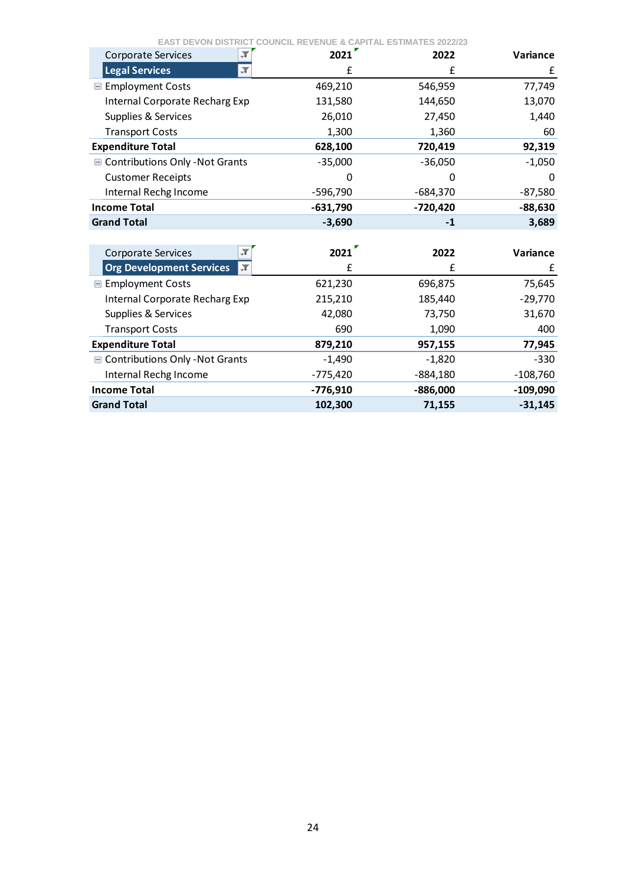EAST DEVON DISTRICT COUNCIL REVENUE & CAPITAL ESTIMATES 2022/23

| Corporate Services | 2021 | 2022 | Variance |
|---|---|---|---|
| **Legal Services** | £ | £ | £ |
| Employment Costs | 469,210 | 546,959 | 77,749 |
| Internal Corporate Recharg Exp | 131,580 | 144,650 | 13,070 |
| Supplies & Services | 26,010 | 27,450 | 1,440 |
| Transport Costs | 1,300 | 1,360 | 60 |
| **Expenditure Total** | **628,100** | **720,419** | **92,319** |
| Contributions Only -Not Grants | -35,000 | -36,050 | -1,050 |
| Customer Receipts | 0 | 0 | 0 |
| Internal Rechg Income | -596,790 | -684,370 | -87,580 |
| **Income Total** | **-631,790** | **-720,420** | **-88,630** |
| **Grand Total** | **-3,690** | **-1** | **3,689** |

| Corporate Services | 2021 | 2022 | Variance |
|---|---|---|---|
| **Org Development Services** | £ | £ | £ |
| Employment Costs | 621,230 | 696,875 | 75,645 |
| Internal Corporate Recharg Exp | 215,210 | 185,440 | -29,770 |
| Supplies & Services | 42,080 | 73,750 | 31,670 |
| Transport Costs | 690 | 1,090 | 400 |
| **Expenditure Total** | **879,210** | **957,155** | **77,945** |
| Contributions Only -Not Grants | -1,490 | -1,820 | -330 |
| Internal Rechg Income | -775,420 | -884,180 | -108,760 |
| **Income Total** | **-776,910** | **-886,000** | **-109,090** |
| **Grand Total** | **102,300** | **71,155** | **-31,145** |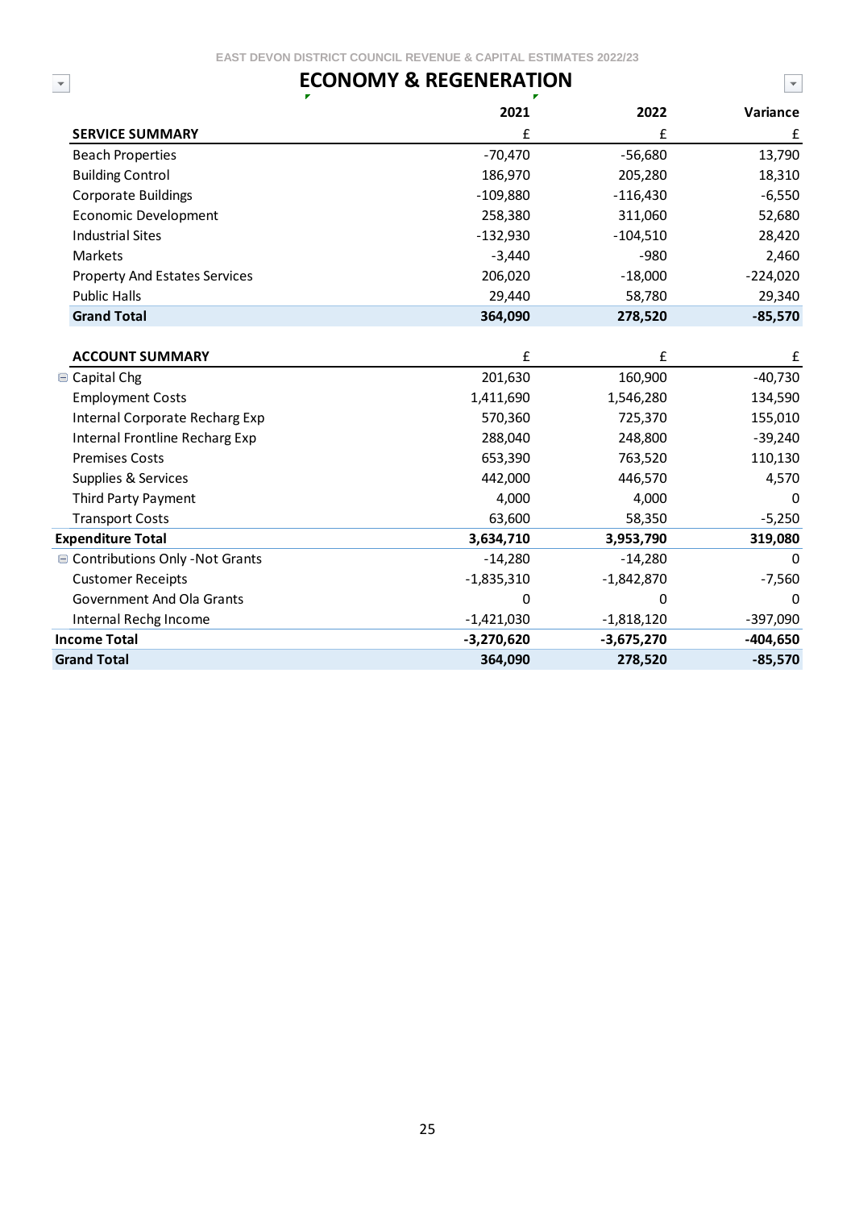# ECONOMY & REGENERATION

| SERVICE SUMMARY | 2021 £ | 2022 £ | Variance £ |
|---|---|---|---|
| Beach Properties | -70,470 | -56,680 | 13,790 |
| Building Control | 186,970 | 205,280 | 18,310 |
| Corporate Buildings | -109,880 | -116,430 | -6,550 |
| Economic Development | 258,380 | 311,060 | 52,680 |
| Industrial Sites | -132,930 | -104,510 | 28,420 |
| Markets | -3,440 | -980 | 2,460 |
| Property And Estates Services | 206,020 | -18,000 | -224,020 |
| Public Halls | 29,440 | 58,780 | 29,340 |
| **Grand Total** | **364,090** | **278,520** | **-85,570** |

| ACCOUNT SUMMARY | £ | £ | £ |
|---|---|---|---|
| Capital Chg | 201,630 | 160,900 | -40,730 |
| Employment Costs | 1,411,690 | 1,546,280 | 134,590 |
| Internal Corporate Recharg Exp | 570,360 | 725,370 | 155,010 |
| Internal Frontline Recharg Exp | 288,040 | 248,800 | -39,240 |
| Premises Costs | 653,390 | 763,520 | 110,130 |
| Supplies & Services | 442,000 | 446,570 | 4,570 |
| Third Party Payment | 4,000 | 4,000 | 0 |
| Transport Costs | 63,600 | 58,350 | -5,250 |
| **Expenditure Total** | **3,634,710** | **3,953,790** | **319,080** |
| Contributions Only -Not Grants | -14,280 | -14,280 | 0 |
| Customer Receipts | -1,835,310 | -1,842,870 | -7,560 |
| Government And Ola Grants | 0 | 0 | 0 |
| Internal Rechg Income | -1,421,030 | -1,818,120 | -397,090 |
| **Income Total** | **-3,270,620** | **-3,675,270** | **-404,650** |
| **Grand Total** | **364,090** | **278,520** | **-85,570** |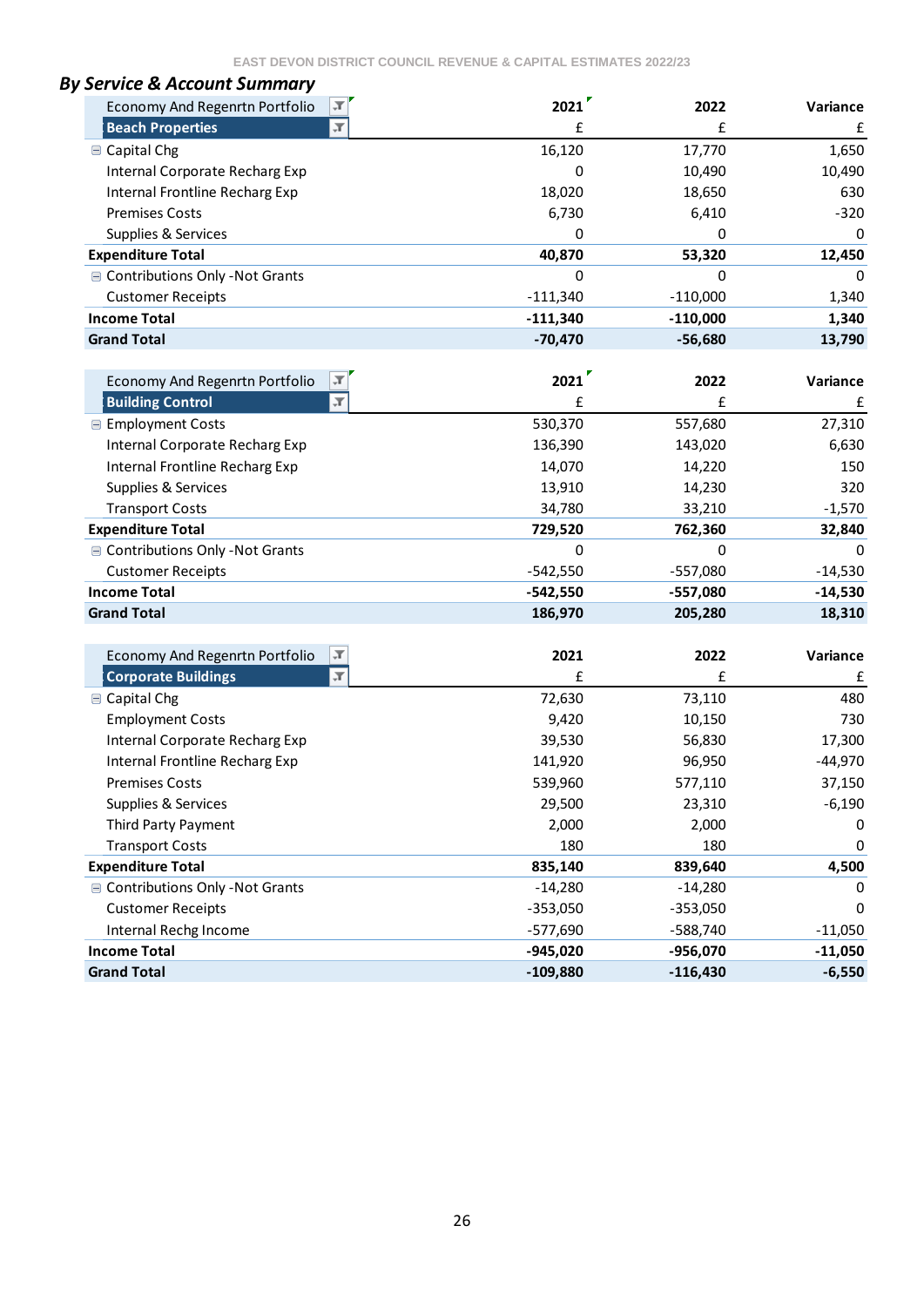## *By Service & Account Summary*

| Economy And Regenrtn Portfolio | 2021 | 2022 | Variance |
|---|---|---|---|
| **Beach Properties** | £ | £ | £ |
| Capital Chg | 16,120 | 17,770 | 1,650 |
| Internal Corporate Recharg Exp | 0 | 10,490 | 10,490 |
| Internal Frontline Recharg Exp | 18,020 | 18,650 | 630 |
| Premises Costs | 6,730 | 6,410 | -320 |
| Supplies & Services | 0 | 0 | 0 |
| **Expenditure Total** | **40,870** | **53,320** | **12,450** |
| Contributions Only -Not Grants | 0 | 0 | 0 |
| Customer Receipts | -111,340 | -110,000 | 1,340 |
| **Income Total** | **-111,340** | **-110,000** | **1,340** |
| **Grand Total** | **-70,470** | **-56,680** | **13,790** |

| Economy And Regenrtn Portfolio | 2021 | 2022 | Variance |
|---|---|---|---|
| **Building Control** | £ | £ | £ |
| Employment Costs | 530,370 | 557,680 | 27,310 |
| Internal Corporate Recharg Exp | 136,390 | 143,020 | 6,630 |
| Internal Frontline Recharg Exp | 14,070 | 14,220 | 150 |
| Supplies & Services | 13,910 | 14,230 | 320 |
| Transport Costs | 34,780 | 33,210 | -1,570 |
| **Expenditure Total** | **729,520** | **762,360** | **32,840** |
| Contributions Only -Not Grants | 0 | 0 | 0 |
| Customer Receipts | -542,550 | -557,080 | -14,530 |
| **Income Total** | **-542,550** | **-557,080** | **-14,530** |
| **Grand Total** | **186,970** | **205,280** | **18,310** |

| Economy And Regenrtn Portfolio | 2021 | 2022 | Variance |
|---|---|---|---|
| **Corporate Buildings** | £ | £ | £ |
| Capital Chg | 72,630 | 73,110 | 480 |
| Employment Costs | 9,420 | 10,150 | 730 |
| Internal Corporate Recharg Exp | 39,530 | 56,830 | 17,300 |
| Internal Frontline Recharg Exp | 141,920 | 96,950 | -44,970 |
| Premises Costs | 539,960 | 577,110 | 37,150 |
| Supplies & Services | 29,500 | 23,310 | -6,190 |
| Third Party Payment | 2,000 | 2,000 | 0 |
| Transport Costs | 180 | 180 | 0 |
| **Expenditure Total** | **835,140** | **839,640** | **4,500** |
| Contributions Only -Not Grants | -14,280 | -14,280 | 0 |
| Customer Receipts | -353,050 | -353,050 | 0 |
| Internal Rechg Income | -577,690 | -588,740 | -11,050 |
| **Income Total** | **-945,020** | **-956,070** | **-11,050** |
| **Grand Total** | **-109,880** | **-116,430** | **-6,550** |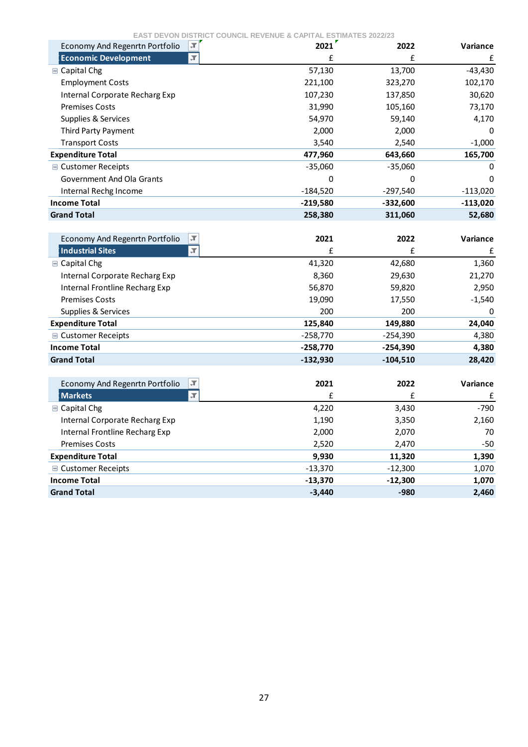EAST DEVON DISTRICT COUNCIL REVENUE & CAPITAL ESTIMATES 2022/23

| Economy And Regenrtn Portfolio | 2021 | 2022 | Variance |
|---|---|---|---|
| **Economic Development** | £ | £ | £ |
| Capital Chg | 57,130 | 13,700 | -43,430 |
| Employment Costs | 221,100 | 323,270 | 102,170 |
| Internal Corporate Recharg Exp | 107,230 | 137,850 | 30,620 |
| Premises Costs | 31,990 | 105,160 | 73,170 |
| Supplies & Services | 54,970 | 59,140 | 4,170 |
| Third Party Payment | 2,000 | 2,000 | 0 |
| Transport Costs | 3,540 | 2,540 | -1,000 |
| **Expenditure Total** | **477,960** | **643,660** | **165,700** |
| Customer Receipts | -35,060 | -35,060 | 0 |
| Government And Ola Grants | 0 | 0 | 0 |
| Internal Rechg Income | -184,520 | -297,540 | -113,020 |
| **Income Total** | **-219,580** | **-332,600** | **-113,020** |
| **Grand Total** | **258,380** | **311,060** | **52,680** |

| Economy And Regenrtn Portfolio | 2021 | 2022 | Variance |
|---|---|---|---|
| **Industrial Sites** | £ | £ | £ |
| Capital Chg | 41,320 | 42,680 | 1,360 |
| Internal Corporate Recharg Exp | 8,360 | 29,630 | 21,270 |
| Internal Frontline Recharg Exp | 56,870 | 59,820 | 2,950 |
| Premises Costs | 19,090 | 17,550 | -1,540 |
| Supplies & Services | 200 | 200 | 0 |
| **Expenditure Total** | **125,840** | **149,880** | **24,040** |
| Customer Receipts | -258,770 | -254,390 | 4,380 |
| **Income Total** | **-258,770** | **-254,390** | **4,380** |
| **Grand Total** | **-132,930** | **-104,510** | **28,420** |

| Economy And Regenrtn Portfolio | 2021 | 2022 | Variance |
|---|---|---|---|
| **Markets** | £ | £ | £ |
| Capital Chg | 4,220 | 3,430 | -790 |
| Internal Corporate Recharg Exp | 1,190 | 3,350 | 2,160 |
| Internal Frontline Recharg Exp | 2,000 | 2,070 | 70 |
| Premises Costs | 2,520 | 2,470 | -50 |
| **Expenditure Total** | **9,930** | **11,320** | **1,390** |
| Customer Receipts | -13,370 | -12,300 | 1,070 |
| **Income Total** | **-13,370** | **-12,300** | **1,070** |
| **Grand Total** | **-3,440** | **-980** | **2,460** |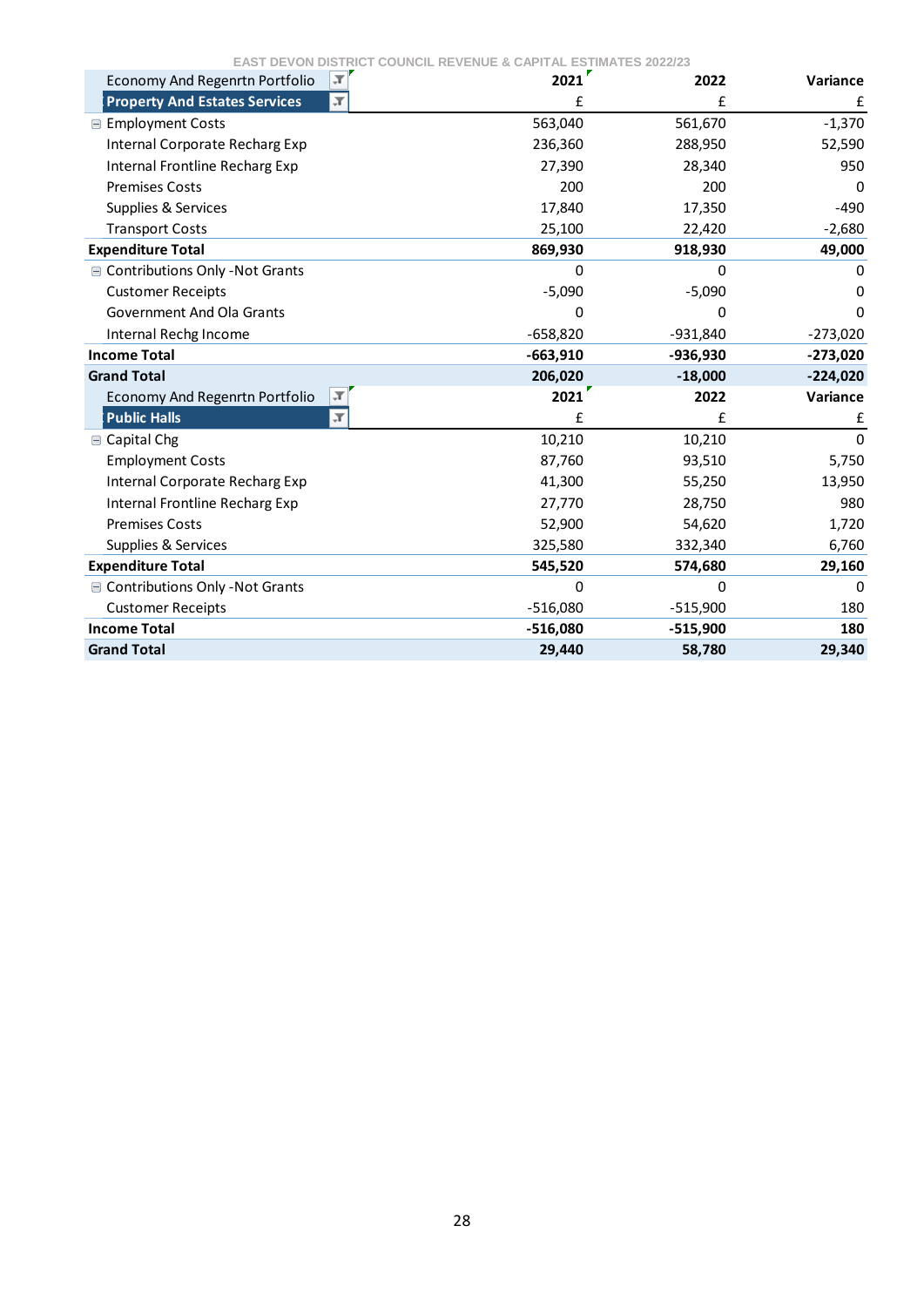EAST DEVON DISTRICT COUNCIL REVENUE & CAPITAL ESTIMATES 2022/23

| Economy And Regenrtn Portfolio | 2021 | 2022 | Variance |
|---|---|---|---|
| **Property And Estates Services** | £ | £ | £ |
| Employment Costs | 563,040 | 561,670 | -1,370 |
| Internal Corporate Recharg Exp | 236,360 | 288,950 | 52,590 |
| Internal Frontline Recharg Exp | 27,390 | 28,340 | 950 |
| Premises Costs | 200 | 200 | 0 |
| Supplies & Services | 17,840 | 17,350 | -490 |
| Transport Costs | 25,100 | 22,420 | -2,680 |
| **Expenditure Total** | **869,930** | **918,930** | **49,000** |
| Contributions Only -Not Grants | 0 | 0 | 0 |
| Customer Receipts | -5,090 | -5,090 | 0 |
| Government And Ola Grants | 0 | 0 | 0 |
| Internal Rechg Income | -658,820 | -931,840 | -273,020 |
| **Income Total** | **-663,910** | **-936,930** | **-273,020** |
| **Grand Total** | **206,020** | **-18,000** | **-224,020** |

| Economy And Regenrtn Portfolio | 2021 | 2022 | Variance |
|---|---|---|---|
| **Public Halls** | £ | £ | £ |
| Capital Chg | 10,210 | 10,210 | 0 |
| Employment Costs | 87,760 | 93,510 | 5,750 |
| Internal Corporate Recharg Exp | 41,300 | 55,250 | 13,950 |
| Internal Frontline Recharg Exp | 27,770 | 28,750 | 980 |
| Premises Costs | 52,900 | 54,620 | 1,720 |
| Supplies & Services | 325,580 | 332,340 | 6,760 |
| **Expenditure Total** | **545,520** | **574,680** | **29,160** |
| Contributions Only -Not Grants | 0 | 0 | 0 |
| Customer Receipts | -516,080 | -515,900 | 180 |
| **Income Total** | **-516,080** | **-515,900** | **180** |
| **Grand Total** | **29,440** | **58,780** | **29,340** |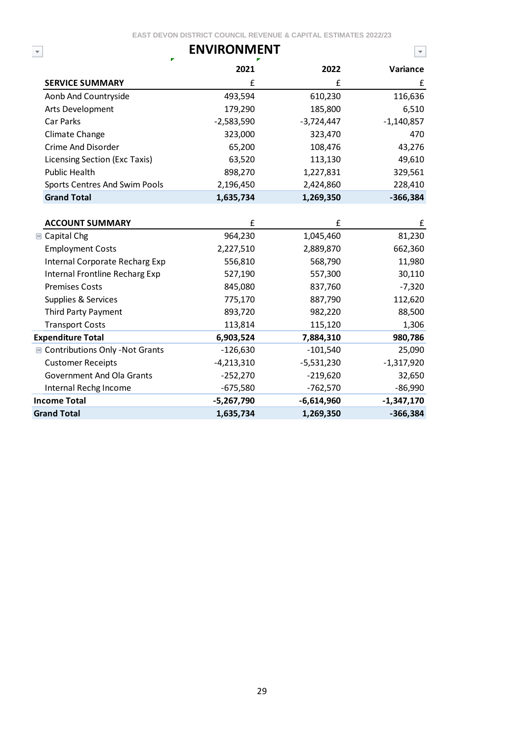# ENVIRONMENT

| SERVICE SUMMARY | 2021 £ | 2022 £ | Variance £ |
|---|---|---|---|
| Aonb And Countryside | 493,594 | 610,230 | 116,636 |
| Arts Development | 179,290 | 185,800 | 6,510 |
| Car Parks | -2,583,590 | -3,724,447 | -1,140,857 |
| Climate Change | 323,000 | 323,470 | 470 |
| Crime And Disorder | 65,200 | 108,476 | 43,276 |
| Licensing Section (Exc Taxis) | 63,520 | 113,130 | 49,610 |
| Public Health | 898,270 | 1,227,831 | 329,561 |
| Sports Centres And Swim Pools | 2,196,450 | 2,424,860 | 228,410 |
| **Grand Total** | **1,635,734** | **1,269,350** | **-366,384** |

| ACCOUNT SUMMARY | 2021 £ | 2022 £ | Variance £ |
|---|---|---|---|
| Capital Chg | 964,230 | 1,045,460 | 81,230 |
| Employment Costs | 2,227,510 | 2,889,870 | 662,360 |
| Internal Corporate Recharg Exp | 556,810 | 568,790 | 11,980 |
| Internal Frontline Recharg Exp | 527,190 | 557,300 | 30,110 |
| Premises Costs | 845,080 | 837,760 | -7,320 |
| Supplies & Services | 775,170 | 887,790 | 112,620 |
| Third Party Payment | 893,720 | 982,220 | 88,500 |
| Transport Costs | 113,814 | 115,120 | 1,306 |
| **Expenditure Total** | **6,903,524** | **7,884,310** | **980,786** |
| Contributions Only -Not Grants | -126,630 | -101,540 | 25,090 |
| Customer Receipts | -4,213,310 | -5,531,230 | -1,317,920 |
| Government And Ola Grants | -252,270 | -219,620 | 32,650 |
| Internal Rechg Income | -675,580 | -762,570 | -86,990 |
| **Income Total** | **-5,267,790** | **-6,614,960** | **-1,347,170** |
| **Grand Total** | **1,635,734** | **1,269,350** | **-366,384** |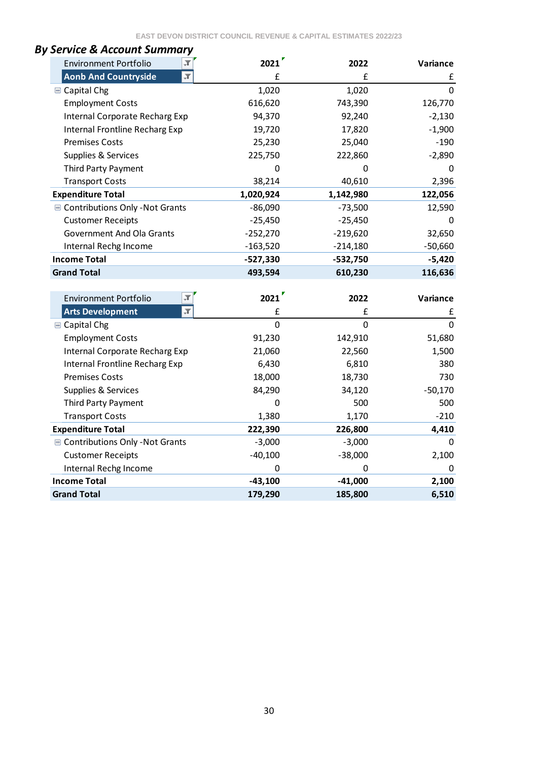## *By Service & Account Summary*

| Environment Portfolio | 2021 | 2022 | Variance |
|---|---|---|---|
| **Aonb And Countryside** | £ | £ | £ |
| Capital Chg | 1,020 | 1,020 | 0 |
| Employment Costs | 616,620 | 743,390 | 126,770 |
| Internal Corporate Recharg Exp | 94,370 | 92,240 | -2,130 |
| Internal Frontline Recharg Exp | 19,720 | 17,820 | -1,900 |
| Premises Costs | 25,230 | 25,040 | -190 |
| Supplies & Services | 225,750 | 222,860 | -2,890 |
| Third Party Payment | 0 | 0 | 0 |
| Transport Costs | 38,214 | 40,610 | 2,396 |
| **Expenditure Total** | **1,020,924** | **1,142,980** | **122,056** |
| Contributions Only -Not Grants | -86,090 | -73,500 | 12,590 |
| Customer Receipts | -25,450 | -25,450 | 0 |
| Government And Ola Grants | -252,270 | -219,620 | 32,650 |
| Internal Rechg Income | -163,520 | -214,180 | -50,660 |
| **Income Total** | **-527,330** | **-532,750** | **-5,420** |
| **Grand Total** | **493,594** | **610,230** | **116,636** |

| Environment Portfolio | 2021 | 2022 | Variance |
|---|---|---|---|
| **Arts Development** | £ | £ | £ |
| Capital Chg | 0 | 0 | 0 |
| Employment Costs | 91,230 | 142,910 | 51,680 |
| Internal Corporate Recharg Exp | 21,060 | 22,560 | 1,500 |
| Internal Frontline Recharg Exp | 6,430 | 6,810 | 380 |
| Premises Costs | 18,000 | 18,730 | 730 |
| Supplies & Services | 84,290 | 34,120 | -50,170 |
| Third Party Payment | 0 | 500 | 500 |
| Transport Costs | 1,380 | 1,170 | -210 |
| **Expenditure Total** | **222,390** | **226,800** | **4,410** |
| Contributions Only -Not Grants | -3,000 | -3,000 | 0 |
| Customer Receipts | -40,100 | -38,000 | 2,100 |
| Internal Rechg Income | 0 | 0 | 0 |
| **Income Total** | **-43,100** | **-41,000** | **2,100** |
| **Grand Total** | **179,290** | **185,800** | **6,510** |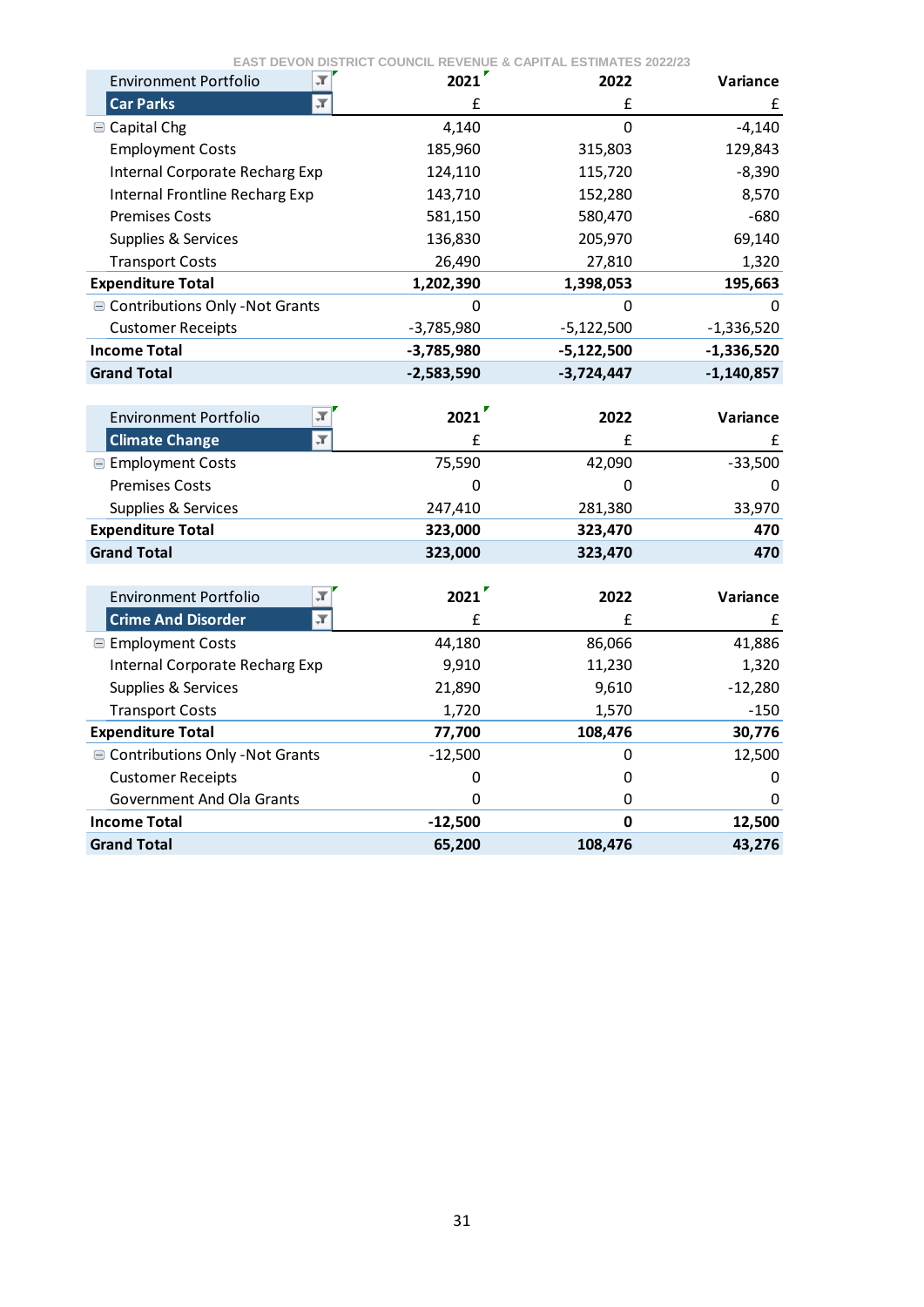EAST DEVON DISTRICT COUNCIL REVENUE & CAPITAL ESTIMATES 2022/23

| Environment Portfolio | 2021 | 2022 | Variance |
|---|---|---|---|
| **Car Parks** | £ | £ | £ |
| Capital Chg | 4,140 | 0 | -4,140 |
| Employment Costs | 185,960 | 315,803 | 129,843 |
| Internal Corporate Recharg Exp | 124,110 | 115,720 | -8,390 |
| Internal Frontline Recharg Exp | 143,710 | 152,280 | 8,570 |
| Premises Costs | 581,150 | 580,470 | -680 |
| Supplies & Services | 136,830 | 205,970 | 69,140 |
| Transport Costs | 26,490 | 27,810 | 1,320 |
| **Expenditure Total** | **1,202,390** | **1,398,053** | **195,663** |
| Contributions Only -Not Grants | 0 | 0 | 0 |
| Customer Receipts | -3,785,980 | -5,122,500 | -1,336,520 |
| **Income Total** | **-3,785,980** | **-5,122,500** | **-1,336,520** |
| **Grand Total** | **-2,583,590** | **-3,724,447** | **-1,140,857** |

| Environment Portfolio | 2021 | 2022 | Variance |
|---|---|---|---|
| **Climate Change** | £ | £ | £ |
| Employment Costs | 75,590 | 42,090 | -33,500 |
| Premises Costs | 0 | 0 | 0 |
| Supplies & Services | 247,410 | 281,380 | 33,970 |
| **Expenditure Total** | **323,000** | **323,470** | **470** |
| **Grand Total** | **323,000** | **323,470** | **470** |

| Environment Portfolio | 2021 | 2022 | Variance |
|---|---|---|---|
| **Crime And Disorder** | £ | £ | £ |
| Employment Costs | 44,180 | 86,066 | 41,886 |
| Internal Corporate Recharg Exp | 9,910 | 11,230 | 1,320 |
| Supplies & Services | 21,890 | 9,610 | -12,280 |
| Transport Costs | 1,720 | 1,570 | -150 |
| **Expenditure Total** | **77,700** | **108,476** | **30,776** |
| Contributions Only -Not Grants | -12,500 | 0 | 12,500 |
| Customer Receipts | 0 | 0 | 0 |
| Government And Ola Grants | 0 | 0 | 0 |
| **Income Total** | **-12,500** | **0** | **12,500** |
| **Grand Total** | **65,200** | **108,476** | **43,276** |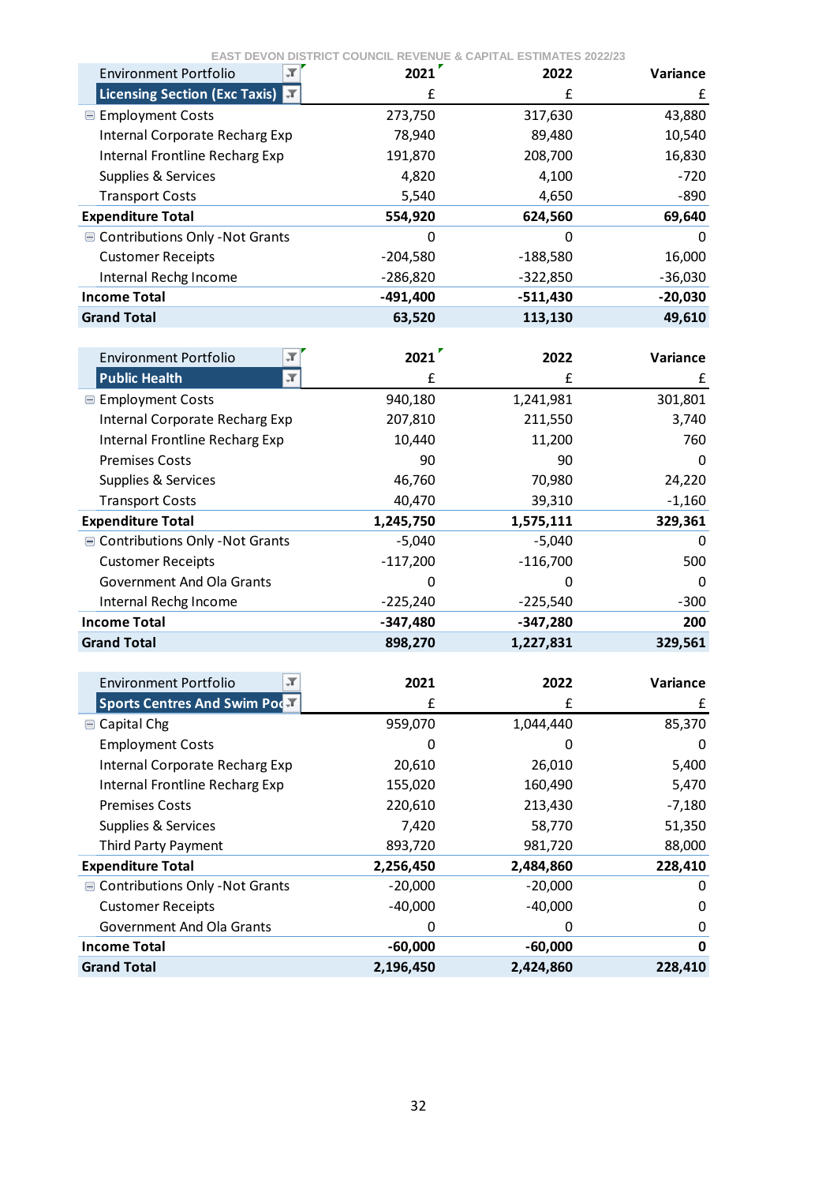EAST DEVON DISTRICT COUNCIL REVENUE & CAPITAL ESTIMATES 2022/23

| Environment Portfolio | 2021 | 2022 | Variance |
|---|---|---|---|
| **Licensing Section (Exc Taxis)** | £ | £ | £ |
| Employment Costs | 273,750 | 317,630 | 43,880 |
| Internal Corporate Recharg Exp | 78,940 | 89,480 | 10,540 |
| Internal Frontline Recharg Exp | 191,870 | 208,700 | 16,830 |
| Supplies & Services | 4,820 | 4,100 | -720 |
| Transport Costs | 5,540 | 4,650 | -890 |
| **Expenditure Total** | **554,920** | **624,560** | **69,640** |
| Contributions Only -Not Grants | 0 | 0 | 0 |
| Customer Receipts | -204,580 | -188,580 | 16,000 |
| Internal Rechg Income | -286,820 | -322,850 | -36,030 |
| **Income Total** | **-491,400** | **-511,430** | **-20,030** |
| **Grand Total** | **63,520** | **113,130** | **49,610** |

| Environment Portfolio | 2021 | 2022 | Variance |
|---|---|---|---|
| **Public Health** | £ | £ | £ |
| Employment Costs | 940,180 | 1,241,981 | 301,801 |
| Internal Corporate Recharg Exp | 207,810 | 211,550 | 3,740 |
| Internal Frontline Recharg Exp | 10,440 | 11,200 | 760 |
| Premises Costs | 90 | 90 | 0 |
| Supplies & Services | 46,760 | 70,980 | 24,220 |
| Transport Costs | 40,470 | 39,310 | -1,160 |
| **Expenditure Total** | **1,245,750** | **1,575,111** | **329,361** |
| Contributions Only -Not Grants | -5,040 | -5,040 | 0 |
| Customer Receipts | -117,200 | -116,700 | 500 |
| Government And Ola Grants | 0 | 0 | 0 |
| Internal Rechg Income | -225,240 | -225,540 | -300 |
| **Income Total** | **-347,480** | **-347,280** | **200** |
| **Grand Total** | **898,270** | **1,227,831** | **329,561** |

| Environment Portfolio | 2021 | 2022 | Variance |
|---|---|---|---|
| **Sports Centres And Swim Poo** | £ | £ | £ |
| Capital Chg | 959,070 | 1,044,440 | 85,370 |
| Employment Costs | 0 | 0 | 0 |
| Internal Corporate Recharg Exp | 20,610 | 26,010 | 5,400 |
| Internal Frontline Recharg Exp | 155,020 | 160,490 | 5,470 |
| Premises Costs | 220,610 | 213,430 | -7,180 |
| Supplies & Services | 7,420 | 58,770 | 51,350 |
| Third Party Payment | 893,720 | 981,720 | 88,000 |
| **Expenditure Total** | **2,256,450** | **2,484,860** | **228,410** |
| Contributions Only -Not Grants | -20,000 | -20,000 | 0 |
| Customer Receipts | -40,000 | -40,000 | 0 |
| Government And Ola Grants | 0 | 0 | 0 |
| **Income Total** | **-60,000** | **-60,000** | **0** |
| **Grand Total** | **2,196,450** | **2,424,860** | **228,410** |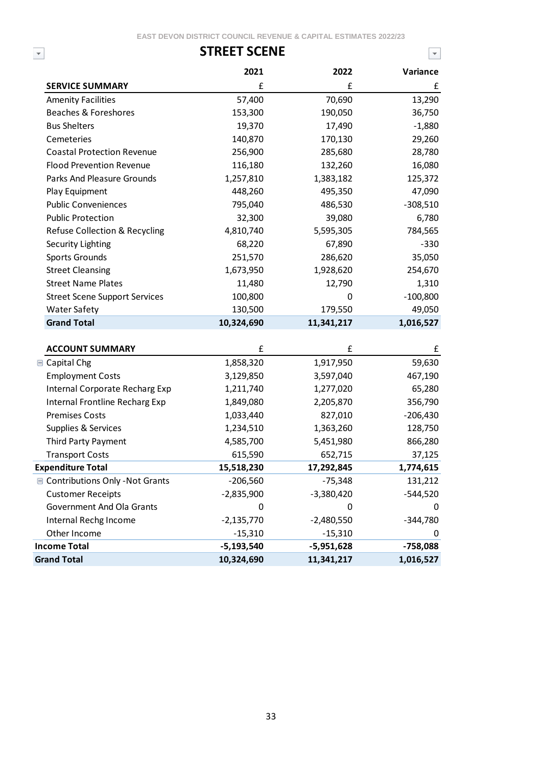## STREET SCENE

| SERVICE SUMMARY | 2021 £ | 2022 £ | Variance £ |
|---|---|---|---|
| Amenity Facilities | 57,400 | 70,690 | 13,290 |
| Beaches & Foreshores | 153,300 | 190,050 | 36,750 |
| Bus Shelters | 19,370 | 17,490 | -1,880 |
| Cemeteries | 140,870 | 170,130 | 29,260 |
| Coastal Protection Revenue | 256,900 | 285,680 | 28,780 |
| Flood Prevention Revenue | 116,180 | 132,260 | 16,080 |
| Parks And Pleasure Grounds | 1,257,810 | 1,383,182 | 125,372 |
| Play Equipment | 448,260 | 495,350 | 47,090 |
| Public Conveniences | 795,040 | 486,530 | -308,510 |
| Public Protection | 32,300 | 39,080 | 6,780 |
| Refuse Collection & Recycling | 4,810,740 | 5,595,305 | 784,565 |
| Security Lighting | 68,220 | 67,890 | -330 |
| Sports Grounds | 251,570 | 286,620 | 35,050 |
| Street Cleansing | 1,673,950 | 1,928,620 | 254,670 |
| Street Name Plates | 11,480 | 12,790 | 1,310 |
| Street Scene Support Services | 100,800 | 0 | -100,800 |
| Water Safety | 130,500 | 179,550 | 49,050 |
| **Grand Total** | **10,324,690** | **11,341,217** | **1,016,527** |

| ACCOUNT SUMMARY | £ | £ | £ |
|---|---|---|---|
| Capital Chg | 1,858,320 | 1,917,950 | 59,630 |
| Employment Costs | 3,129,850 | 3,597,040 | 467,190 |
| Internal Corporate Recharg Exp | 1,211,740 | 1,277,020 | 65,280 |
| Internal Frontline Recharg Exp | 1,849,080 | 2,205,870 | 356,790 |
| Premises Costs | 1,033,440 | 827,010 | -206,430 |
| Supplies & Services | 1,234,510 | 1,363,260 | 128,750 |
| Third Party Payment | 4,585,700 | 5,451,980 | 866,280 |
| Transport Costs | 615,590 | 652,715 | 37,125 |
| **Expenditure Total** | **15,518,230** | **17,292,845** | **1,774,615** |
| Contributions Only -Not Grants | -206,560 | -75,348 | 131,212 |
| Customer Receipts | -2,835,900 | -3,380,420 | -544,520 |
| Government And Ola Grants | 0 | 0 | 0 |
| Internal Rechg Income | -2,135,770 | -2,480,550 | -344,780 |
| Other Income | -15,310 | -15,310 | 0 |
| **Income Total** | **-5,193,540** | **-5,951,628** | **-758,088** |
| **Grand Total** | **10,324,690** | **11,341,217** | **1,016,527** |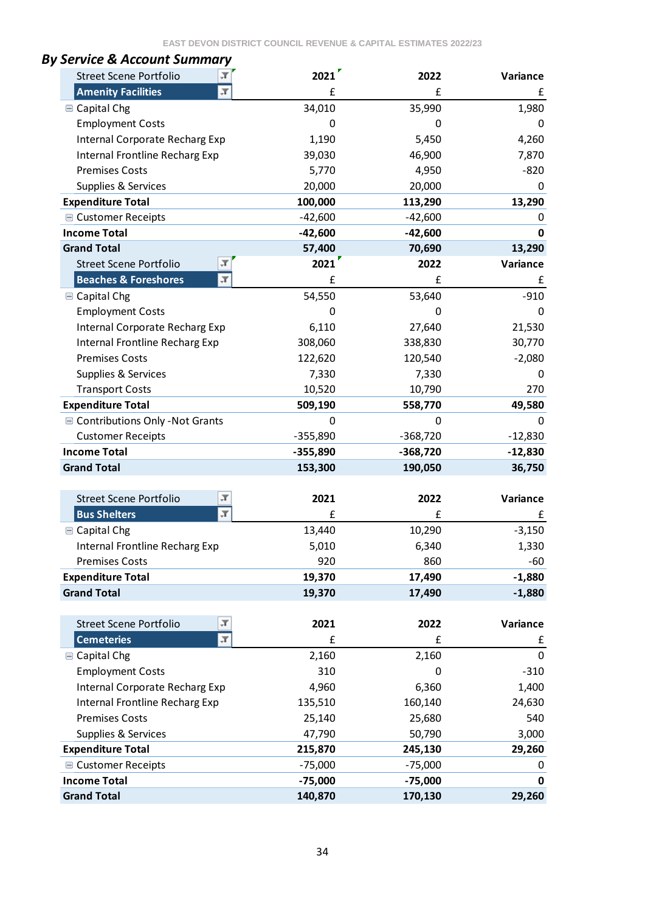## By Service & Account Summary

| Street Scene Portfolio | 2021 | 2022 | Variance |
|---|---|---|---|
| **Amenity Facilities** | £ | £ | £ |
| Capital Chg | 34,010 | 35,990 | 1,980 |
| Employment Costs | 0 | 0 | 0 |
| Internal Corporate Recharg Exp | 1,190 | 5,450 | 4,260 |
| Internal Frontline Recharg Exp | 39,030 | 46,900 | 7,870 |
| Premises Costs | 5,770 | 4,950 | -820 |
| Supplies & Services | 20,000 | 20,000 | 0 |
| **Expenditure Total** | **100,000** | **113,290** | **13,290** |
| Customer Receipts | -42,600 | -42,600 | 0 |
| **Income Total** | **-42,600** | **-42,600** | **0** |
| **Grand Total** | **57,400** | **70,690** | **13,290** |

| Street Scene Portfolio | 2021 | 2022 | Variance |
|---|---|---|---|
| **Beaches & Foreshores** | £ | £ | £ |
| Capital Chg | 54,550 | 53,640 | -910 |
| Employment Costs | 0 | 0 | 0 |
| Internal Corporate Recharg Exp | 6,110 | 27,640 | 21,530 |
| Internal Frontline Recharg Exp | 308,060 | 338,830 | 30,770 |
| Premises Costs | 122,620 | 120,540 | -2,080 |
| Supplies & Services | 7,330 | 7,330 | 0 |
| Transport Costs | 10,520 | 10,790 | 270 |
| **Expenditure Total** | **509,190** | **558,770** | **49,580** |
| Contributions Only -Not Grants | 0 | 0 | 0 |
| Customer Receipts | -355,890 | -368,720 | -12,830 |
| **Income Total** | **-355,890** | **-368,720** | **-12,830** |
| **Grand Total** | **153,300** | **190,050** | **36,750** |

| Street Scene Portfolio | 2021 | 2022 | Variance |
|---|---|---|---|
| **Bus Shelters** | £ | £ | £ |
| Capital Chg | 13,440 | 10,290 | -3,150 |
| Internal Frontline Recharg Exp | 5,010 | 6,340 | 1,330 |
| Premises Costs | 920 | 860 | -60 |
| **Expenditure Total** | **19,370** | **17,490** | **-1,880** |
| **Grand Total** | **19,370** | **17,490** | **-1,880** |

| Street Scene Portfolio | 2021 | 2022 | Variance |
|---|---|---|---|
| **Cemeteries** | £ | £ | £ |
| Capital Chg | 2,160 | 2,160 | 0 |
| Employment Costs | 310 | 0 | -310 |
| Internal Corporate Recharg Exp | 4,960 | 6,360 | 1,400 |
| Internal Frontline Recharg Exp | 135,510 | 160,140 | 24,630 |
| Premises Costs | 25,140 | 25,680 | 540 |
| Supplies & Services | 47,790 | 50,790 | 3,000 |
| **Expenditure Total** | **215,870** | **245,130** | **29,260** |
| Customer Receipts | -75,000 | -75,000 | 0 |
| **Income Total** | **-75,000** | **-75,000** | **0** |
| **Grand Total** | **140,870** | **170,130** | **29,260** |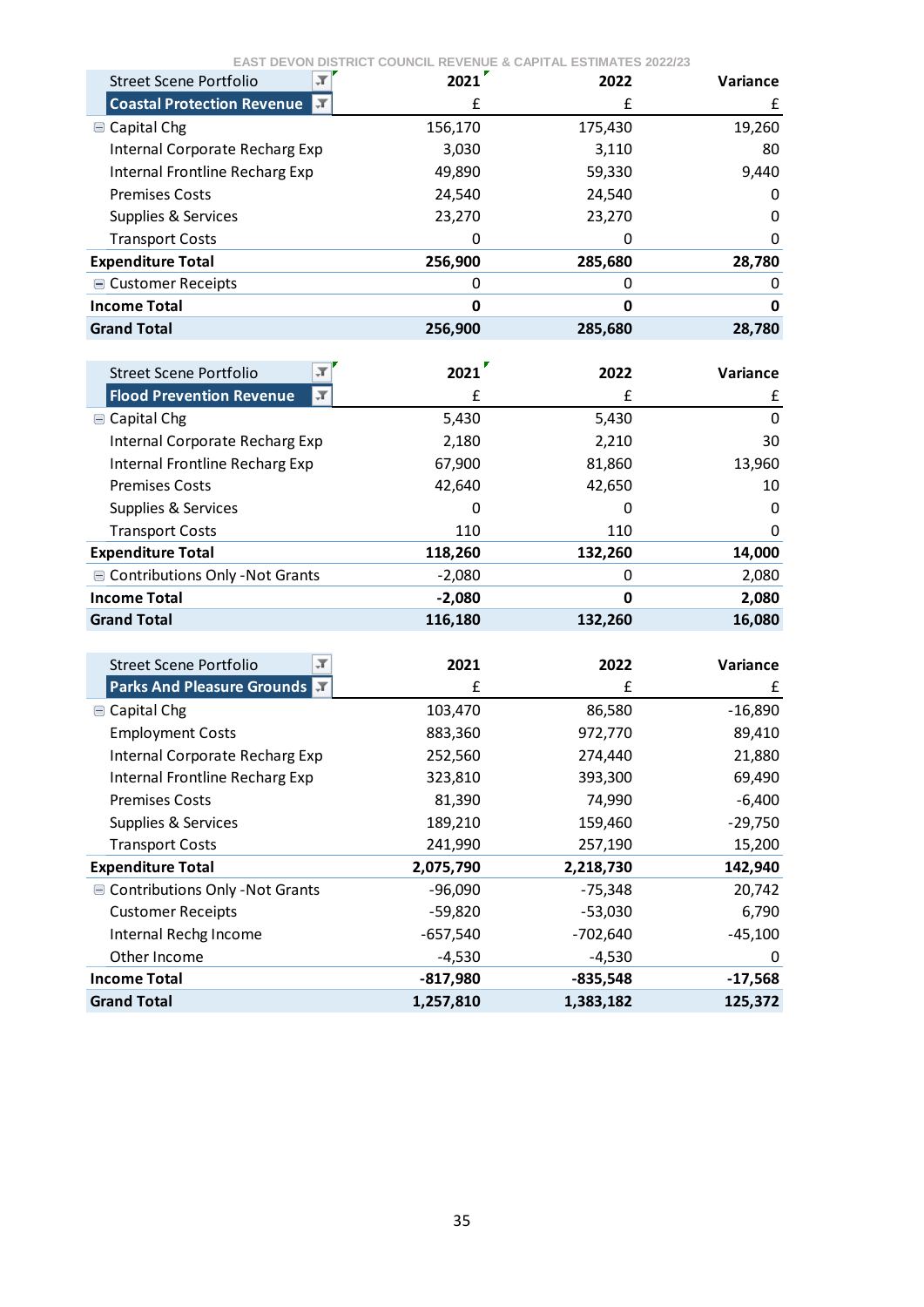EAST DEVON DISTRICT COUNCIL REVENUE & CAPITAL ESTIMATES 2022/23

| Street Scene Portfolio | 2021 | 2022 | Variance |
|---|---|---|---|
| **Coastal Protection Revenue** | £ | £ | £ |
| Capital Chg | 156,170 | 175,430 | 19,260 |
| Internal Corporate Recharg Exp | 3,030 | 3,110 | 80 |
| Internal Frontline Recharg Exp | 49,890 | 59,330 | 9,440 |
| Premises Costs | 24,540 | 24,540 | 0 |
| Supplies & Services | 23,270 | 23,270 | 0 |
| Transport Costs | 0 | 0 | 0 |
| **Expenditure Total** | **256,900** | **285,680** | **28,780** |
| Customer Receipts | 0 | 0 | 0 |
| **Income Total** | **0** | **0** | **0** |
| **Grand Total** | **256,900** | **285,680** | **28,780** |

| Street Scene Portfolio | 2021 | 2022 | Variance |
|---|---|---|---|
| **Flood Prevention Revenue** | £ | £ | £ |
| Capital Chg | 5,430 | 5,430 | 0 |
| Internal Corporate Recharg Exp | 2,180 | 2,210 | 30 |
| Internal Frontline Recharg Exp | 67,900 | 81,860 | 13,960 |
| Premises Costs | 42,640 | 42,650 | 10 |
| Supplies & Services | 0 | 0 | 0 |
| Transport Costs | 110 | 110 | 0 |
| **Expenditure Total** | **118,260** | **132,260** | **14,000** |
| Contributions Only -Not Grants | -2,080 | 0 | 2,080 |
| **Income Total** | **-2,080** | **0** | **2,080** |
| **Grand Total** | **116,180** | **132,260** | **16,080** |

| Street Scene Portfolio | 2021 | 2022 | Variance |
|---|---|---|---|
| **Parks And Pleasure Grounds** | £ | £ | £ |
| Capital Chg | 103,470 | 86,580 | -16,890 |
| Employment Costs | 883,360 | 972,770 | 89,410 |
| Internal Corporate Recharg Exp | 252,560 | 274,440 | 21,880 |
| Internal Frontline Recharg Exp | 323,810 | 393,300 | 69,490 |
| Premises Costs | 81,390 | 74,990 | -6,400 |
| Supplies & Services | 189,210 | 159,460 | -29,750 |
| Transport Costs | 241,990 | 257,190 | 15,200 |
| **Expenditure Total** | **2,075,790** | **2,218,730** | **142,940** |
| Contributions Only -Not Grants | -96,090 | -75,348 | 20,742 |
| Customer Receipts | -59,820 | -53,030 | 6,790 |
| Internal Rechg Income | -657,540 | -702,640 | -45,100 |
| Other Income | -4,530 | -4,530 | 0 |
| **Income Total** | **-817,980** | **-835,548** | **-17,568** |
| **Grand Total** | **1,257,810** | **1,383,182** | **125,372** |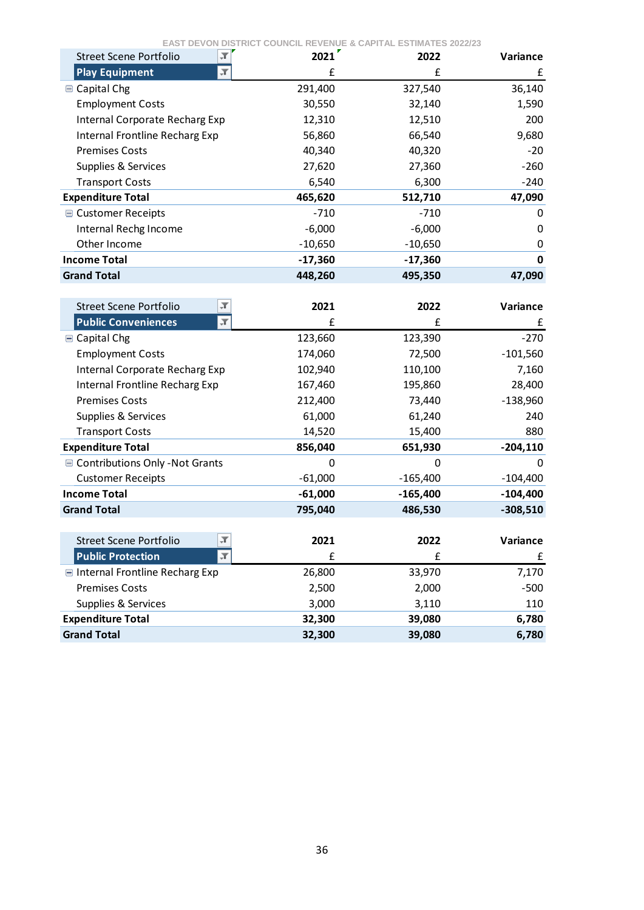| Street Scene Portfolio | 2021 | 2022 | Variance |
|---|---|---|---|
| **Play Equipment** | £ | £ | £ |
| Capital Chg | 291,400 | 327,540 | 36,140 |
| Employment Costs | 30,550 | 32,140 | 1,590 |
| Internal Corporate Recharg Exp | 12,310 | 12,510 | 200 |
| Internal Frontline Recharg Exp | 56,860 | 66,540 | 9,680 |
| Premises Costs | 40,340 | 40,320 | -20 |
| Supplies & Services | 27,620 | 27,360 | -260 |
| Transport Costs | 6,540 | 6,300 | -240 |
| **Expenditure Total** | **465,620** | **512,710** | **47,090** |
| Customer Receipts | -710 | -710 | 0 |
| Internal Rechg Income | -6,000 | -6,000 | 0 |
| Other Income | -10,650 | -10,650 | 0 |
| **Income Total** | **-17,360** | **-17,360** | **0** |
| **Grand Total** | **448,260** | **495,350** | **47,090** |

| Street Scene Portfolio | 2021 | 2022 | Variance |
|---|---|---|---|
| **Public Conveniences** | £ | £ | £ |
| Capital Chg | 123,660 | 123,390 | -270 |
| Employment Costs | 174,060 | 72,500 | -101,560 |
| Internal Corporate Recharg Exp | 102,940 | 110,100 | 7,160 |
| Internal Frontline Recharg Exp | 167,460 | 195,860 | 28,400 |
| Premises Costs | 212,400 | 73,440 | -138,960 |
| Supplies & Services | 61,000 | 61,240 | 240 |
| Transport Costs | 14,520 | 15,400 | 880 |
| **Expenditure Total** | **856,040** | **651,930** | **-204,110** |
| Contributions Only -Not Grants | 0 | 0 | 0 |
| Customer Receipts | -61,000 | -165,400 | -104,400 |
| **Income Total** | **-61,000** | **-165,400** | **-104,400** |
| **Grand Total** | **795,040** | **486,530** | **-308,510** |

| Street Scene Portfolio | 2021 | 2022 | Variance |
|---|---|---|---|
| **Public Protection** | £ | £ | £ |
| Internal Frontline Recharg Exp | 26,800 | 33,970 | 7,170 |
| Premises Costs | 2,500 | 2,000 | -500 |
| Supplies & Services | 3,000 | 3,110 | 110 |
| **Expenditure Total** | **32,300** | **39,080** | **6,780** |
| **Grand Total** | **32,300** | **39,080** | **6,780** |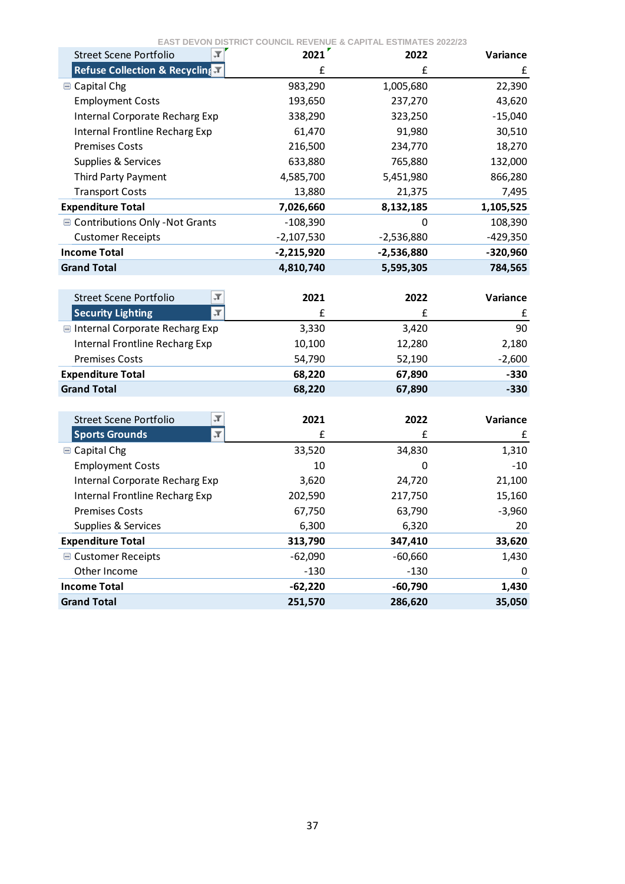EAST DEVON DISTRICT COUNCIL REVENUE & CAPITAL ESTIMATES 2022/23

| Street Scene Portfolio | 2021 | 2022 | Variance |
|---|---|---|---|
| **Refuse Collection & Recycling** | £ | £ | £ |
| Capital Chg | 983,290 | 1,005,680 | 22,390 |
| Employment Costs | 193,650 | 237,270 | 43,620 |
| Internal Corporate Recharg Exp | 338,290 | 323,250 | -15,040 |
| Internal Frontline Recharg Exp | 61,470 | 91,980 | 30,510 |
| Premises Costs | 216,500 | 234,770 | 18,270 |
| Supplies & Services | 633,880 | 765,880 | 132,000 |
| Third Party Payment | 4,585,700 | 5,451,980 | 866,280 |
| Transport Costs | 13,880 | 21,375 | 7,495 |
| **Expenditure Total** | **7,026,660** | **8,132,185** | **1,105,525** |
| Contributions Only -Not Grants | -108,390 | 0 | 108,390 |
| Customer Receipts | -2,107,530 | -2,536,880 | -429,350 |
| **Income Total** | **-2,215,920** | **-2,536,880** | **-320,960** |
| **Grand Total** | **4,810,740** | **5,595,305** | **784,565** |

| Street Scene Portfolio | 2021 | 2022 | Variance |
|---|---|---|---|
| **Security Lighting** | £ | £ | £ |
| Internal Corporate Recharg Exp | 3,330 | 3,420 | 90 |
| Internal Frontline Recharg Exp | 10,100 | 12,280 | 2,180 |
| Premises Costs | 54,790 | 52,190 | -2,600 |
| **Expenditure Total** | **68,220** | **67,890** | **-330** |
| **Grand Total** | **68,220** | **67,890** | **-330** |

| Street Scene Portfolio | 2021 | 2022 | Variance |
|---|---|---|---|
| **Sports Grounds** | £ | £ | £ |
| Capital Chg | 33,520 | 34,830 | 1,310 |
| Employment Costs | 10 | 0 | -10 |
| Internal Corporate Recharg Exp | 3,620 | 24,720 | 21,100 |
| Internal Frontline Recharg Exp | 202,590 | 217,750 | 15,160 |
| Premises Costs | 67,750 | 63,790 | -3,960 |
| Supplies & Services | 6,300 | 6,320 | 20 |
| **Expenditure Total** | **313,790** | **347,410** | **33,620** |
| Customer Receipts | -62,090 | -60,660 | 1,430 |
| Other Income | -130 | -130 | 0 |
| **Income Total** | **-62,220** | **-60,790** | **1,430** |
| **Grand Total** | **251,570** | **286,620** | **35,050** |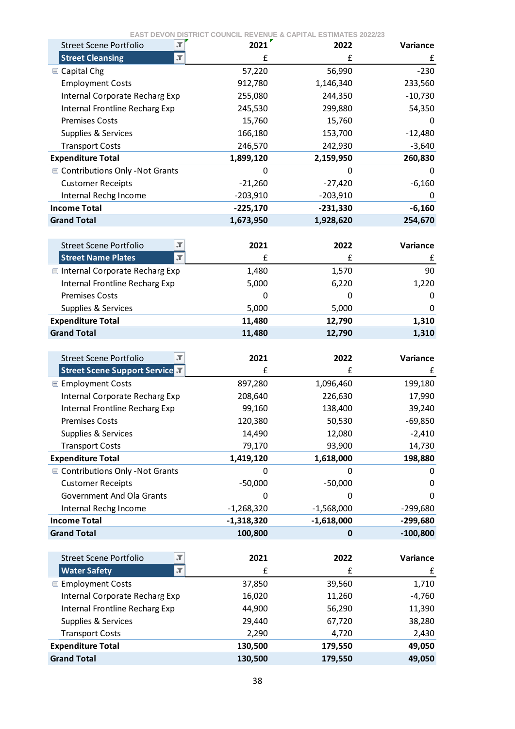EAST DEVON DISTRICT COUNCIL REVENUE & CAPITAL ESTIMATES 2022/23

| Street Scene Portfolio | 2021 | 2022 | Variance |
|---|---|---|---|
| **Street Cleansing** | £ | £ | £ |
| Capital Chg | 57,220 | 56,990 | -230 |
| Employment Costs | 912,780 | 1,146,340 | 233,560 |
| Internal Corporate Recharg Exp | 255,080 | 244,350 | -10,730 |
| Internal Frontline Recharg Exp | 245,530 | 299,880 | 54,350 |
| Premises Costs | 15,760 | 15,760 | 0 |
| Supplies & Services | 166,180 | 153,700 | -12,480 |
| Transport Costs | 246,570 | 242,930 | -3,640 |
| **Expenditure Total** | **1,899,120** | **2,159,950** | **260,830** |
| Contributions Only -Not Grants | 0 | 0 | 0 |
| Customer Receipts | -21,260 | -27,420 | -6,160 |
| Internal Rechg Income | -203,910 | -203,910 | 0 |
| **Income Total** | **-225,170** | **-231,330** | **-6,160** |
| **Grand Total** | **1,673,950** | **1,928,620** | **254,670** |

| Street Scene Portfolio | 2021 | 2022 | Variance |
|---|---|---|---|
| **Street Name Plates** | £ | £ | £ |
| Internal Corporate Recharg Exp | 1,480 | 1,570 | 90 |
| Internal Frontline Recharg Exp | 5,000 | 6,220 | 1,220 |
| Premises Costs | 0 | 0 | 0 |
| Supplies & Services | 5,000 | 5,000 | 0 |
| **Expenditure Total** | **11,480** | **12,790** | **1,310** |
| **Grand Total** | **11,480** | **12,790** | **1,310** |

| Street Scene Portfolio | 2021 | 2022 | Variance |
|---|---|---|---|
| **Street Scene Support Service** | £ | £ | £ |
| Employment Costs | 897,280 | 1,096,460 | 199,180 |
| Internal Corporate Recharg Exp | 208,640 | 226,630 | 17,990 |
| Internal Frontline Recharg Exp | 99,160 | 138,400 | 39,240 |
| Premises Costs | 120,380 | 50,530 | -69,850 |
| Supplies & Services | 14,490 | 12,080 | -2,410 |
| Transport Costs | 79,170 | 93,900 | 14,730 |
| **Expenditure Total** | **1,419,120** | **1,618,000** | **198,880** |
| Contributions Only -Not Grants | 0 | 0 | 0 |
| Customer Receipts | -50,000 | -50,000 | 0 |
| Government And Ola Grants | 0 | 0 | 0 |
| Internal Rechg Income | -1,268,320 | -1,568,000 | -299,680 |
| **Income Total** | **-1,318,320** | **-1,618,000** | **-299,680** |
| **Grand Total** | **100,800** | **0** | **-100,800** |

| Street Scene Portfolio | 2021 | 2022 | Variance |
|---|---|---|---|
| **Water Safety** | £ | £ | £ |
| Employment Costs | 37,850 | 39,560 | 1,710 |
| Internal Corporate Recharg Exp | 16,020 | 11,260 | -4,760 |
| Internal Frontline Recharg Exp | 44,900 | 56,290 | 11,390 |
| Supplies & Services | 29,440 | 67,720 | 38,280 |
| Transport Costs | 2,290 | 4,720 | 2,430 |
| **Expenditure Total** | **130,500** | **179,550** | **49,050** |
| **Grand Total** | **130,500** | **179,550** | **49,050** |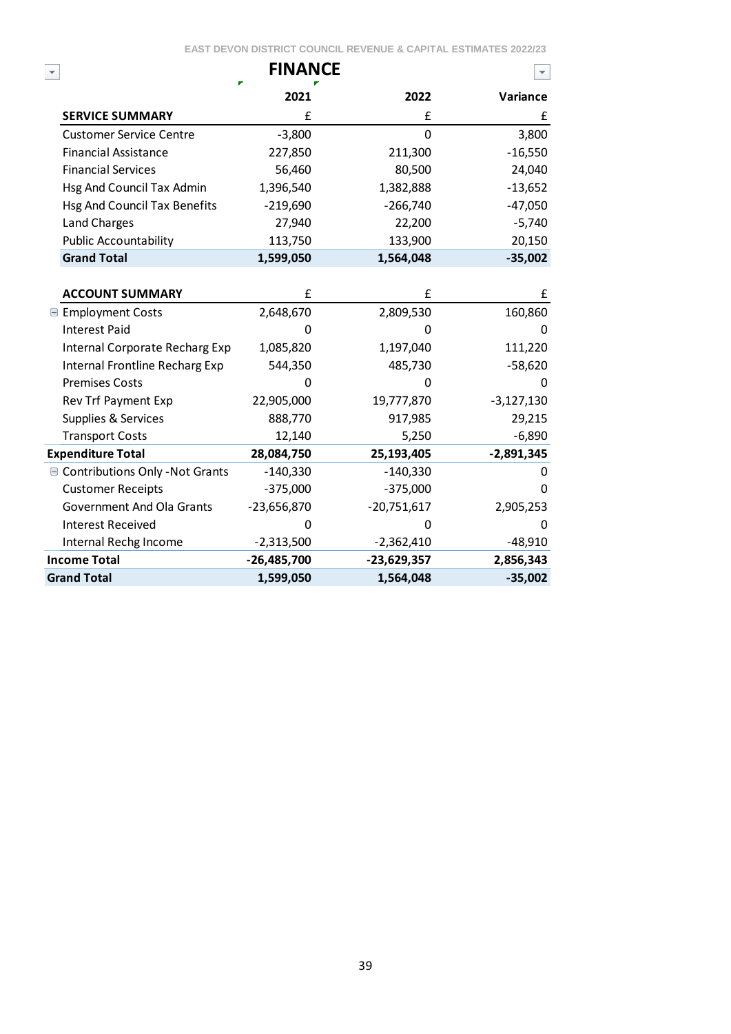# FINANCE

| | 2021 | 2022 | Variance |
|---|---|---|---|
| **SERVICE SUMMARY** | £ | £ | £ |
| Customer Service Centre | -3,800 | 0 | 3,800 |
| Financial Assistance | 227,850 | 211,300 | -16,550 |
| Financial Services | 56,460 | 80,500 | 24,040 |
| Hsg And Council Tax Admin | 1,396,540 | 1,382,888 | -13,652 |
| Hsg And Council Tax Benefits | -219,690 | -266,740 | -47,050 |
| Land Charges | 27,940 | 22,200 | -5,740 |
| Public Accountability | 113,750 | 133,900 | 20,150 |
| **Grand Total** | **1,599,050** | **1,564,048** | **-35,002** |

| **ACCOUNT SUMMARY** | £ | £ | £ |
|---|---|---|---|
| Employment Costs | 2,648,670 | 2,809,530 | 160,860 |
| Interest Paid | 0 | 0 | 0 |
| Internal Corporate Recharg Exp | 1,085,820 | 1,197,040 | 111,220 |
| Internal Frontline Recharg Exp | 544,350 | 485,730 | -58,620 |
| Premises Costs | 0 | 0 | 0 |
| Rev Trf Payment Exp | 22,905,000 | 19,777,870 | -3,127,130 |
| Supplies & Services | 888,770 | 917,985 | 29,215 |
| Transport Costs | 12,140 | 5,250 | -6,890 |
| **Expenditure Total** | **28,084,750** | **25,193,405** | **-2,891,345** |
| Contributions Only -Not Grants | -140,330 | -140,330 | 0 |
| Customer Receipts | -375,000 | -375,000 | 0 |
| Government And Ola Grants | -23,656,870 | -20,751,617 | 2,905,253 |
| Interest Received | 0 | 0 | 0 |
| Internal Rechg Income | -2,313,500 | -2,362,410 | -48,910 |
| **Income Total** | **-26,485,700** | **-23,629,357** | **2,856,343** |
| **Grand Total** | **1,599,050** | **1,564,048** | **-35,002** |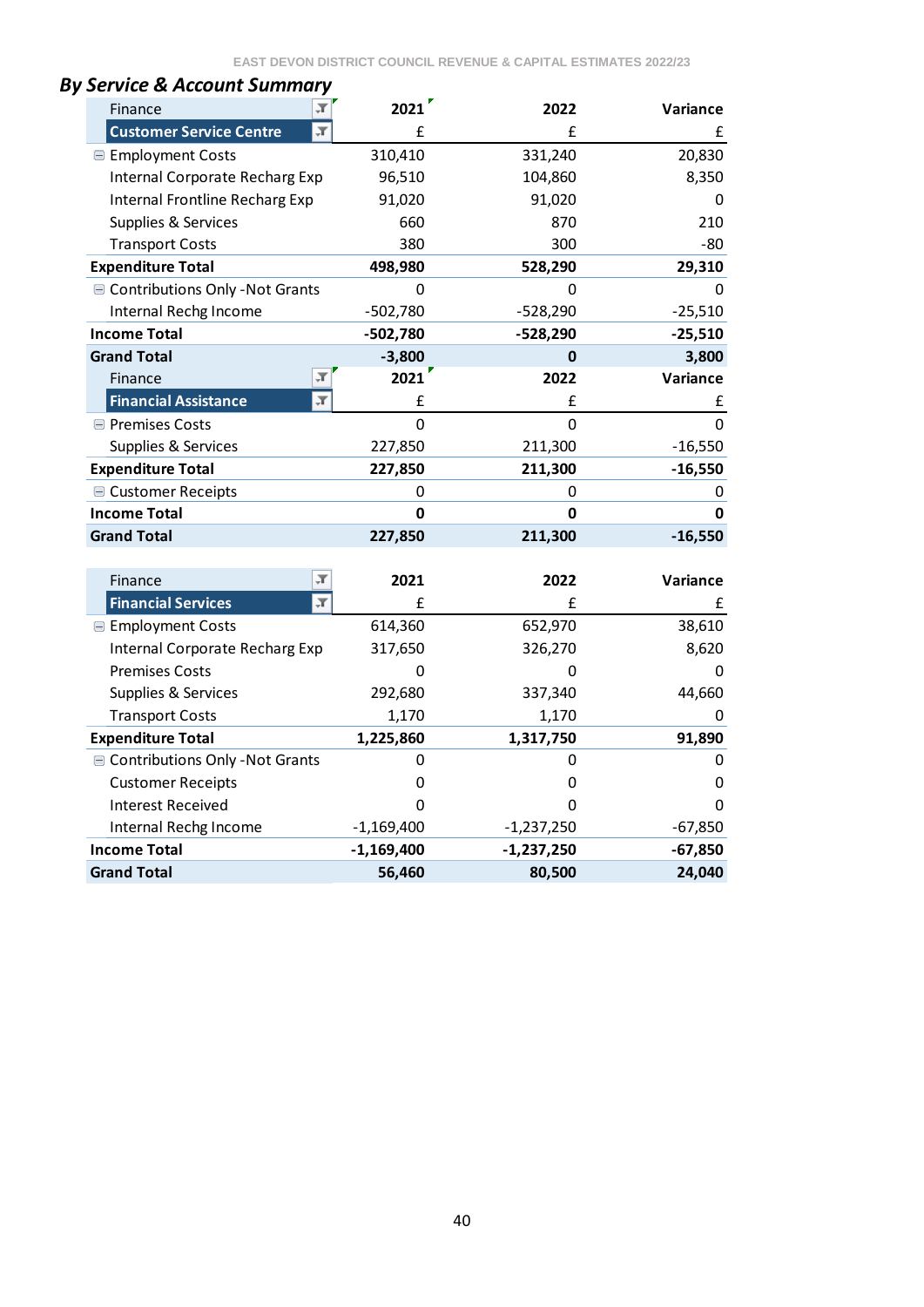## By Service & Account Summary

| Finance | 2021 | 2022 | Variance |
|---|---|---|---|
| **Customer Service Centre** | £ | £ | £ |
| Employment Costs | 310,410 | 331,240 | 20,830 |
| Internal Corporate Recharg Exp | 96,510 | 104,860 | 8,350 |
| Internal Frontline Recharg Exp | 91,020 | 91,020 | 0 |
| Supplies & Services | 660 | 870 | 210 |
| Transport Costs | 380 | 300 | -80 |
| **Expenditure Total** | **498,980** | **528,290** | **29,310** |
| Contributions Only -Not Grants | 0 | 0 | 0 |
| Internal Rechg Income | -502,780 | -528,290 | -25,510 |
| **Income Total** | **-502,780** | **-528,290** | **-25,510** |
| **Grand Total** | **-3,800** | **0** | **3,800** |

| Finance | 2021 | 2022 | Variance |
|---|---|---|---|
| **Financial Assistance** | £ | £ | £ |
| Premises Costs | 0 | 0 | 0 |
| Supplies & Services | 227,850 | 211,300 | -16,550 |
| **Expenditure Total** | **227,850** | **211,300** | **-16,550** |
| Customer Receipts | 0 | 0 | 0 |
| **Income Total** | **0** | **0** | **0** |
| **Grand Total** | **227,850** | **211,300** | **-16,550** |

| Finance | 2021 | 2022 | Variance |
|---|---|---|---|
| **Financial Services** | £ | £ | £ |
| Employment Costs | 614,360 | 652,970 | 38,610 |
| Internal Corporate Recharg Exp | 317,650 | 326,270 | 8,620 |
| Premises Costs | 0 | 0 | 0 |
| Supplies & Services | 292,680 | 337,340 | 44,660 |
| Transport Costs | 1,170 | 1,170 | 0 |
| **Expenditure Total** | **1,225,860** | **1,317,750** | **91,890** |
| Contributions Only -Not Grants | 0 | 0 | 0 |
| Customer Receipts | 0 | 0 | 0 |
| Interest Received | 0 | 0 | 0 |
| Internal Rechg Income | -1,169,400 | -1,237,250 | -67,850 |
| **Income Total** | **-1,169,400** | **-1,237,250** | **-67,850** |
| **Grand Total** | **56,460** | **80,500** | **24,040** |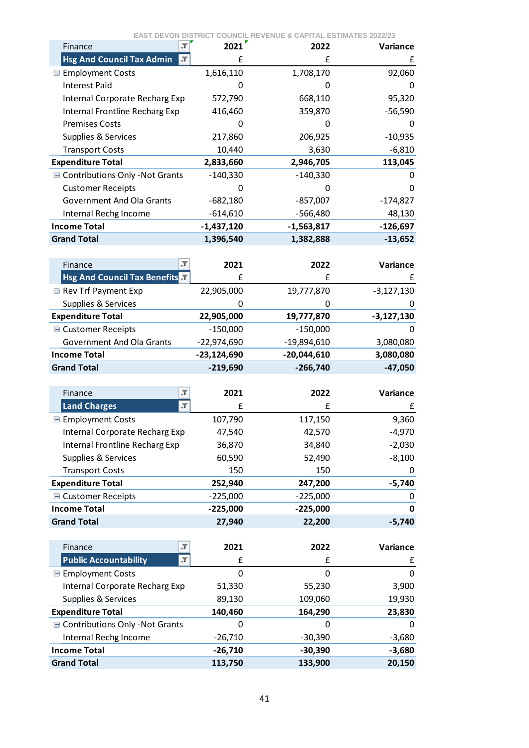EAST DEVON DISTRICT COUNCIL REVENUE & CAPITAL ESTIMATES 2022/23

| Finance | 2021 | 2022 | Variance |
|---|---|---|---|
| **Hsg And Council Tax Admin** | £ | £ | £ |
| Employment Costs | 1,616,110 | 1,708,170 | 92,060 |
| Interest Paid | 0 | 0 | 0 |
| Internal Corporate Recharg Exp | 572,790 | 668,110 | 95,320 |
| Internal Frontline Recharg Exp | 416,460 | 359,870 | -56,590 |
| Premises Costs | 0 | 0 | 0 |
| Supplies & Services | 217,860 | 206,925 | -10,935 |
| Transport Costs | 10,440 | 3,630 | -6,810 |
| **Expenditure Total** | **2,833,660** | **2,946,705** | **113,045** |
| Contributions Only -Not Grants | -140,330 | -140,330 | 0 |
| Customer Receipts | 0 | 0 | 0 |
| Government And Ola Grants | -682,180 | -857,007 | -174,827 |
| Internal Rechg Income | -614,610 | -566,480 | 48,130 |
| **Income Total** | **-1,437,120** | **-1,563,817** | **-126,697** |
| **Grand Total** | **1,396,540** | **1,382,888** | **-13,652** |

| Finance | 2021 | 2022 | Variance |
|---|---|---|---|
| **Hsg And Council Tax Benefits** | £ | £ | £ |
| Rev Trf Payment Exp | 22,905,000 | 19,777,870 | -3,127,130 |
| Supplies & Services | 0 | 0 | 0 |
| **Expenditure Total** | **22,905,000** | **19,777,870** | **-3,127,130** |
| Customer Receipts | -150,000 | -150,000 | 0 |
| Government And Ola Grants | -22,974,690 | -19,894,610 | 3,080,080 |
| **Income Total** | **-23,124,690** | **-20,044,610** | **3,080,080** |
| **Grand Total** | **-219,690** | **-266,740** | **-47,050** |

| Finance | 2021 | 2022 | Variance |
|---|---|---|---|
| **Land Charges** | £ | £ | £ |
| Employment Costs | 107,790 | 117,150 | 9,360 |
| Internal Corporate Recharg Exp | 47,540 | 42,570 | -4,970 |
| Internal Frontline Recharg Exp | 36,870 | 34,840 | -2,030 |
| Supplies & Services | 60,590 | 52,490 | -8,100 |
| Transport Costs | 150 | 150 | 0 |
| **Expenditure Total** | **252,940** | **247,200** | **-5,740** |
| Customer Receipts | -225,000 | -225,000 | 0 |
| **Income Total** | **-225,000** | **-225,000** | **0** |
| **Grand Total** | **27,940** | **22,200** | **-5,740** |

| Finance | 2021 | 2022 | Variance |
|---|---|---|---|
| **Public Accountability** | £ | £ | £ |
| Employment Costs | 0 | 0 | 0 |
| Internal Corporate Recharg Exp | 51,330 | 55,230 | 3,900 |
| Supplies & Services | 89,130 | 109,060 | 19,930 |
| **Expenditure Total** | **140,460** | **164,290** | **23,830** |
| Contributions Only -Not Grants | 0 | 0 | 0 |
| Internal Rechg Income | -26,710 | -30,390 | -3,680 |
| **Income Total** | **-26,710** | **-30,390** | **-3,680** |
| **Grand Total** | **113,750** | **133,900** | **20,150** |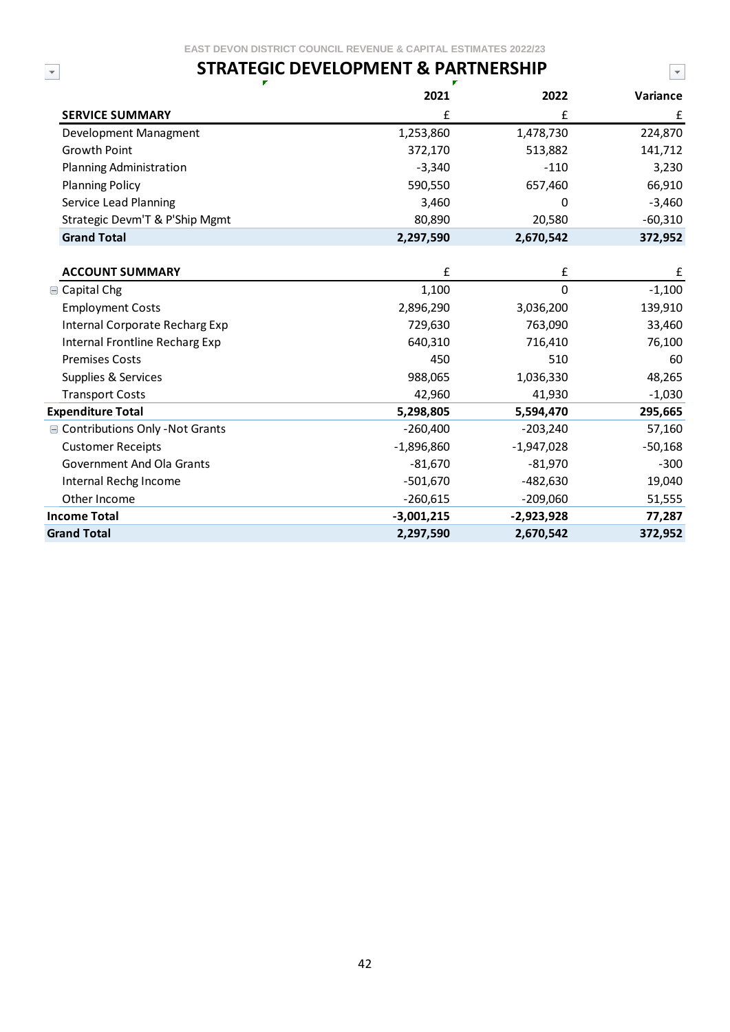EAST DEVON DISTRICT COUNCIL REVENUE & CAPITAL ESTIMATES 2022/23

# STRATEGIC DEVELOPMENT & PARTNERSHIP

| | 2021 | 2022 | Variance |
|---|---|---|---|
| **SERVICE SUMMARY** | £ | £ | £ |
| Development Managment | 1,253,860 | 1,478,730 | 224,870 |
| Growth Point | 372,170 | 513,882 | 141,712 |
| Planning Administration | -3,340 | -110 | 3,230 |
| Planning Policy | 590,550 | 657,460 | 66,910 |
| Service Lead Planning | 3,460 | 0 | -3,460 |
| Strategic Devm'T & P'Ship Mgmt | 80,890 | 20,580 | -60,310 |
| **Grand Total** | **2,297,590** | **2,670,542** | **372,952** |

| | 2021 | 2022 | Variance |
|---|---|---|---|
| **ACCOUNT SUMMARY** | £ | £ | £ |
| Capital Chg | 1,100 | 0 | -1,100 |
| Employment Costs | 2,896,290 | 3,036,200 | 139,910 |
| Internal Corporate Recharg Exp | 729,630 | 763,090 | 33,460 |
| Internal Frontline Recharg Exp | 640,310 | 716,410 | 76,100 |
| Premises Costs | 450 | 510 | 60 |
| Supplies & Services | 988,065 | 1,036,330 | 48,265 |
| Transport Costs | 42,960 | 41,930 | -1,030 |
| **Expenditure Total** | **5,298,805** | **5,594,470** | **295,665** |
| Contributions Only -Not Grants | -260,400 | -203,240 | 57,160 |
| Customer Receipts | -1,896,860 | -1,947,028 | -50,168 |
| Government And Ola Grants | -81,670 | -81,970 | -300 |
| Internal Rechg Income | -501,670 | -482,630 | 19,040 |
| Other Income | -260,615 | -209,060 | 51,555 |
| **Income Total** | **-3,001,215** | **-2,923,928** | **77,287** |
| **Grand Total** | **2,297,590** | **2,670,542** | **372,952** |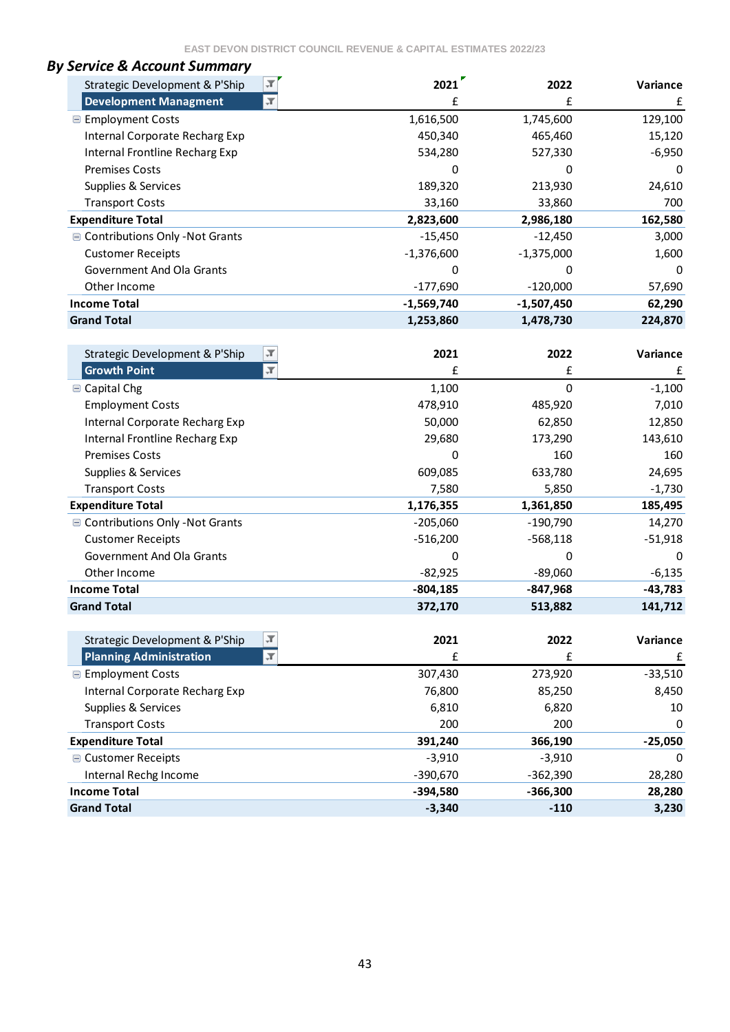## By Service & Account Summary

| Strategic Development & P'Ship<br>**Development Managment** | 2021<br>£ | 2022<br>£ | Variance<br>£ |
|---|---|---|---|
| Employment Costs | 1,616,500 | 1,745,600 | 129,100 |
| Internal Corporate Recharg Exp | 450,340 | 465,460 | 15,120 |
| Internal Frontline Recharg Exp | 534,280 | 527,330 | -6,950 |
| Premises Costs | 0 | 0 | 0 |
| Supplies & Services | 189,320 | 213,930 | 24,610 |
| Transport Costs | 33,160 | 33,860 | 700 |
| **Expenditure Total** | **2,823,600** | **2,986,180** | **162,580** |
| Contributions Only -Not Grants | -15,450 | -12,450 | 3,000 |
| Customer Receipts | -1,376,600 | -1,375,000 | 1,600 |
| Government And Ola Grants | 0 | 0 | 0 |
| Other Income | -177,690 | -120,000 | 57,690 |
| **Income Total** | **-1,569,740** | **-1,507,450** | **62,290** |
| **Grand Total** | **1,253,860** | **1,478,730** | **224,870** |

| Strategic Development & P'Ship<br>**Growth Point** | 2021<br>£ | 2022<br>£ | Variance<br>£ |
|---|---|---|---|
| Capital Chg | 1,100 | 0 | -1,100 |
| Employment Costs | 478,910 | 485,920 | 7,010 |
| Internal Corporate Recharg Exp | 50,000 | 62,850 | 12,850 |
| Internal Frontline Recharg Exp | 29,680 | 173,290 | 143,610 |
| Premises Costs | 0 | 160 | 160 |
| Supplies & Services | 609,085 | 633,780 | 24,695 |
| Transport Costs | 7,580 | 5,850 | -1,730 |
| **Expenditure Total** | **1,176,355** | **1,361,850** | **185,495** |
| Contributions Only -Not Grants | -205,060 | -190,790 | 14,270 |
| Customer Receipts | -516,200 | -568,118 | -51,918 |
| Government And Ola Grants | 0 | 0 | 0 |
| Other Income | -82,925 | -89,060 | -6,135 |
| **Income Total** | **-804,185** | **-847,968** | **-43,783** |
| **Grand Total** | **372,170** | **513,882** | **141,712** |

| Strategic Development & P'Ship<br>**Planning Administration** | 2021<br>£ | 2022<br>£ | Variance<br>£ |
|---|---|---|---|
| Employment Costs | 307,430 | 273,920 | -33,510 |
| Internal Corporate Recharg Exp | 76,800 | 85,250 | 8,450 |
| Supplies & Services | 6,810 | 6,820 | 10 |
| Transport Costs | 200 | 200 | 0 |
| **Expenditure Total** | **391,240** | **366,190** | **-25,050** |
| Customer Receipts | -3,910 | -3,910 | 0 |
| Internal Rechg Income | -390,670 | -362,390 | 28,280 |
| **Income Total** | **-394,580** | **-366,300** | **28,280** |
| **Grand Total** | **-3,340** | **-110** | **3,230** |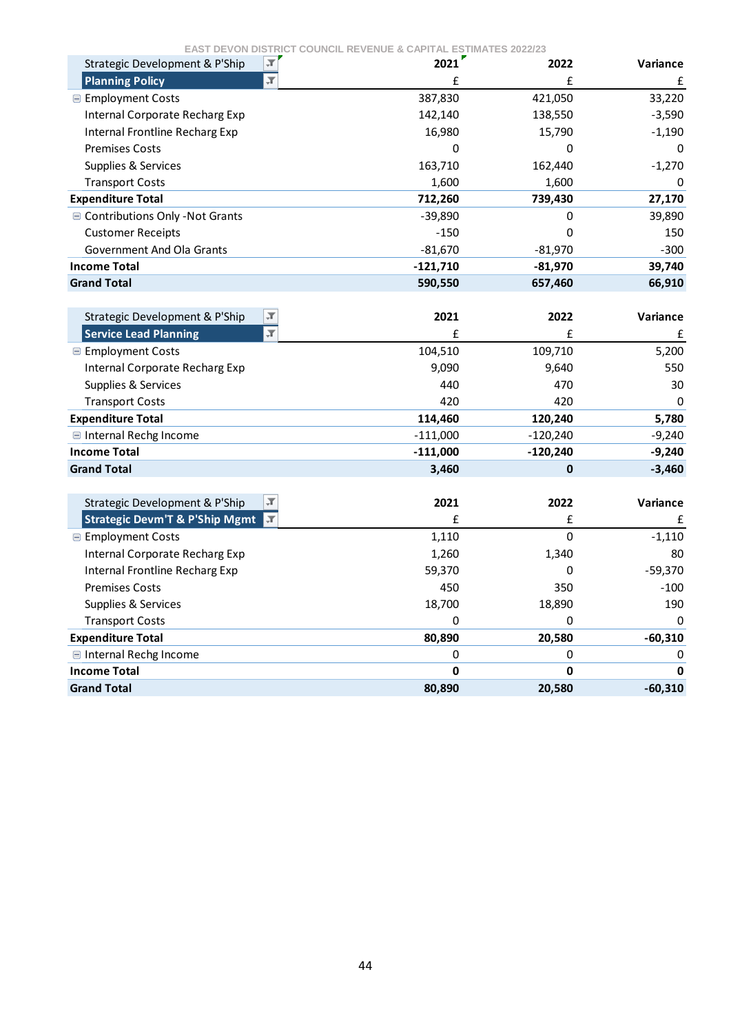EAST DEVON DISTRICT COUNCIL REVENUE & CAPITAL ESTIMATES 2022/23

| Strategic Development & P'Ship | 2021 | 2022 | Variance |
|---|---|---|---|
| **Planning Policy** | £ | £ | £ |
| Employment Costs | 387,830 | 421,050 | 33,220 |
| Internal Corporate Recharg Exp | 142,140 | 138,550 | -3,590 |
| Internal Frontline Recharg Exp | 16,980 | 15,790 | -1,190 |
| Premises Costs | 0 | 0 | 0 |
| Supplies & Services | 163,710 | 162,440 | -1,270 |
| Transport Costs | 1,600 | 1,600 | 0 |
| **Expenditure Total** | **712,260** | **739,430** | **27,170** |
| Contributions Only -Not Grants | -39,890 | 0 | 39,890 |
| Customer Receipts | -150 | 0 | 150 |
| Government And Ola Grants | -81,670 | -81,970 | -300 |
| **Income Total** | **-121,710** | **-81,970** | **39,740** |
| **Grand Total** | **590,550** | **657,460** | **66,910** |

| Strategic Development & P'Ship | 2021 | 2022 | Variance |
|---|---|---|---|
| **Service Lead Planning** | £ | £ | £ |
| Employment Costs | 104,510 | 109,710 | 5,200 |
| Internal Corporate Recharg Exp | 9,090 | 9,640 | 550 |
| Supplies & Services | 440 | 470 | 30 |
| Transport Costs | 420 | 420 | 0 |
| **Expenditure Total** | **114,460** | **120,240** | **5,780** |
| Internal Rechg Income | -111,000 | -120,240 | -9,240 |
| **Income Total** | **-111,000** | **-120,240** | **-9,240** |
| **Grand Total** | **3,460** | **0** | **-3,460** |

| Strategic Development & P'Ship | 2021 | 2022 | Variance |
|---|---|---|---|
| **Strategic Devm'T & P'Ship Mgmt** | £ | £ | £ |
| Employment Costs | 1,110 | 0 | -1,110 |
| Internal Corporate Recharg Exp | 1,260 | 1,340 | 80 |
| Internal Frontline Recharg Exp | 59,370 | 0 | -59,370 |
| Premises Costs | 450 | 350 | -100 |
| Supplies & Services | 18,700 | 18,890 | 190 |
| Transport Costs | 0 | 0 | 0 |
| **Expenditure Total** | **80,890** | **20,580** | **-60,310** |
| Internal Rechg Income | 0 | 0 | 0 |
| **Income Total** | **0** | **0** | **0** |
| **Grand Total** | **80,890** | **20,580** | **-60,310** |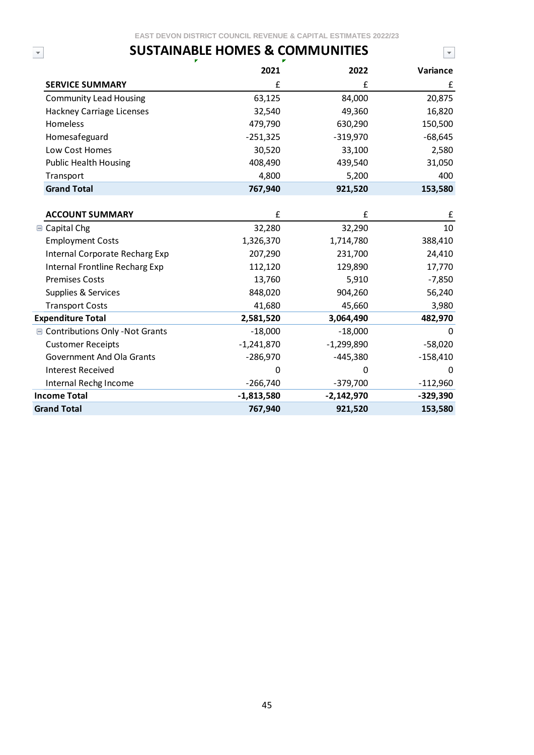EAST DEVON DISTRICT COUNCIL REVENUE & CAPITAL ESTIMATES 2022/23

# SUSTAINABLE HOMES & COMMUNITIES

| | 2021 | 2022 | Variance |
|---|---|---|---|
| **SERVICE SUMMARY** | £ | £ | £ |
| Community Lead Housing | 63,125 | 84,000 | 20,875 |
| Hackney Carriage Licenses | 32,540 | 49,360 | 16,820 |
| Homeless | 479,790 | 630,290 | 150,500 |
| Homesafeguard | -251,325 | -319,970 | -68,645 |
| Low Cost Homes | 30,520 | 33,100 | 2,580 |
| Public Health Housing | 408,490 | 439,540 | 31,050 |
| Transport | 4,800 | 5,200 | 400 |
| **Grand Total** | **767,940** | **921,520** | **153,580** |

| | 2021 | 2022 | Variance |
|---|---|---|---|
| **ACCOUNT SUMMARY** | £ | £ | £ |
| Capital Chg | 32,280 | 32,290 | 10 |
| Employment Costs | 1,326,370 | 1,714,780 | 388,410 |
| Internal Corporate Recharg Exp | 207,290 | 231,700 | 24,410 |
| Internal Frontline Recharg Exp | 112,120 | 129,890 | 17,770 |
| Premises Costs | 13,760 | 5,910 | -7,850 |
| Supplies & Services | 848,020 | 904,260 | 56,240 |
| Transport Costs | 41,680 | 45,660 | 3,980 |
| **Expenditure Total** | **2,581,520** | **3,064,490** | **482,970** |
| Contributions Only -Not Grants | -18,000 | -18,000 | 0 |
| Customer Receipts | -1,241,870 | -1,299,890 | -58,020 |
| Government And Ola Grants | -286,970 | -445,380 | -158,410 |
| Interest Received | 0 | 0 | 0 |
| Internal Rechg Income | -266,740 | -379,700 | -112,960 |
| **Income Total** | **-1,813,580** | **-2,142,970** | **-329,390** |
| **Grand Total** | **767,940** | **921,520** | **153,580** |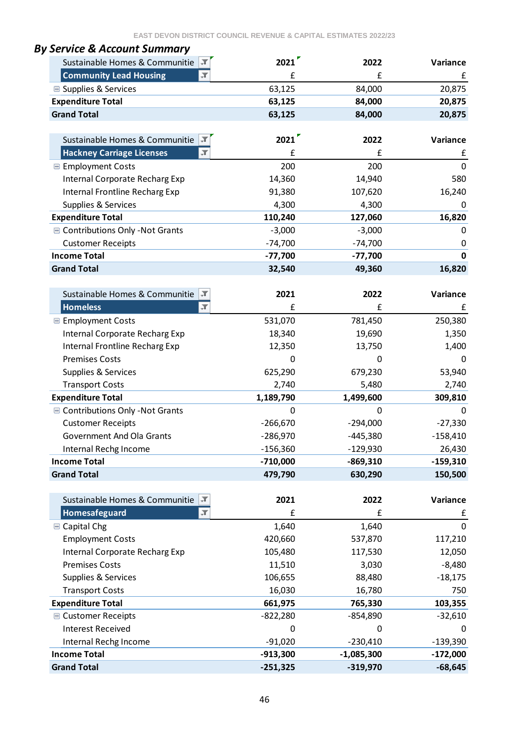## By Service & Account Summary

| Sustainable Homes & Communitie | 2021 | 2022 | Variance |
|---|---|---|---|
| **Community Lead Housing** | £ | £ | £ |
| Supplies & Services | 63,125 | 84,000 | 20,875 |
| **Expenditure Total** | **63,125** | **84,000** | **20,875** |
| **Grand Total** | **63,125** | **84,000** | **20,875** |

| Sustainable Homes & Communitie | 2021 | 2022 | Variance |
|---|---|---|---|
| **Hackney Carriage Licenses** | £ | £ | £ |
| Employment Costs | 200 | 200 | 0 |
| Internal Corporate Recharg Exp | 14,360 | 14,940 | 580 |
| Internal Frontline Recharg Exp | 91,380 | 107,620 | 16,240 |
| Supplies & Services | 4,300 | 4,300 | 0 |
| **Expenditure Total** | **110,240** | **127,060** | **16,820** |
| Contributions Only -Not Grants | -3,000 | -3,000 | 0 |
| Customer Receipts | -74,700 | -74,700 | 0 |
| **Income Total** | **-77,700** | **-77,700** | **0** |
| **Grand Total** | **32,540** | **49,360** | **16,820** |

| Sustainable Homes & Communitie | 2021 | 2022 | Variance |
|---|---|---|---|
| **Homeless** | £ | £ | £ |
| Employment Costs | 531,070 | 781,450 | 250,380 |
| Internal Corporate Recharg Exp | 18,340 | 19,690 | 1,350 |
| Internal Frontline Recharg Exp | 12,350 | 13,750 | 1,400 |
| Premises Costs | 0 | 0 | 0 |
| Supplies & Services | 625,290 | 679,230 | 53,940 |
| Transport Costs | 2,740 | 5,480 | 2,740 |
| **Expenditure Total** | **1,189,790** | **1,499,600** | **309,810** |
| Contributions Only -Not Grants | 0 | 0 | 0 |
| Customer Receipts | -266,670 | -294,000 | -27,330 |
| Government And Ola Grants | -286,970 | -445,380 | -158,410 |
| Internal Rechg Income | -156,360 | -129,930 | 26,430 |
| **Income Total** | **-710,000** | **-869,310** | **-159,310** |
| **Grand Total** | **479,790** | **630,290** | **150,500** |

| Sustainable Homes & Communitie | 2021 | 2022 | Variance |
|---|---|---|---|
| **Homesafeguard** | £ | £ | £ |
| Capital Chg | 1,640 | 1,640 | 0 |
| Employment Costs | 420,660 | 537,870 | 117,210 |
| Internal Corporate Recharg Exp | 105,480 | 117,530 | 12,050 |
| Premises Costs | 11,510 | 3,030 | -8,480 |
| Supplies & Services | 106,655 | 88,480 | -18,175 |
| Transport Costs | 16,030 | 16,780 | 750 |
| **Expenditure Total** | **661,975** | **765,330** | **103,355** |
| Customer Receipts | -822,280 | -854,890 | -32,610 |
| Interest Received | 0 | 0 | 0 |
| Internal Rechg Income | -91,020 | -230,410 | -139,390 |
| **Income Total** | **-913,300** | **-1,085,300** | **-172,000** |
| **Grand Total** | **-251,325** | **-319,970** | **-68,645** |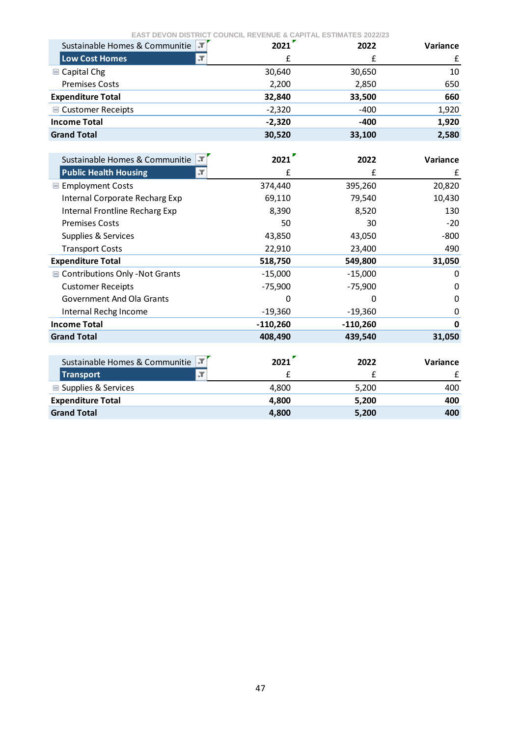| Sustainable Homes & Communitie | 2021 | 2022 | Variance |
|---|---|---|---|
| **Low Cost Homes** | £ | £ | £ |
| Capital Chg | 30,640 | 30,650 | 10 |
| Premises Costs | 2,200 | 2,850 | 650 |
| **Expenditure Total** | **32,840** | **33,500** | **660** |
| Customer Receipts | -2,320 | -400 | 1,920 |
| **Income Total** | **-2,320** | **-400** | **1,920** |
| **Grand Total** | **30,520** | **33,100** | **2,580** |

| Sustainable Homes & Communitie | 2021 | 2022 | Variance |
|---|---|---|---|
| **Public Health Housing** | £ | £ | £ |
| Employment Costs | 374,440 | 395,260 | 20,820 |
| Internal Corporate Recharg Exp | 69,110 | 79,540 | 10,430 |
| Internal Frontline Recharg Exp | 8,390 | 8,520 | 130 |
| Premises Costs | 50 | 30 | -20 |
| Supplies & Services | 43,850 | 43,050 | -800 |
| Transport Costs | 22,910 | 23,400 | 490 |
| **Expenditure Total** | **518,750** | **549,800** | **31,050** |
| Contributions Only -Not Grants | -15,000 | -15,000 | 0 |
| Customer Receipts | -75,900 | -75,900 | 0 |
| Government And Ola Grants | 0 | 0 | 0 |
| Internal Rechg Income | -19,360 | -19,360 | 0 |
| **Income Total** | **-110,260** | **-110,260** | **0** |
| **Grand Total** | **408,490** | **439,540** | **31,050** |

| Sustainable Homes & Communitie | 2021 | 2022 | Variance |
|---|---|---|---|
| **Transport** | £ | £ | £ |
| Supplies & Services | 4,800 | 5,200 | 400 |
| **Expenditure Total** | **4,800** | **5,200** | **400** |
| **Grand Total** | **4,800** | **5,200** | **400** |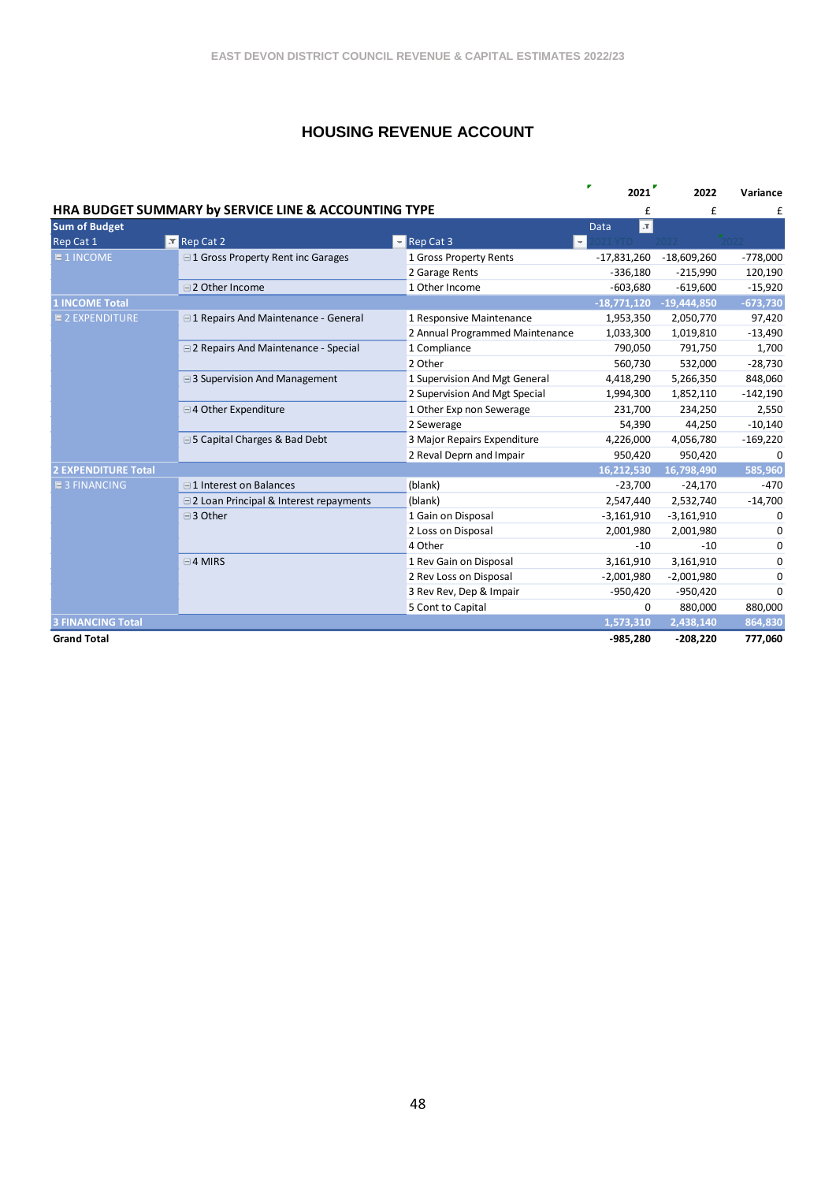# HOUSING REVENUE ACCOUNT

## HRA BUDGET SUMMARY by SERVICE LINE & ACCOUNTING TYPE

| Sum of Budget | | | 2021 | 2022 | Variance |
|---|---|---|---|---|---|
| | | | £ | £ | £ |
| Rep Cat 1 | Rep Cat 2 | Rep Cat 3 | 2021 YTD | 2022 | 2022 |
| 1 INCOME | 1 Gross Property Rent inc Garages | 1 Gross Property Rents | -17,831,260 | -18,609,260 | -778,000 |
| | | 2 Garage Rents | -336,180 | -215,990 | 120,190 |
| | 2 Other Income | 1 Other Income | -603,680 | -619,600 | -15,920 |
| **1 INCOME Total** | | | **-18,771,120** | **-19,444,850** | **-673,730** |
| 2 EXPENDITURE | 1 Repairs And Maintenance - General | 1 Responsive Maintenance | 1,953,350 | 2,050,770 | 97,420 |
| | | 2 Annual Programmed Maintenance | 1,033,300 | 1,019,810 | -13,490 |
| | 2 Repairs And Maintenance - Special | 1 Compliance | 790,050 | 791,750 | 1,700 |
| | | 2 Other | 560,730 | 532,000 | -28,730 |
| | 3 Supervision And Management | 1 Supervision And Mgt General | 4,418,290 | 5,266,350 | 848,060 |
| | | 2 Supervision And Mgt Special | 1,994,300 | 1,852,110 | -142,190 |
| | 4 Other Expenditure | 1 Other Exp non Sewerage | 231,700 | 234,250 | 2,550 |
| | | 2 Sewerage | 54,390 | 44,250 | -10,140 |
| | 5 Capital Charges & Bad Debt | 3 Major Repairs Expenditure | 4,226,000 | 4,056,780 | -169,220 |
| | | 2 Reval Deprn and Impair | 950,420 | 950,420 | 0 |
| **2 EXPENDITURE Total** | | | **16,212,530** | **16,798,490** | **585,960** |
| 3 FINANCING | 1 Interest on Balances | (blank) | -23,700 | -24,170 | -470 |
| | 2 Loan Principal & Interest repayments | (blank) | 2,547,440 | 2,532,740 | -14,700 |
| | 3 Other | 1 Gain on Disposal | -3,161,910 | -3,161,910 | 0 |
| | | 2 Loss on Disposal | 2,001,980 | 2,001,980 | 0 |
| | | 4 Other | -10 | -10 | 0 |
| | 4 MIRS | 1 Rev Gain on Disposal | 3,161,910 | 3,161,910 | 0 |
| | | 2 Rev Loss on Disposal | -2,001,980 | -2,001,980 | 0 |
| | | 3 Rev Rev, Dep & Impair | -950,420 | -950,420 | 0 |
| | | 5 Cont to Capital | 0 | 880,000 | 880,000 |
| **3 FINANCING Total** | | | **1,573,310** | **2,438,140** | **864,830** |
| **Grand Total** | | | **-985,280** | **-208,220** | **777,060** |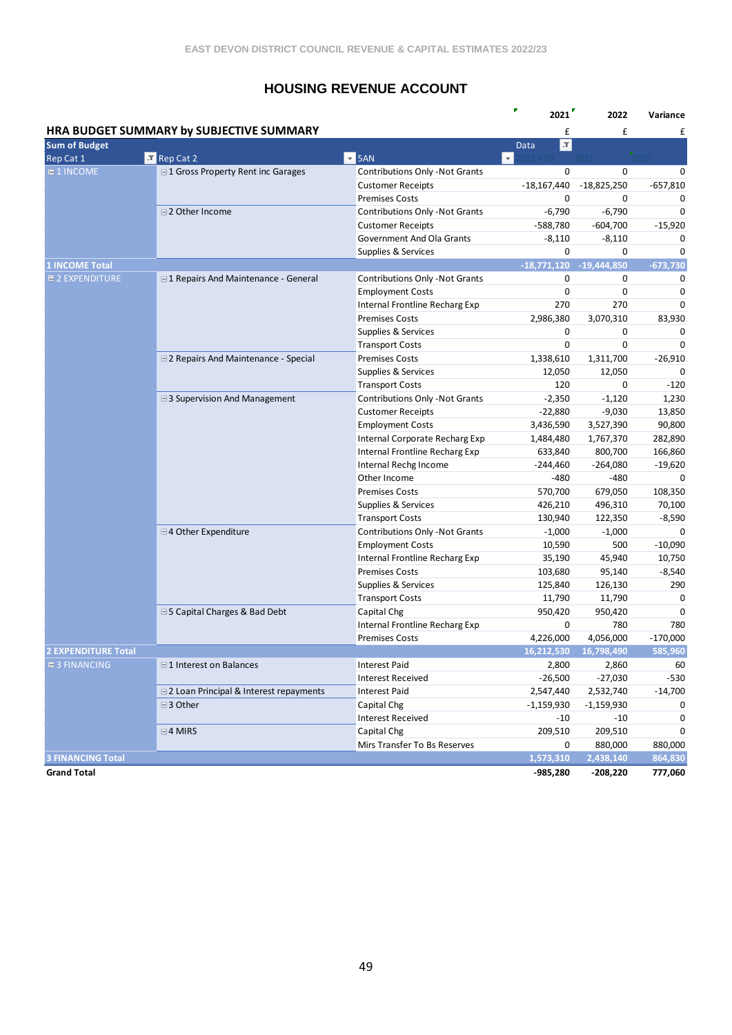# HOUSING REVENUE ACCOUNT

## HRA BUDGET SUMMARY by SUBJECTIVE SUMMARY

| Sum of Budget | | | 2021 | 2022 | Variance |
|---|---|---|---|---|---|
| | | | £ | £ | £ |
| Rep Cat 1 | Rep Cat 2 | 5AN | 2021 YTD | 2022 | 2022 |
| 1 INCOME | 1 Gross Property Rent inc Garages | Contributions Only -Not Grants | 0 | 0 | 0 |
| | | Customer Receipts | -18,167,440 | -18,825,250 | -657,810 |
| | | Premises Costs | 0 | 0 | 0 |
| | 2 Other Income | Contributions Only -Not Grants | -6,790 | -6,790 | 0 |
| | | Customer Receipts | -588,780 | -604,700 | -15,920 |
| | | Government And Ola Grants | -8,110 | -8,110 | 0 |
| | | Supplies & Services | 0 | 0 | 0 |
| **1 INCOME Total** | | | **-18,771,120** | **-19,444,850** | **-673,730** |
| 2 EXPENDITURE | 1 Repairs And Maintenance - General | Contributions Only -Not Grants | 0 | 0 | 0 |
| | | Employment Costs | 0 | 0 | 0 |
| | | Internal Frontline Recharg Exp | 270 | 270 | 0 |
| | | Premises Costs | 2,986,380 | 3,070,310 | 83,930 |
| | | Supplies & Services | 0 | 0 | 0 |
| | | Transport Costs | 0 | 0 | 0 |
| | 2 Repairs And Maintenance - Special | Premises Costs | 1,338,610 | 1,311,700 | -26,910 |
| | | Supplies & Services | 12,050 | 12,050 | 0 |
| | | Transport Costs | 120 | 0 | -120 |
| | 3 Supervision And Management | Contributions Only -Not Grants | -2,350 | -1,120 | 1,230 |
| | | Customer Receipts | -22,880 | -9,030 | 13,850 |
| | | Employment Costs | 3,436,590 | 3,527,390 | 90,800 |
| | | Internal Corporate Recharg Exp | 1,484,480 | 1,767,370 | 282,890 |
| | | Internal Frontline Recharg Exp | 633,840 | 800,700 | 166,860 |
| | | Internal Rechg Income | -244,460 | -264,080 | -19,620 |
| | | Other Income | -480 | -480 | 0 |
| | | Premises Costs | 570,700 | 679,050 | 108,350 |
| | | Supplies & Services | 426,210 | 496,310 | 70,100 |
| | | Transport Costs | 130,940 | 122,350 | -8,590 |
| | 4 Other Expenditure | Contributions Only -Not Grants | -1,000 | -1,000 | 0 |
| | | Employment Costs | 10,590 | 500 | -10,090 |
| | | Internal Frontline Recharg Exp | 35,190 | 45,940 | 10,750 |
| | | Premises Costs | 103,680 | 95,140 | -8,540 |
| | | Supplies & Services | 125,840 | 126,130 | 290 |
| | | Transport Costs | 11,790 | 11,790 | 0 |
| | 5 Capital Charges & Bad Debt | Capital Chg | 950,420 | 950,420 | 0 |
| | | Internal Frontline Recharg Exp | 0 | 780 | 780 |
| | | Premises Costs | 4,226,000 | 4,056,000 | -170,000 |
| **2 EXPENDITURE Total** | | | **16,212,530** | **16,798,490** | **585,960** |
| 3 FINANCING | 1 Interest on Balances | Interest Paid | 2,800 | 2,860 | 60 |
| | | Interest Received | -26,500 | -27,030 | -530 |
| | 2 Loan Principal & Interest repayments | Interest Paid | 2,547,440 | 2,532,740 | -14,700 |
| | 3 Other | Capital Chg | -1,159,930 | -1,159,930 | 0 |
| | | Interest Received | -10 | -10 | 0 |
| | 4 MIRS | Capital Chg | 209,510 | 209,510 | 0 |
| | | Mirs Transfer To Bs Reserves | 0 | 880,000 | 880,000 |
| **3 FINANCING Total** | | | **1,573,310** | **2,438,140** | **864,830** |
| **Grand Total** | | | **-985,280** | **-208,220** | **777,060** |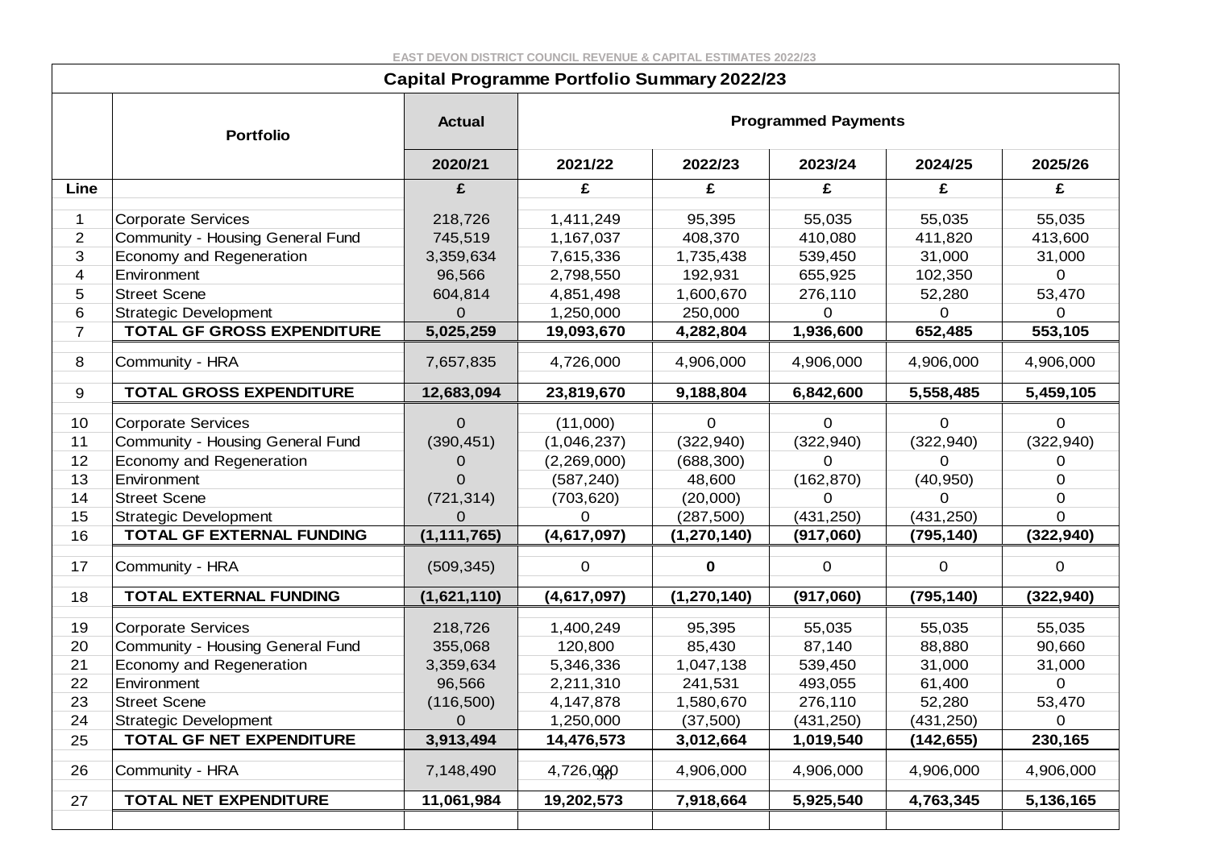EAST DEVON DISTRICT COUNCIL REVENUE & CAPITAL ESTIMATES 2022/23

## Capital Programme Portfolio Summary 2022/23

| | Portfolio | Actual | Programmed Payments | | | | |
|---|---|---|---|---|---|---|---|
| | | 2020/21 | 2021/22 | 2022/23 | 2023/24 | 2024/25 | 2025/26 |
| Line | | £ | £ | £ | £ | £ | £ |
| 1 | Corporate Services | 218,726 | 1,411,249 | 95,395 | 55,035 | 55,035 | 55,035 |
| 2 | Community - Housing General Fund | 745,519 | 1,167,037 | 408,370 | 410,080 | 411,820 | 413,600 |
| 3 | Economy and Regeneration | 3,359,634 | 7,615,336 | 1,735,438 | 539,450 | 31,000 | 31,000 |
| 4 | Environment | 96,566 | 2,798,550 | 192,931 | 655,925 | 102,350 | 0 |
| 5 | Street Scene | 604,814 | 4,851,498 | 1,600,670 | 276,110 | 52,280 | 53,470 |
| 6 | Strategic Development | 0 | 1,250,000 | 250,000 | 0 | 0 | 0 |
| 7 | **TOTAL GF GROSS EXPENDITURE** | **5,025,259** | **19,093,670** | **4,282,804** | **1,936,600** | **652,485** | **553,105** |
| 8 | Community - HRA | 7,657,835 | 4,726,000 | 4,906,000 | 4,906,000 | 4,906,000 | 4,906,000 |
| 9 | **TOTAL GROSS EXPENDITURE** | **12,683,094** | **23,819,670** | **9,188,804** | **6,842,600** | **5,558,485** | **5,459,105** |
| 10 | Corporate Services | 0 | (11,000) | 0 | 0 | 0 | 0 |
| 11 | Community - Housing General Fund | (390,451) | (1,046,237) | (322,940) | (322,940) | (322,940) | (322,940) |
| 12 | Economy and Regeneration | 0 | (2,269,000) | (688,300) | 0 | 0 | 0 |
| 13 | Environment | 0 | (587,240) | 48,600 | (162,870) | (40,950) | 0 |
| 14 | Street Scene | (721,314) | (703,620) | (20,000) | 0 | 0 | 0 |
| 15 | Strategic Development | 0 | 0 | (287,500) | (431,250) | (431,250) | 0 |
| 16 | **TOTAL GF EXTERNAL FUNDING** | **(1,111,765)** | **(4,617,097)** | **(1,270,140)** | **(917,060)** | **(795,140)** | **(322,940)** |
| 17 | Community - HRA | (509,345) | 0 | **0** | 0 | 0 | 0 |
| 18 | **TOTAL EXTERNAL FUNDING** | **(1,621,110)** | **(4,617,097)** | **(1,270,140)** | **(917,060)** | **(795,140)** | **(322,940)** |
| 19 | Corporate Services | 218,726 | 1,400,249 | 95,395 | 55,035 | 55,035 | 55,035 |
| 20 | Community - Housing General Fund | 355,068 | 120,800 | 85,430 | 87,140 | 88,880 | 90,660 |
| 21 | Economy and Regeneration | 3,359,634 | 5,346,336 | 1,047,138 | 539,450 | 31,000 | 31,000 |
| 22 | Environment | 96,566 | 2,211,310 | 241,531 | 493,055 | 61,400 | 0 |
| 23 | Street Scene | (116,500) | 4,147,878 | 1,580,670 | 276,110 | 52,280 | 53,470 |
| 24 | Strategic Development | 0 | 1,250,000 | (37,500) | (431,250) | (431,250) | 0 |
| 25 | **TOTAL GF NET EXPENDITURE** | **3,913,494** | **14,476,573** | **3,012,664** | **1,019,540** | **(142,655)** | **230,165** |
| 26 | Community - HRA | 7,148,490 | 4,726,000 | 4,906,000 | 4,906,000 | 4,906,000 | 4,906,000 |
| 27 | **TOTAL NET EXPENDITURE** | **11,061,984** | **19,202,573** | **7,918,664** | **5,925,540** | **4,763,345** | **5,136,165** |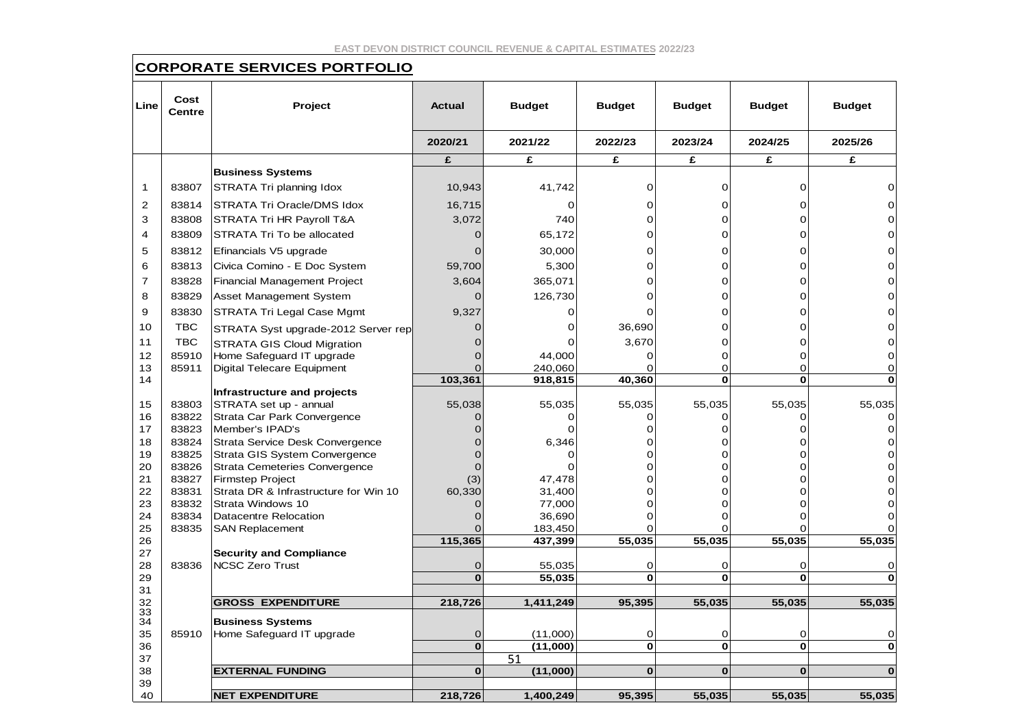EAST DEVON DISTRICT COUNCIL REVENUE & CAPITAL ESTIMATES 2022/23

## CORPORATE SERVICES PORTFOLIO

| Line | Cost Centre | Project | Actual | Budget | Budget | Budget | Budget | Budget |
|---|---|---|---|---|---|---|---|---|
| | | | 2020/21 | 2021/22 | 2022/23 | 2023/24 | 2024/25 | 2025/26 |
| | | | £ | £ | £ | £ | £ | £ |
| | | **Business Systems** | | | | | | |
| 1 | 83807 | STRATA Tri planning Idox | 10,943 | 41,742 | 0 | 0 | 0 | 0 |
| 2 | 83814 | STRATA Tri Oracle/DMS Idox | 16,715 | 0 | 0 | 0 | 0 | 0 |
| 3 | 83808 | STRATA Tri HR Payroll T&A | 3,072 | 740 | 0 | 0 | 0 | 0 |
| 4 | 83809 | STRATA Tri To be allocated | 0 | 65,172 | 0 | 0 | 0 | 0 |
| 5 | 83812 | Efinancials V5 upgrade | 0 | 30,000 | 0 | 0 | 0 | 0 |
| 6 | 83813 | Civica Comino - E Doc System | 59,700 | 5,300 | 0 | 0 | 0 | 0 |
| 7 | 83828 | Financial Management Project | 3,604 | 365,071 | 0 | 0 | 0 | 0 |
| 8 | 83829 | Asset Management System | 0 | 126,730 | 0 | 0 | 0 | 0 |
| 9 | 83830 | STRATA Tri Legal Case Mgmt | 9,327 | 0 | 0 | 0 | 0 | 0 |
| 10 | TBC | STRATA Syst upgrade-2012 Server rep | 0 | 0 | 36,690 | 0 | 0 | 0 |
| 11 | TBC | STRATA GIS Cloud Migration | 0 | 0 | 3,670 | 0 | 0 | 0 |
| 12 | 85910 | Home Safeguard IT upgrade | 0 | 44,000 | 0 | 0 | 0 | 0 |
| 13 | 85911 | Digital Telecare Equipment | 0 | 240,060 | 0 | 0 | 0 | 0 |
| 14 | | | **103,361** | **918,815** | **40,360** | **0** | **0** | **0** |
| | | **Infrastructure and projects** | | | | | | |
| 15 | 83803 | STRATA set up - annual | 55,038 | 55,035 | 55,035 | 55,035 | 55,035 | 55,035 |
| 16 | 83822 | Strata Car Park Convergence | 0 | 0 | 0 | 0 | 0 | 0 |
| 17 | 83823 | Member's IPAD's | 0 | 0 | 0 | 0 | 0 | 0 |
| 18 | 83824 | Strata Service Desk Convergence | 0 | 6,346 | 0 | 0 | 0 | 0 |
| 19 | 83825 | Strata GIS System Convergence | 0 | 0 | 0 | 0 | 0 | 0 |
| 20 | 83826 | Strata Cemeteries Convergence | 0 | 0 | 0 | 0 | 0 | 0 |
| 21 | 83827 | Firmstep Project | (3) | 47,478 | 0 | 0 | 0 | 0 |
| 22 | 83831 | Strata DR & Infrastructure for Win 10 | 60,330 | 31,400 | 0 | 0 | 0 | 0 |
| 23 | 83832 | Strata Windows 10 | 0 | 77,000 | 0 | 0 | 0 | 0 |
| 24 | 83834 | Datacentre Relocation | 0 | 36,690 | 0 | 0 | 0 | 0 |
| 25 | 83835 | SAN Replacement | 0 | 183,450 | 0 | 0 | 0 | 0 |
| 26 | | | **115,365** | **437,399** | **55,035** | **55,035** | **55,035** | **55,035** |
| 27 | | **Security and Compliance** | | | | | | |
| 28 | 83836 | NCSC Zero Trust | 0 | 55,035 | 0 | 0 | 0 | 0 |
| 29 | | | **0** | **55,035** | **0** | **0** | **0** | **0** |
| 31 | | | | | | | | |
| 32 | | **GROSS EXPENDITURE** | **218,726** | **1,411,249** | **95,395** | **55,035** | **55,035** | **55,035** |
| 33 | | | | | | | | |
| 34 | | **Business Systems** | | | | | | |
| 35 | 85910 | Home Safeguard IT upgrade | 0 | (11,000) | 0 | 0 | 0 | 0 |
| 36 | | | **0** | **(11,000)** | **0** | **0** | **0** | **0** |
| 37 | | | | | | | | |
| 38 | | **EXTERNAL FUNDING** | **0** | **(11,000)** | **0** | **0** | **0** | **0** |
| 39 | | | | | | | | |
| 40 | | **NET EXPENDITURE** | **218,726** | **1,400,249** | **95,395** | **55,035** | **55,035** | **55,035** |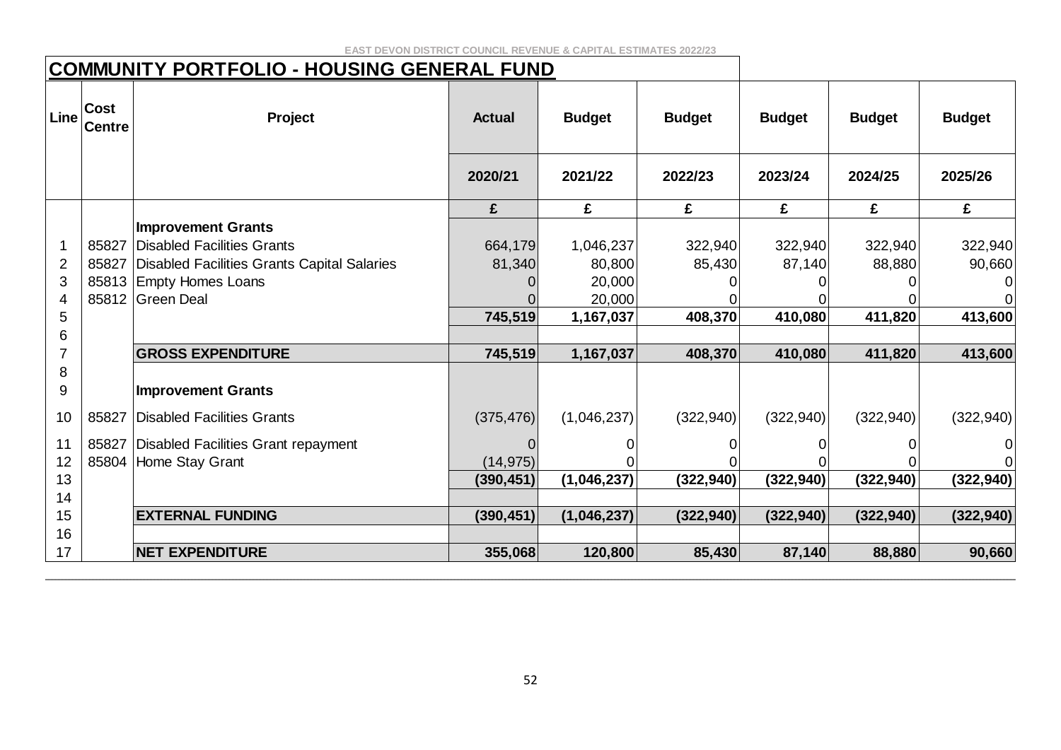EAST DEVON DISTRICT COUNCIL REVENUE & CAPITAL ESTIMATES 2022/23

## COMMUNITY PORTFOLIO - HOUSING GENERAL FUND

| Line | Cost Centre | Project | Actual | Budget | Budget | Budget | Budget | Budget |
|---|---|---|---|---|---|---|---|---|
| | | | 2020/21 | 2021/22 | 2022/23 | 2023/24 | 2024/25 | 2025/26 |
| | | | £ | £ | £ | £ | £ | £ |
| | | **Improvement Grants** | | | | | | |
| 1 | 85827 | Disabled Facilities Grants | 664,179 | 1,046,237 | 322,940 | 322,940 | 322,940 | 322,940 |
| 2 | 85827 | Disabled Facilities Grants Capital Salaries | 81,340 | 80,800 | 85,430 | 87,140 | 88,880 | 90,660 |
| 3 | 85813 | Empty Homes Loans | 0 | 20,000 | 0 | 0 | 0 | 0 |
| 4 | 85812 | Green Deal | 0 | 20,000 | 0 | 0 | 0 | 0 |
| 5 | | | **745,519** | **1,167,037** | **408,370** | **410,080** | **411,820** | **413,600** |
| 6 | | | | | | | | |
| 7 | | **GROSS EXPENDITURE** | **745,519** | **1,167,037** | **408,370** | **410,080** | **411,820** | **413,600** |
| 8 | | | | | | | | |
| 9 | | **Improvement Grants** | | | | | | |
| 10 | 85827 | Disabled Facilities Grants | (375,476) | (1,046,237) | (322,940) | (322,940) | (322,940) | (322,940) |
| 11 | 85827 | Disabled Facilities Grant repayment | 0 | 0 | 0 | 0 | 0 | 0 |
| 12 | 85804 | Home Stay Grant | (14,975) | 0 | 0 | 0 | 0 | 0 |
| 13 | | | **(390,451)** | **(1,046,237)** | **(322,940)** | **(322,940)** | **(322,940)** | **(322,940)** |
| 14 | | | | | | | | |
| 15 | | **EXTERNAL FUNDING** | **(390,451)** | **(1,046,237)** | **(322,940)** | **(322,940)** | **(322,940)** | **(322,940)** |
| 16 | | | | | | | | |
| 17 | | **NET EXPENDITURE** | **355,068** | **120,800** | **85,430** | **87,140** | **88,880** | **90,660** |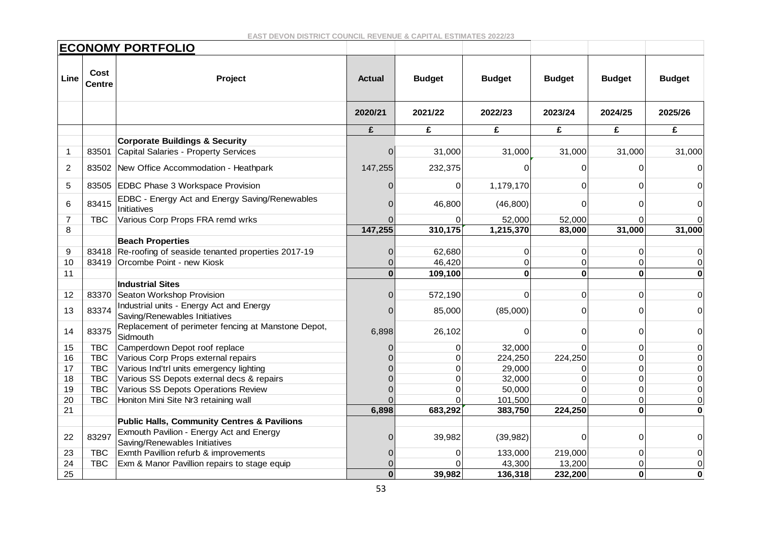EAST DEVON DISTRICT COUNCIL REVENUE & CAPITAL ESTIMATES 2022/23

## ECONOMY PORTFOLIO

| Line | Cost Centre | Project | Actual | Budget | Budget | Budget | Budget | Budget |
|---|---|---|---|---|---|---|---|---|
| | | | 2020/21 | 2021/22 | 2022/23 | 2023/24 | 2024/25 | 2025/26 |
| | | | £ | £ | £ | £ | £ | £ |
| | | **Corporate Buildings & Security** | | | | | | |
| 1 | 83501 | Capital Salaries - Property Services | 0 | 31,000 | 31,000 | 31,000 | 31,000 | 31,000 |
| 2 | 83502 | New Office Accommodation - Heathpark | 147,255 | 232,375 | 0 | 0 | 0 | 0 |
| 5 | 83505 | EDBC Phase 3 Workspace Provision | 0 | 0 | 1,179,170 | 0 | 0 | 0 |
| 6 | 83415 | EDBC - Energy Act and Energy Saving/Renewables Initiatives | 0 | 46,800 | (46,800) | 0 | 0 | 0 |
| 7 | TBC | Various Corp Props FRA remd wrks | 0 | 0 | 52,000 | 52,000 | 0 | 0 |
| 8 | | | **147,255** | **310,175** | **1,215,370** | **83,000** | **31,000** | **31,000** |
| | | **Beach Properties** | | | | | | |
| 9 | 83418 | Re-roofing of seaside tenanted properties 2017-19 | 0 | 62,680 | 0 | 0 | 0 | 0 |
| 10 | 83419 | Orcombe Point - new Kiosk | 0 | 46,420 | 0 | 0 | 0 | 0 |
| 11 | | | **0** | **109,100** | **0** | **0** | **0** | **0** |
| | | **Industrial Sites** | | | | | | |
| 12 | 83370 | Seaton Workshop Provision | 0 | 572,190 | 0 | 0 | 0 | 0 |
| 13 | 83374 | Industrial units - Energy Act and Energy Saving/Renewables Initiatives | 0 | 85,000 | (85,000) | 0 | 0 | 0 |
| 14 | 83375 | Replacement of perimeter fencing at Manstone Depot, Sidmouth | 6,898 | 26,102 | 0 | 0 | 0 | 0 |
| 15 | TBC | Camperdown Depot roof replace | 0 | 0 | 32,000 | 0 | 0 | 0 |
| 16 | TBC | Various Corp Props external repairs | 0 | 0 | 224,250 | 224,250 | 0 | 0 |
| 17 | TBC | Various Ind'trl units emergency lighting | 0 | 0 | 29,000 | 0 | 0 | 0 |
| 18 | TBC | Various SS Depots external decs & repairs | 0 | 0 | 32,000 | 0 | 0 | 0 |
| 19 | TBC | Various SS Depots Operations Review | 0 | 0 | 50,000 | 0 | 0 | 0 |
| 20 | TBC | Honiton Mini Site Nr3 retaining wall | 0 | 0 | 101,500 | 0 | 0 | 0 |
| 21 | | | **6,898** | **683,292** | **383,750** | **224,250** | **0** | **0** |
| | | **Public Halls, Community Centres & Pavilions** | | | | | | |
| 22 | 83297 | Exmouth Pavilion - Energy Act and Energy Saving/Renewables Initiatives | 0 | 39,982 | (39,982) | 0 | 0 | 0 |
| 23 | TBC | Exmth Pavillion refurb & improvements | 0 | 0 | 133,000 | 219,000 | 0 | 0 |
| 24 | TBC | Exm & Manor Pavillion repairs to stage equip | 0 | 0 | 43,300 | 13,200 | 0 | 0 |
| 25 | | | **0** | **39,982** | **136,318** | **232,200** | **0** | **0** |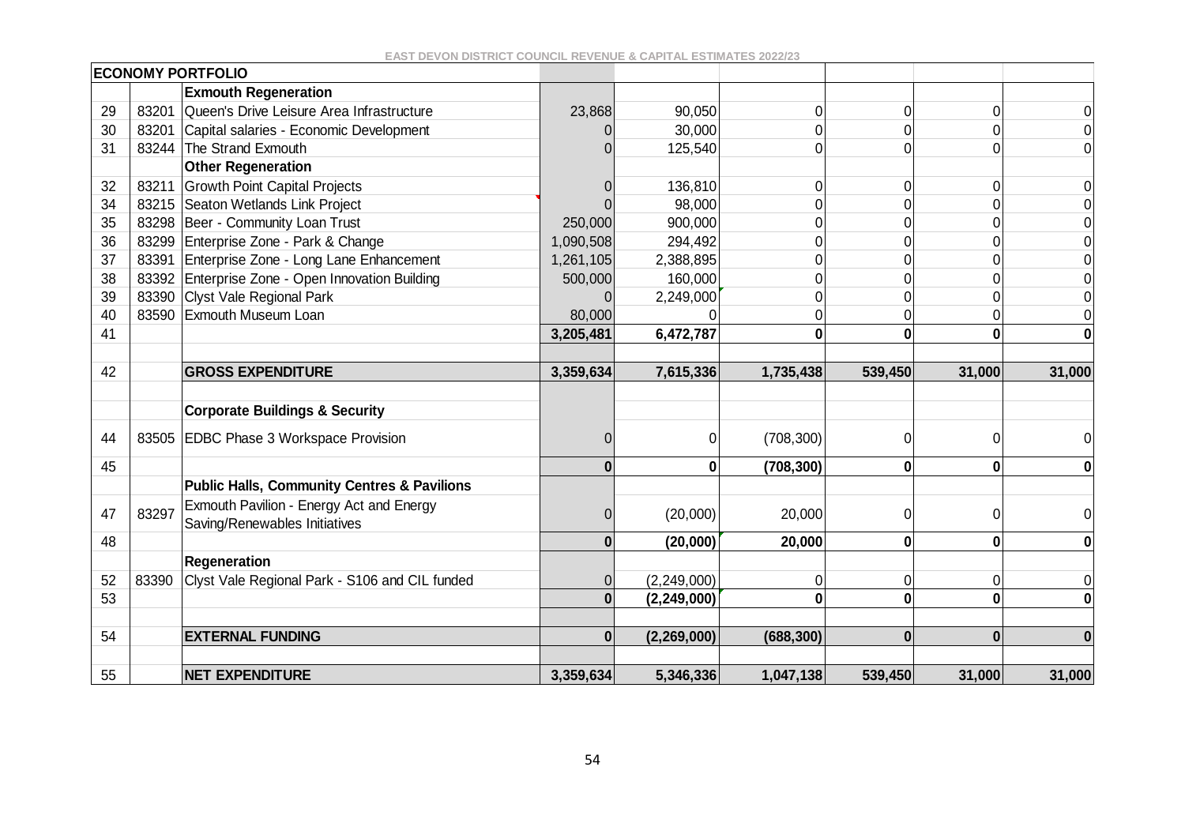EAST DEVON DISTRICT COUNCIL REVENUE & CAPITAL ESTIMATES 2022/23

| | | **ECONOMY PORTFOLIO** | | | | | | |
|---|---|---|---|---|---|---|---|---|
| | | **Exmouth Regeneration** | | | | | | |
| 29 | 83201 | Queen's Drive Leisure Area Infrastructure | 23,868 | 90,050 | 0 | 0 | 0 | 0 |
| 30 | 83201 | Capital salaries - Economic Development | 0 | 30,000 | 0 | 0 | 0 | 0 |
| 31 | 83244 | The Strand Exmouth | 0 | 125,540 | 0 | 0 | 0 | 0 |
| | | **Other Regeneration** | | | | | | |
| 32 | 83211 | Growth Point Capital Projects | 0 | 136,810 | 0 | 0 | 0 | 0 |
| 34 | 83215 | Seaton Wetlands Link Project | 0 | 98,000 | 0 | 0 | 0 | 0 |
| 35 | 83298 | Beer - Community Loan Trust | 250,000 | 900,000 | 0 | 0 | 0 | 0 |
| 36 | 83299 | Enterprise Zone - Park & Change | 1,090,508 | 294,492 | 0 | 0 | 0 | 0 |
| 37 | 83391 | Enterprise Zone - Long Lane Enhancement | 1,261,105 | 2,388,895 | 0 | 0 | 0 | 0 |
| 38 | 83392 | Enterprise Zone - Open Innovation Building | 500,000 | 160,000 | 0 | 0 | 0 | 0 |
| 39 | 83390 | Clyst Vale Regional Park | 0 | 2,249,000 | 0 | 0 | 0 | 0 |
| 40 | 83590 | Exmouth Museum Loan | 80,000 | 0 | 0 | 0 | 0 | 0 |
| 41 | | | **3,205,481** | **6,472,787** | **0** | **0** | **0** | **0** |
| | | | | | | | | |
| 42 | | **GROSS EXPENDITURE** | **3,359,634** | **7,615,336** | **1,735,438** | **539,450** | **31,000** | **31,000** |
| | | | | | | | | |
| | | **Corporate Buildings & Security** | | | | | | |
| 44 | 83505 | EDBC Phase 3 Workspace Provision | 0 | 0 | (708,300) | 0 | 0 | 0 |
| 45 | | | **0** | **0** | **(708,300)** | **0** | **0** | **0** |
| | | **Public Halls, Community Centres & Pavilions** | | | | | | |
| 47 | 83297 | Exmouth Pavilion - Energy Act and Energy Saving/Renewables Initiatives | 0 | (20,000) | 20,000 | 0 | 0 | 0 |
| 48 | | | **0** | **(20,000)** | **20,000** | **0** | **0** | **0** |
| | | **Regeneration** | | | | | | |
| 52 | 83390 | Clyst Vale Regional Park - S106 and CIL funded | 0 | (2,249,000) | 0 | 0 | 0 | 0 |
| 53 | | | **0** | **(2,249,000)** | **0** | **0** | **0** | **0** |
| | | | | | | | | |
| 54 | | **EXTERNAL FUNDING** | **0** | **(2,269,000)** | **(688,300)** | **0** | **0** | **0** |
| | | | | | | | | |
| 55 | | **NET EXPENDITURE** | **3,359,634** | **5,346,336** | **1,047,138** | **539,450** | **31,000** | **31,000** |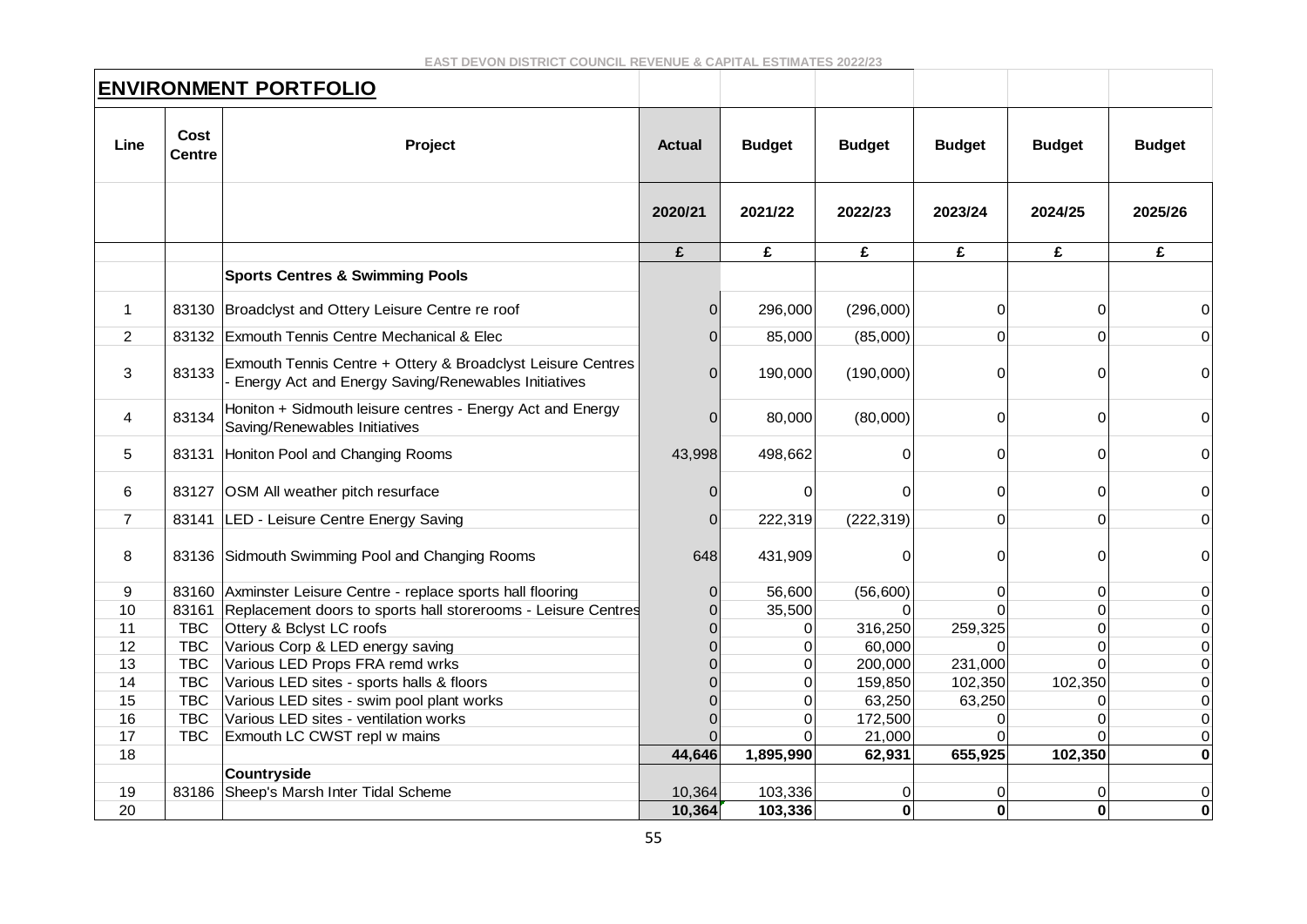EAST DEVON DISTRICT COUNCIL REVENUE & CAPITAL ESTIMATES 2022/23

## ENVIRONMENT PORTFOLIO

| Line | Cost Centre | Project | Actual | Budget | Budget | Budget | Budget | Budget |
|---|---|---|---|---|---|---|---|---|
| | | | 2020/21 | 2021/22 | 2022/23 | 2023/24 | 2024/25 | 2025/26 |
| | | | £ | £ | £ | £ | £ | £ |
| | | **Sports Centres & Swimming Pools** | | | | | | |
| 1 | 83130 | Broadclyst and Ottery Leisure Centre re roof | 0 | 296,000 | (296,000) | 0 | 0 | 0 |
| 2 | 83132 | Exmouth Tennis Centre Mechanical & Elec | 0 | 85,000 | (85,000) | 0 | 0 | 0 |
| 3 | 83133 | Exmouth Tennis Centre + Ottery & Broadclyst Leisure Centres - Energy Act and Energy Saving/Renewables Initiatives | 0 | 190,000 | (190,000) | 0 | 0 | 0 |
| 4 | 83134 | Honiton + Sidmouth leisure centres - Energy Act and Energy Saving/Renewables Initiatives | 0 | 80,000 | (80,000) | 0 | 0 | 0 |
| 5 | 83131 | Honiton Pool and Changing Rooms | 43,998 | 498,662 | 0 | 0 | 0 | 0 |
| 6 | 83127 | OSM All weather pitch resurface | 0 | 0 | 0 | 0 | 0 | 0 |
| 7 | 83141 | LED - Leisure Centre Energy Saving | 0 | 222,319 | (222,319) | 0 | 0 | 0 |
| 8 | 83136 | Sidmouth Swimming Pool and Changing Rooms | 648 | 431,909 | 0 | 0 | 0 | 0 |
| 9 | 83160 | Axminster Leisure Centre - replace sports hall flooring | 0 | 56,600 | (56,600) | 0 | 0 | 0 |
| 10 | 83161 | Replacement doors to sports hall storerooms - Leisure Centres | 0 | 35,500 | 0 | 0 | 0 | 0 |
| 11 | TBC | Ottery & Bclyst LC roofs | 0 | 0 | 316,250 | 259,325 | 0 | 0 |
| 12 | TBC | Various Corp & LED energy saving | 0 | 0 | 60,000 | 0 | 0 | 0 |
| 13 | TBC | Various LED Props FRA remd wrks | 0 | 0 | 200,000 | 231,000 | 0 | 0 |
| 14 | TBC | Various LED sites - sports halls & floors | 0 | 0 | 159,850 | 102,350 | 102,350 | 0 |
| 15 | TBC | Various LED sites - swim pool plant works | 0 | 0 | 63,250 | 63,250 | 0 | 0 |
| 16 | TBC | Various LED sites - ventilation works | 0 | 0 | 172,500 | 0 | 0 | 0 |
| 17 | TBC | Exmouth LC CWST repl w mains | 0 | 0 | 21,000 | 0 | 0 | 0 |
| 18 | | | **44,646** | **1,895,990** | **62,931** | **655,925** | **102,350** | **0** |
| | | **Countryside** | | | | | | |
| 19 | 83186 | Sheep's Marsh Inter Tidal Scheme | 10,364 | 103,336 | 0 | 0 | 0 | 0 |
| 20 | | | **10,364** | **103,336** | **0** | **0** | **0** | **0** |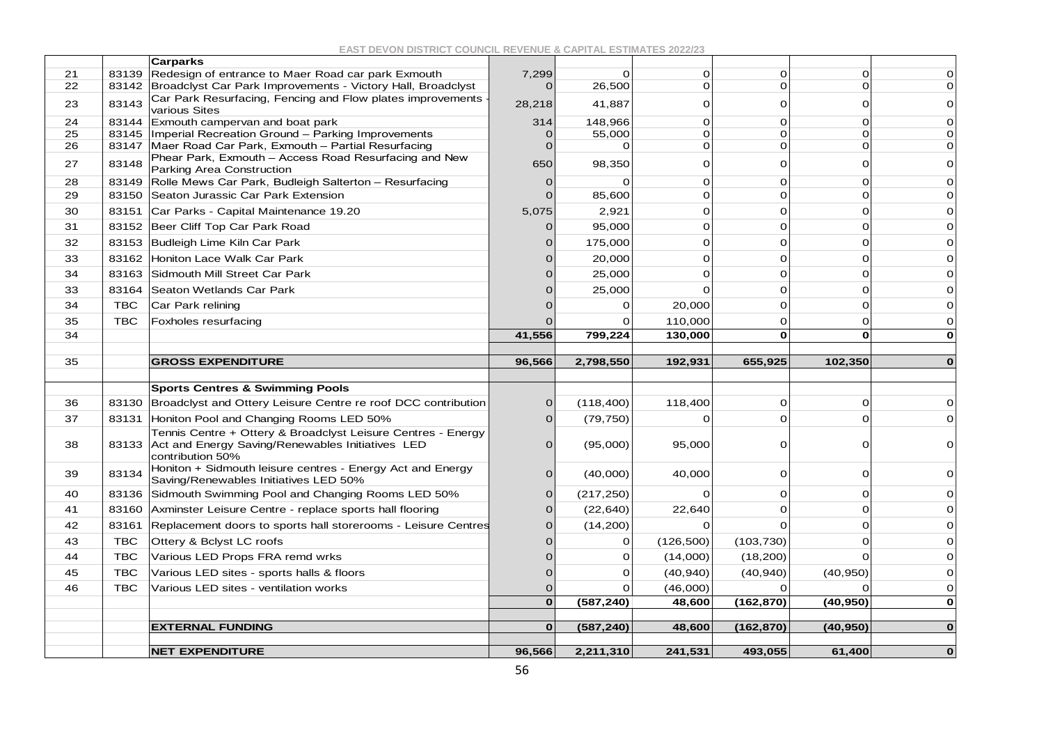EAST DEVON DISTRICT COUNCIL REVENUE & CAPITAL ESTIMATES 2022/23

| | | | | | | | | |
|---|---|---|---|---|---|---|---|---|
| | | **Carparks** | | | | | | |
| 21 | 83139 | Redesign of entrance to Maer Road car park Exmouth | 7,299 | 0 | 0 | 0 | 0 | 0 |
| 22 | 83142 | Broadclyst Car Park Improvements - Victory Hall, Broadclyst | 0 | 26,500 | 0 | 0 | 0 | 0 |
| 23 | 83143 | Car Park Resurfacing, Fencing and Flow plates improvements - various Sites | 28,218 | 41,887 | 0 | 0 | 0 | 0 |
| 24 | 83144 | Exmouth campervan and boat park | 314 | 148,966 | 0 | 0 | 0 | 0 |
| 25 | 83145 | Imperial Recreation Ground – Parking Improvements | 0 | 55,000 | 0 | 0 | 0 | 0 |
| 26 | 83147 | Maer Road Car Park, Exmouth – Partial Resurfacing | 0 | 0 | 0 | 0 | 0 | 0 |
| 27 | 83148 | Phear Park, Exmouth – Access Road Resurfacing and New Parking Area Construction | 650 | 98,350 | 0 | 0 | 0 | 0 |
| 28 | 83149 | Rolle Mews Car Park, Budleigh Salterton – Resurfacing | 0 | 0 | 0 | 0 | 0 | 0 |
| 29 | 83150 | Seaton Jurassic Car Park Extension | 0 | 85,600 | 0 | 0 | 0 | 0 |
| 30 | 83151 | Car Parks - Capital Maintenance 19.20 | 5,075 | 2,921 | 0 | 0 | 0 | 0 |
| 31 | 83152 | Beer Cliff Top Car Park Road | 0 | 95,000 | 0 | 0 | 0 | 0 |
| 32 | 83153 | Budleigh Lime Kiln Car Park | 0 | 175,000 | 0 | 0 | 0 | 0 |
| 33 | 83162 | Honiton Lace Walk Car Park | 0 | 20,000 | 0 | 0 | 0 | 0 |
| 34 | 83163 | Sidmouth Mill Street Car Park | 0 | 25,000 | 0 | 0 | 0 | 0 |
| 33 | 83164 | Seaton Wetlands Car Park | 0 | 25,000 | 0 | 0 | 0 | 0 |
| 34 | TBC | Car Park relining | 0 | 0 | 20,000 | 0 | 0 | 0 |
| 35 | TBC | Foxholes resurfacing | 0 | 0 | 110,000 | 0 | 0 | 0 |
| 34 | | | **41,556** | **799,224** | **130,000** | **0** | **0** | **0** |
| | | | | | | | | |
| 35 | | **GROSS EXPENDITURE** | **96,566** | **2,798,550** | **192,931** | **655,925** | **102,350** | **0** |
| | | | | | | | | |
| | | **Sports Centres & Swimming Pools** | | | | | | |
| 36 | 83130 | Broadclyst and Ottery Leisure Centre re roof DCC contribution | 0 | (118,400) | 118,400 | 0 | 0 | 0 |
| 37 | 83131 | Honiton Pool and Changing Rooms LED 50% | 0 | (79,750) | 0 | 0 | 0 | 0 |
| 38 | 83133 | Tennis Centre + Ottery & Broadclyst Leisure Centres - Energy Act and Energy Saving/Renewables Initiatives LED contribution 50% | 0 | (95,000) | 95,000 | 0 | 0 | 0 |
| 39 | 83134 | Honiton + Sidmouth leisure centres - Energy Act and Energy Saving/Renewables Initiatives LED 50% | 0 | (40,000) | 40,000 | 0 | 0 | 0 |
| 40 | 83136 | Sidmouth Swimming Pool and Changing Rooms LED 50% | 0 | (217,250) | 0 | 0 | 0 | 0 |
| 41 | 83160 | Axminster Leisure Centre - replace sports hall flooring | 0 | (22,640) | 22,640 | 0 | 0 | 0 |
| 42 | 83161 | Replacement doors to sports hall storerooms - Leisure Centres | 0 | (14,200) | 0 | 0 | 0 | 0 |
| 43 | TBC | Ottery & Bclyst LC roofs | 0 | 0 | (126,500) | (103,730) | 0 | 0 |
| 44 | TBC | Various LED Props FRA remd wrks | 0 | 0 | (14,000) | (18,200) | 0 | 0 |
| 45 | TBC | Various LED sites - sports halls & floors | 0 | 0 | (40,940) | (40,940) | (40,950) | 0 |
| 46 | TBC | Various LED sites - ventilation works | 0 | 0 | (46,000) | 0 | 0 | 0 |
| | | | **0** | **(587,240)** | **48,600** | **(162,870)** | **(40,950)** | **0** |
| | | | | | | | | |
| | | **EXTERNAL FUNDING** | **0** | **(587,240)** | **48,600** | **(162,870)** | **(40,950)** | **0** |
| | | | | | | | | |
| | | **NET EXPENDITURE** | **96,566** | **2,211,310** | **241,531** | **493,055** | **61,400** | **0** |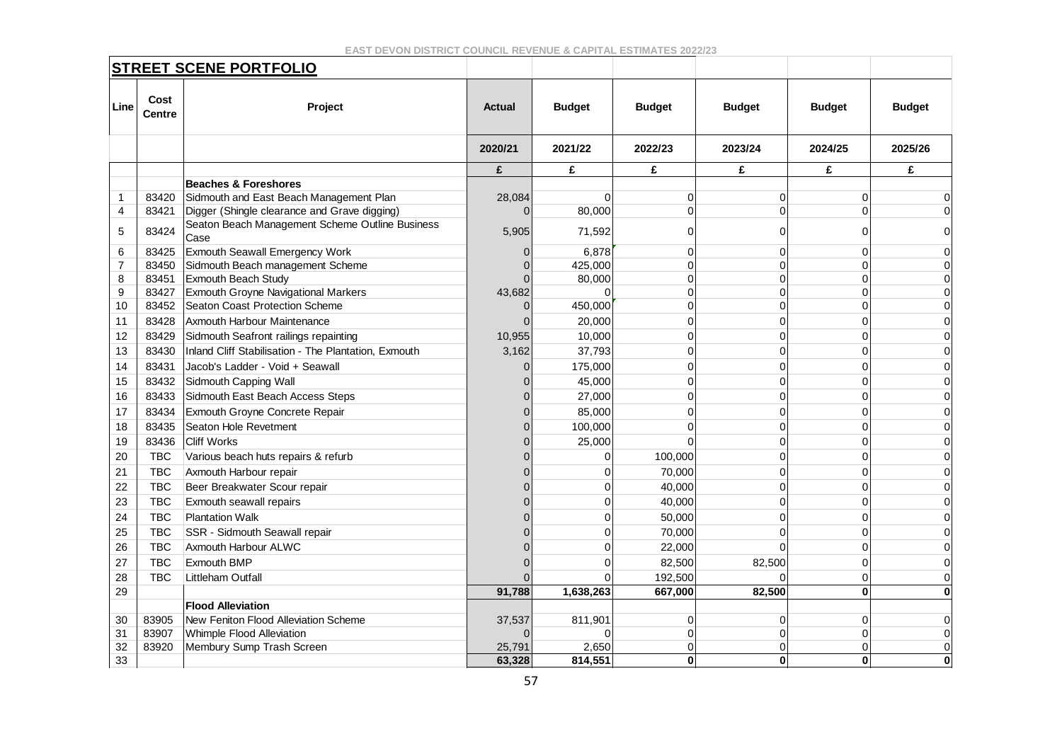EAST DEVON DISTRICT COUNCIL REVENUE & CAPITAL ESTIMATES 2022/23

## STREET SCENE PORTFOLIO

| Line | Cost Centre | Project | Actual | Budget | Budget | Budget | Budget | Budget |
|---|---|---|---|---|---|---|---|---|
| | | | 2020/21 | 2021/22 | 2022/23 | 2023/24 | 2024/25 | 2025/26 |
| | | | £ | £ | £ | £ | £ | £ |
| | | **Beaches & Foreshores** | | | | | | |
| 1 | 83420 | Sidmouth and East Beach Management Plan | 28,084 | 0 | 0 | 0 | 0 | 0 |
| 4 | 83421 | Digger (Shingle clearance and Grave digging) | 0 | 80,000 | 0 | 0 | 0 | 0 |
| 5 | 83424 | Seaton Beach Management Scheme Outline Business Case | 5,905 | 71,592 | 0 | 0 | 0 | 0 |
| 6 | 83425 | Exmouth Seawall Emergency Work | 0 | 6,878 | 0 | 0 | 0 | 0 |
| 7 | 83450 | Sidmouth Beach management Scheme | 0 | 425,000 | 0 | 0 | 0 | 0 |
| 8 | 83451 | Exmouth Beach Study | 0 | 80,000 | 0 | 0 | 0 | 0 |
| 9 | 83427 | Exmouth Groyne Navigational Markers | 43,682 | 0 | 0 | 0 | 0 | 0 |
| 10 | 83452 | Seaton Coast Protection Scheme | 0 | 450,000 | 0 | 0 | 0 | 0 |
| 11 | 83428 | Axmouth Harbour Maintenance | 0 | 20,000 | 0 | 0 | 0 | 0 |
| 12 | 83429 | Sidmouth Seafront railings repainting | 10,955 | 10,000 | 0 | 0 | 0 | 0 |
| 13 | 83430 | Inland Cliff Stabilisation - The Plantation, Exmouth | 3,162 | 37,793 | 0 | 0 | 0 | 0 |
| 14 | 83431 | Jacob's Ladder - Void + Seawall | 0 | 175,000 | 0 | 0 | 0 | 0 |
| 15 | 83432 | Sidmouth Capping Wall | 0 | 45,000 | 0 | 0 | 0 | 0 |
| 16 | 83433 | Sidmouth East Beach Access Steps | 0 | 27,000 | 0 | 0 | 0 | 0 |
| 17 | 83434 | Exmouth Groyne Concrete Repair | 0 | 85,000 | 0 | 0 | 0 | 0 |
| 18 | 83435 | Seaton Hole Revetment | 0 | 100,000 | 0 | 0 | 0 | 0 |
| 19 | 83436 | Cliff Works | 0 | 25,000 | 0 | 0 | 0 | 0 |
| 20 | TBC | Various beach huts repairs & refurb | 0 | 0 | 100,000 | 0 | 0 | 0 |
| 21 | TBC | Axmouth Harbour repair | 0 | 0 | 70,000 | 0 | 0 | 0 |
| 22 | TBC | Beer Breakwater Scour repair | 0 | 0 | 40,000 | 0 | 0 | 0 |
| 23 | TBC | Exmouth seawall repairs | 0 | 0 | 40,000 | 0 | 0 | 0 |
| 24 | TBC | Plantation Walk | 0 | 0 | 50,000 | 0 | 0 | 0 |
| 25 | TBC | SSR - Sidmouth Seawall repair | 0 | 0 | 70,000 | 0 | 0 | 0 |
| 26 | TBC | Axmouth Harbour ALWC | 0 | 0 | 22,000 | 0 | 0 | 0 |
| 27 | TBC | Exmouth BMP | 0 | 0 | 82,500 | 82,500 | 0 | 0 |
| 28 | TBC | Littleham Outfall | 0 | 0 | 192,500 | 0 | 0 | 0 |
| 29 | | | **91,788** | **1,638,263** | **667,000** | **82,500** | **0** | **0** |
| | | **Flood Alleviation** | | | | | | |
| 30 | 83905 | New Feniton Flood Alleviation Scheme | 37,537 | 811,901 | 0 | 0 | 0 | 0 |
| 31 | 83907 | Whimple Flood Alleviation | 0 | 0 | 0 | 0 | 0 | 0 |
| 32 | 83920 | Membury Sump Trash Screen | 25,791 | 2,650 | 0 | 0 | 0 | 0 |
| 33 | | | **63,328** | **814,551** | **0** | **0** | **0** | **0** |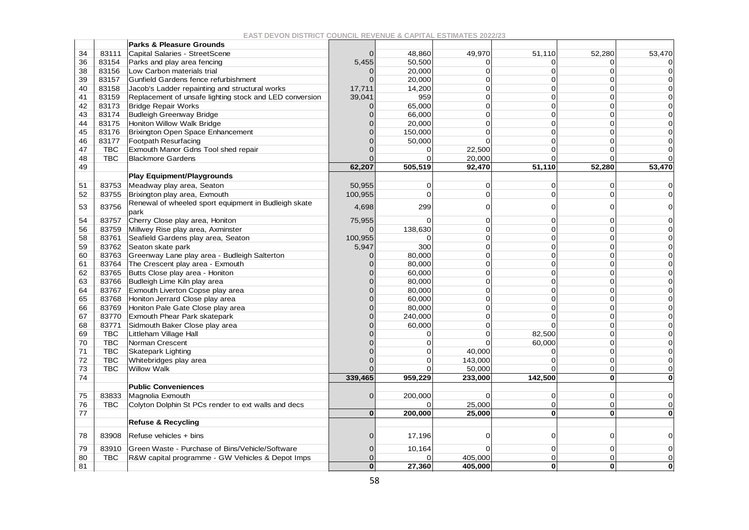| | | | | | | | | |
|---|---|---|---|---|---|---|---|---|
| | | **Parks & Pleasure Grounds** | | | | | | |
| 34 | 83111 | Capital Salaries - StreetScene | 0 | 48,860 | 49,970 | 51,110 | 52,280 | 53,470 |
| 36 | 83154 | Parks and play area fencing | 5,455 | 50,500 | 0 | 0 | 0 | 0 |
| 38 | 83156 | Low Carbon materials trial | 0 | 20,000 | 0 | 0 | 0 | 0 |
| 39 | 83157 | Gunfield Gardens fence refurbishment | 0 | 20,000 | 0 | 0 | 0 | 0 |
| 40 | 83158 | Jacob's Ladder repainting and structural works | 17,711 | 14,200 | 0 | 0 | 0 | 0 |
| 41 | 83159 | Replacement of unsafe lighting stock and LED conversion | 39,041 | 959 | 0 | 0 | 0 | 0 |
| 42 | 83173 | Bridge Repair Works | 0 | 65,000 | 0 | 0 | 0 | 0 |
| 43 | 83174 | Budleigh Greenway Bridge | 0 | 66,000 | 0 | 0 | 0 | 0 |
| 44 | 83175 | Honiton Willow Walk Bridge | 0 | 20,000 | 0 | 0 | 0 | 0 |
| 45 | 83176 | Brixington Open Space Enhancement | 0 | 150,000 | 0 | 0 | 0 | 0 |
| 46 | 83177 | Footpath Resurfacing | 0 | 50,000 | 0 | 0 | 0 | 0 |
| 47 | TBC | Exmouth Manor Gdns Tool shed repair | 0 | 0 | 22,500 | 0 | 0 | 0 |
| 48 | TBC | Blackmore Gardens | 0 | 0 | 20,000 | 0 | 0 | 0 |
| 49 | | | **62,207** | **505,519** | **92,470** | **51,110** | **52,280** | **53,470** |
| | | **Play Equipment/Playgrounds** | | | | | | |
| 51 | 83753 | Meadway play area, Seaton | 50,955 | 0 | 0 | 0 | 0 | 0 |
| 52 | 83755 | Brixington play area, Exmouth | 100,955 | 0 | 0 | 0 | 0 | 0 |
| 53 | 83756 | Renewal of wheeled sport equipment in Budleigh skate park | 4,698 | 299 | 0 | 0 | 0 | 0 |
| 54 | 83757 | Cherry Close play area, Honiton | 75,955 | 0 | 0 | 0 | 0 | 0 |
| 56 | 83759 | Millwey Rise play area, Axminster | 0 | 138,630 | 0 | 0 | 0 | 0 |
| 58 | 83761 | Seafield Gardens play area, Seaton | 100,955 | 0 | 0 | 0 | 0 | 0 |
| 59 | 83762 | Seaton skate park | 5,947 | 300 | 0 | 0 | 0 | 0 |
| 60 | 83763 | Greenway Lane play area - Budleigh Salterton | 0 | 80,000 | 0 | 0 | 0 | 0 |
| 61 | 83764 | The Crescent play area - Exmouth | 0 | 80,000 | 0 | 0 | 0 | 0 |
| 62 | 83765 | Butts Close play area - Honiton | 0 | 60,000 | 0 | 0 | 0 | 0 |
| 63 | 83766 | Budleigh Lime Kiln play area | 0 | 80,000 | 0 | 0 | 0 | 0 |
| 64 | 83767 | Exmouth Liverton Copse play area | 0 | 80,000 | 0 | 0 | 0 | 0 |
| 65 | 83768 | Honiton Jerrard Close play area | 0 | 60,000 | 0 | 0 | 0 | 0 |
| 66 | 83769 | Honiton Pale Gate Close play area | 0 | 80,000 | 0 | 0 | 0 | 0 |
| 67 | 83770 | Exmouth Phear Park skatepark | 0 | 240,000 | 0 | 0 | 0 | 0 |
| 68 | 83771 | Sidmouth Baker Close play area | 0 | 60,000 | 0 | 0 | 0 | 0 |
| 69 | TBC | Littleham Village Hall | 0 | 0 | 0 | 82,500 | 0 | 0 |
| 70 | TBC | Norman Crescent | 0 | 0 | 0 | 60,000 | 0 | 0 |
| 71 | TBC | Skatepark Lighting | 0 | 0 | 40,000 | 0 | 0 | 0 |
| 72 | TBC | Whitebridges play area | 0 | 0 | 143,000 | 0 | 0 | 0 |
| 73 | TBC | Willow Walk | 0 | 0 | 50,000 | 0 | 0 | 0 |
| 74 | | | **339,465** | **959,229** | **233,000** | **142,500** | **0** | **0** |
| | | **Public Conveniences** | | | | | | |
| 75 | 83833 | Magnolia Exmouth | 0 | 200,000 | 0 | 0 | 0 | 0 |
| 76 | TBC | Colyton Dolphin St PCs render to ext walls and decs | | 0 | 25,000 | 0 | 0 | 0 |
| 77 | | | **0** | **200,000** | **25,000** | **0** | **0** | **0** |
| | | **Refuse & Recycling** | | | | | | |
| 78 | 83908 | Refuse vehicles + bins | 0 | 17,196 | 0 | 0 | 0 | 0 |
| 79 | 83910 | Green Waste - Purchase of Bins/Vehicle/Software | 0 | 10,164 | 0 | 0 | 0 | 0 |
| 80 | TBC | R&W capital programme - GW Vehicles & Depot Imps | 0 | 0 | 405,000 | 0 | 0 | 0 |
| 81 | | | **0** | **27,360** | **405,000** | **0** | **0** | **0** |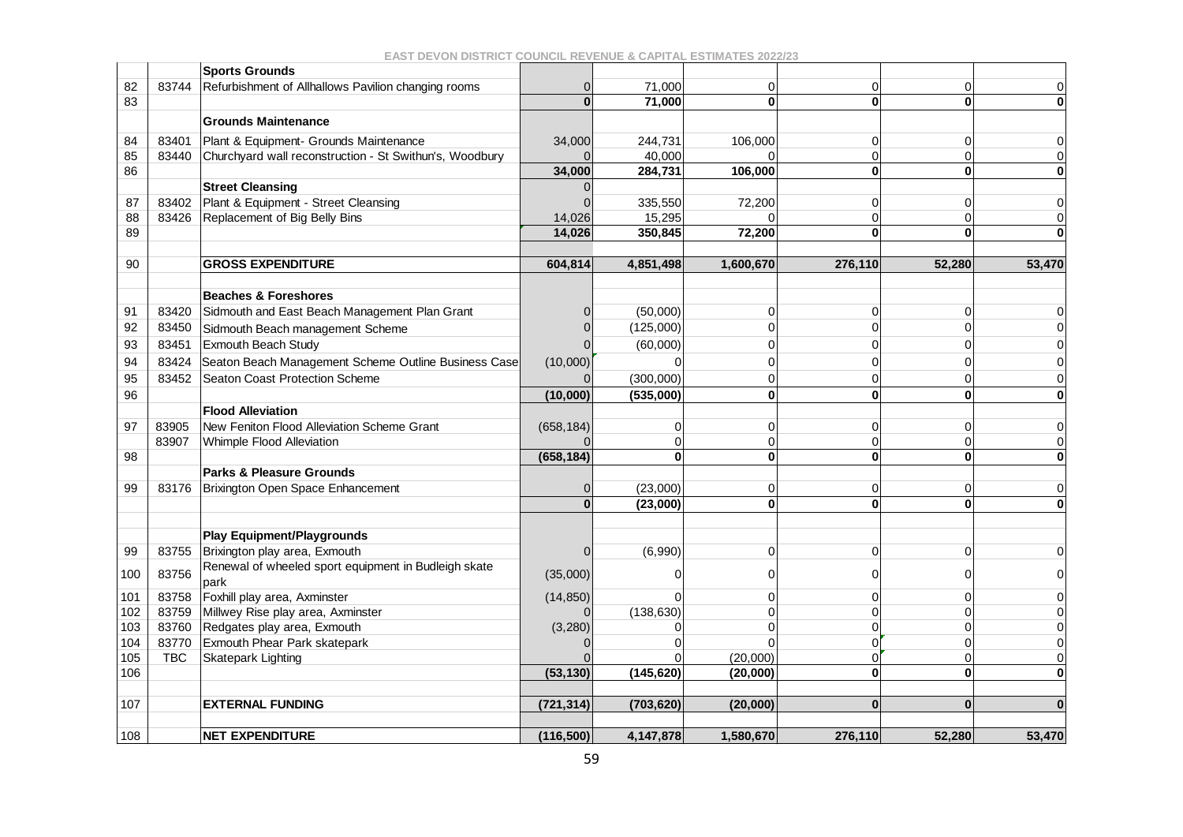EAST DEVON DISTRICT COUNCIL REVENUE & CAPITAL ESTIMATES 2022/23

| | | | | | | | | |
|---|---|---|---|---|---|---|---|---|
| | | **Sports Grounds** | | | | | | |
| 82 | 83744 | Refurbishment of Allhallows Pavilion changing rooms | 0 | 71,000 | 0 | 0 | 0 | 0 |
| 83 | | | **0** | **71,000** | **0** | **0** | **0** | **0** |
| | | **Grounds Maintenance** | | | | | | |
| 84 | 83401 | Plant & Equipment- Grounds Maintenance | 34,000 | 244,731 | 106,000 | 0 | 0 | 0 |
| 85 | 83440 | Churchyard wall reconstruction - St Swithun's, Woodbury | 0 | 40,000 | 0 | 0 | 0 | 0 |
| 86 | | | **34,000** | **284,731** | **106,000** | **0** | **0** | **0** |
| | | **Street Cleansing** | 0 | | | | | |
| 87 | 83402 | Plant & Equipment - Street Cleansing | 0 | 335,550 | 72,200 | 0 | 0 | 0 |
| 88 | 83426 | Replacement of Big Belly Bins | 14,026 | 15,295 | 0 | 0 | 0 | 0 |
| 89 | | | **14,026** | **350,845** | **72,200** | **0** | **0** | **0** |
| | | | | | | | | |
| 90 | | **GROSS EXPENDITURE** | **604,814** | **4,851,498** | **1,600,670** | **276,110** | **52,280** | **53,470** |
| | | | | | | | | |
| | | **Beaches & Foreshores** | | | | | | |
| 91 | 83420 | Sidmouth and East Beach Management Plan Grant | 0 | (50,000) | 0 | 0 | 0 | 0 |
| 92 | 83450 | Sidmouth Beach management Scheme | 0 | (125,000) | 0 | 0 | 0 | 0 |
| 93 | 83451 | Exmouth Beach Study | 0 | (60,000) | 0 | 0 | 0 | 0 |
| 94 | 83424 | Seaton Beach Management Scheme Outline Business Case | (10,000) | 0 | 0 | 0 | 0 | 0 |
| 95 | 83452 | Seaton Coast Protection Scheme | 0 | (300,000) | 0 | 0 | 0 | 0 |
| 96 | | | **(10,000)** | **(535,000)** | **0** | **0** | **0** | **0** |
| | | **Flood Alleviation** | | | | | | |
| 97 | 83905 | New Feniton Flood Alleviation Scheme Grant | (658,184) | 0 | 0 | 0 | 0 | 0 |
| | 83907 | Whimple Flood Alleviation | 0 | 0 | 0 | 0 | 0 | 0 |
| 98 | | | **(658,184)** | **0** | **0** | **0** | **0** | **0** |
| | | **Parks & Pleasure Grounds** | | | | | | |
| 99 | 83176 | Brixington Open Space Enhancement | 0 | (23,000) | 0 | 0 | 0 | 0 |
| | | | **0** | **(23,000)** | **0** | **0** | **0** | **0** |
| | | | | | | | | |
| | | **Play Equipment/Playgrounds** | | | | | | |
| 99 | 83755 | Brixington play area, Exmouth | 0 | (6,990) | 0 | 0 | 0 | 0 |
| 100 | 83756 | Renewal of wheeled sport equipment in Budleigh skate park | (35,000) | 0 | 0 | 0 | 0 | 0 |
| 101 | 83758 | Foxhill play area, Axminster | (14,850) | 0 | 0 | 0 | 0 | 0 |
| 102 | 83759 | Millwey Rise play area, Axminster | 0 | (138,630) | 0 | 0 | 0 | 0 |
| 103 | 83760 | Redgates play area, Exmouth | (3,280) | 0 | 0 | 0 | 0 | 0 |
| 104 | 83770 | Exmouth Phear Park skatepark | 0 | 0 | 0 | 0 | 0 | 0 |
| 105 | TBC | Skatepark Lighting | 0 | 0 | (20,000) | 0 | 0 | 0 |
| 106 | | | **(53,130)** | **(145,620)** | **(20,000)** | **0** | **0** | **0** |
| | | | | | | | | |
| 107 | | **EXTERNAL FUNDING** | **(721,314)** | **(703,620)** | **(20,000)** | **0** | **0** | **0** |
| | | | | | | | | |
| 108 | | **NET EXPENDITURE** | **(116,500)** | **4,147,878** | **1,580,670** | **276,110** | **52,280** | **53,470** |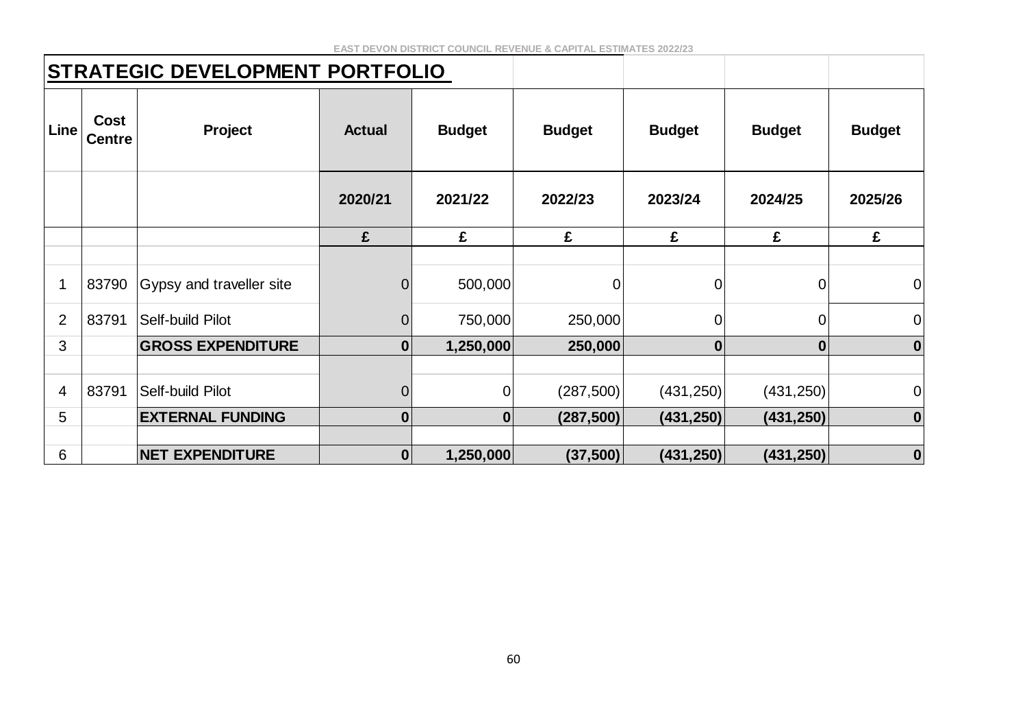EAST DEVON DISTRICT COUNCIL REVENUE & CAPITAL ESTIMATES 2022/23

## STRATEGIC DEVELOPMENT PORTFOLIO

| Line | Cost Centre | Project | Actual | Budget | Budget | Budget | Budget | Budget |
|---|---|---|---|---|---|---|---|---|
| | | | 2020/21 | 2021/22 | 2022/23 | 2023/24 | 2024/25 | 2025/26 |
| | | | £ | £ | £ | £ | £ | £ |
| 1 | 83790 | Gypsy and traveller site | 0 | 500,000 | 0 | 0 | 0 | 0 |
| 2 | 83791 | Self-build Pilot | 0 | 750,000 | 250,000 | 0 | 0 | 0 |
| 3 | | **GROSS EXPENDITURE** | **0** | **1,250,000** | **250,000** | **0** | **0** | **0** |
| 4 | 83791 | Self-build Pilot | 0 | 0 | (287,500) | (431,250) | (431,250) | 0 |
| 5 | | **EXTERNAL FUNDING** | **0** | **0** | **(287,500)** | **(431,250)** | **(431,250)** | **0** |
| 6 | | **NET EXPENDITURE** | **0** | **1,250,000** | **(37,500)** | **(431,250)** | **(431,250)** | **0** |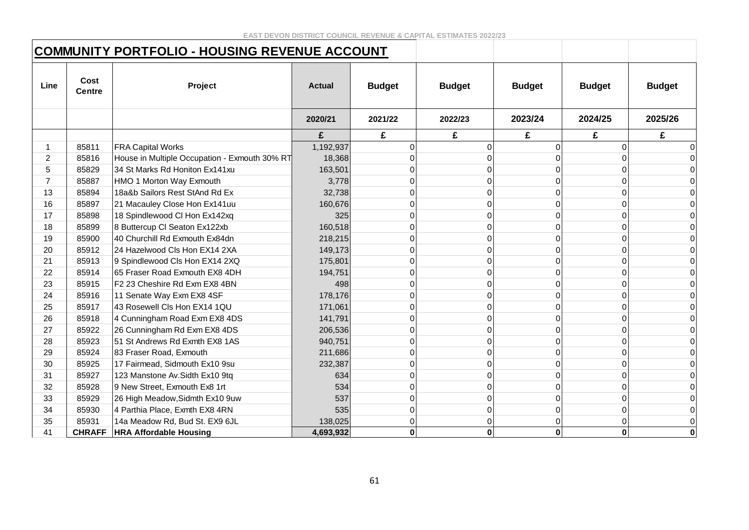EAST DEVON DISTRICT COUNCIL REVENUE & CAPITAL ESTIMATES 2022/23

## COMMUNITY PORTFOLIO - HOUSING REVENUE ACCOUNT

| Line | Cost Centre | Project | Actual | Budget | Budget | Budget | Budget | Budget |
|---|---|---|---|---|---|---|---|---|
| | | | 2020/21 | 2021/22 | 2022/23 | 2023/24 | 2024/25 | 2025/26 |
| | | | £ | £ | £ | £ | £ | £ |
| 1 | 85811 | FRA Capital Works | 1,192,937 | 0 | 0 | 0 | 0 | 0 |
| 2 | 85816 | House in Multiple Occupation - Exmouth 30% RT | 18,368 | 0 | 0 | 0 | 0 | 0 |
| 5 | 85829 | 34 St Marks Rd Honiton Ex141xu | 163,501 | 0 | 0 | 0 | 0 | 0 |
| 7 | 85887 | HMO 1 Morton Way Exmouth | 3,778 | 0 | 0 | 0 | 0 | 0 |
| 13 | 85894 | 18a&b Sailors Rest StAnd Rd Ex | 32,738 | 0 | 0 | 0 | 0 | 0 |
| 16 | 85897 | 21 Macauley Close Hon Ex141uu | 160,676 | 0 | 0 | 0 | 0 | 0 |
| 17 | 85898 | 18 Spindlewood Cl Hon Ex142xq | 325 | 0 | 0 | 0 | 0 | 0 |
| 18 | 85899 | 8 Buttercup Cl Seaton Ex122xb | 160,518 | 0 | 0 | 0 | 0 | 0 |
| 19 | 85900 | 40 Churchill Rd Exmouth Ex84dn | 218,215 | 0 | 0 | 0 | 0 | 0 |
| 20 | 85912 | 24 Hazelwood Cls Hon EX14 2XA | 149,173 | 0 | 0 | 0 | 0 | 0 |
| 21 | 85913 | 9 Spindlewood Cls Hon EX14 2XQ | 175,801 | 0 | 0 | 0 | 0 | 0 |
| 22 | 85914 | 65 Fraser Road Exmouth EX8 4DH | 194,751 | 0 | 0 | 0 | 0 | 0 |
| 23 | 85915 | F2 23 Cheshire Rd Exm EX8 4BN | 498 | 0 | 0 | 0 | 0 | 0 |
| 24 | 85916 | 11 Senate Way Exm EX8 4SF | 178,176 | 0 | 0 | 0 | 0 | 0 |
| 25 | 85917 | 43 Rosewell Cls Hon EX14 1QU | 171,061 | 0 | 0 | 0 | 0 | 0 |
| 26 | 85918 | 4 Cunningham Road Exm EX8 4DS | 141,791 | 0 | 0 | 0 | 0 | 0 |
| 27 | 85922 | 26 Cunningham Rd Exm EX8 4DS | 206,536 | 0 | 0 | 0 | 0 | 0 |
| 28 | 85923 | 51 St Andrews Rd Exmth EX8 1AS | 940,751 | 0 | 0 | 0 | 0 | 0 |
| 29 | 85924 | 83 Fraser Road, Exmouth | 211,686 | 0 | 0 | 0 | 0 | 0 |
| 30 | 85925 | 17 Fairmead, Sidmouth Ex10 9su | 232,387 | 0 | 0 | 0 | 0 | 0 |
| 31 | 85927 | 123 Manstone Av.Sidth Ex10 9tq | 634 | 0 | 0 | 0 | 0 | 0 |
| 32 | 85928 | 9 New Street, Exmouth Ex8 1rt | 534 | 0 | 0 | 0 | 0 | 0 |
| 33 | 85929 | 26 High Meadow,Sidmth Ex10 9uw | 537 | 0 | 0 | 0 | 0 | 0 |
| 34 | 85930 | 4 Parthia Place, Exmth EX8 4RN | 535 | 0 | 0 | 0 | 0 | 0 |
| 35 | 85931 | 14a Meadow Rd, Bud St. EX9 6JL | 138,025 | 0 | 0 | 0 | 0 | 0 |
| 41 | **CHRAFF** | **HRA Affordable Housing** | **4,693,932** | **0** | **0** | **0** | **0** | **0** |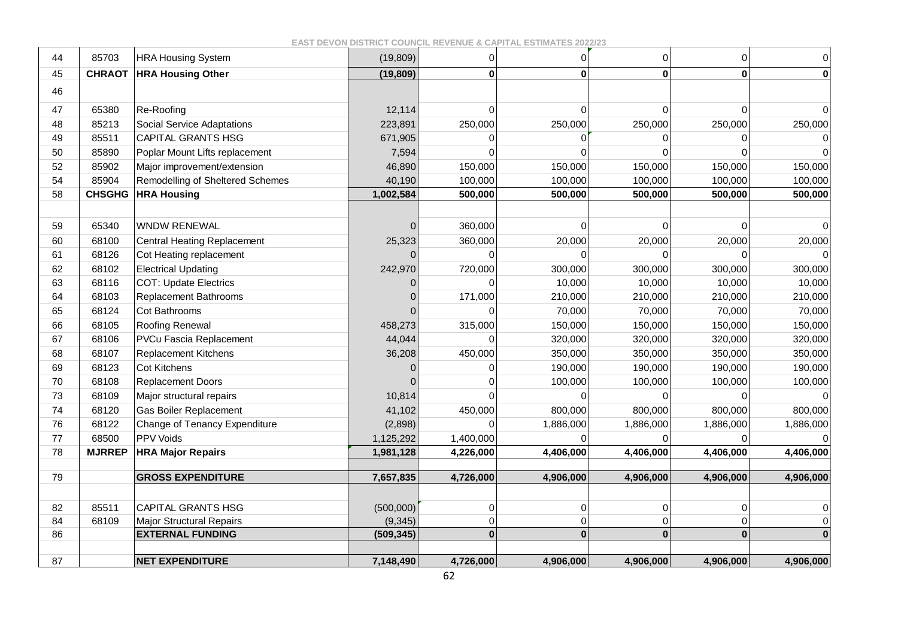| | | | | | | | | |
|---|---|---|---|---|---|---|---|---|
| 44 | 85703 | HRA Housing System | (19,809) | 0 | 0 | 0 | 0 | 0 |
| 45 | **CHRAOT** | **HRA Housing Other** | **(19,809)** | **0** | **0** | **0** | **0** | **0** |
| 46 | | | | | | | | |
| 47 | 65380 | Re-Roofing | 12,114 | 0 | 0 | 0 | 0 | 0 |
| 48 | 85213 | Social Service Adaptations | 223,891 | 250,000 | 250,000 | 250,000 | 250,000 | 250,000 |
| 49 | 85511 | CAPITAL GRANTS HSG | 671,905 | 0 | 0 | 0 | 0 | 0 |
| 50 | 85890 | Poplar Mount Lifts replacement | 7,594 | 0 | 0 | 0 | 0 | 0 |
| 52 | 85902 | Major improvement/extension | 46,890 | 150,000 | 150,000 | 150,000 | 150,000 | 150,000 |
| 54 | 85904 | Remodelling of Sheltered Schemes | 40,190 | 100,000 | 100,000 | 100,000 | 100,000 | 100,000 |
| 58 | **CHSGHG** | **HRA Housing** | **1,002,584** | **500,000** | **500,000** | **500,000** | **500,000** | **500,000** |
| | | | | | | | | |
| 59 | 65340 | WNDW RENEWAL | 0 | 360,000 | 0 | 0 | 0 | 0 |
| 60 | 68100 | Central Heating Replacement | 25,323 | 360,000 | 20,000 | 20,000 | 20,000 | 20,000 |
| 61 | 68126 | Cot Heating replacement | 0 | 0 | 0 | 0 | 0 | 0 |
| 62 | 68102 | Electrical Updating | 242,970 | 720,000 | 300,000 | 300,000 | 300,000 | 300,000 |
| 63 | 68116 | COT: Update Electrics | 0 | 0 | 10,000 | 10,000 | 10,000 | 10,000 |
| 64 | 68103 | Replacement Bathrooms | 0 | 171,000 | 210,000 | 210,000 | 210,000 | 210,000 |
| 65 | 68124 | Cot Bathrooms | 0 | 0 | 70,000 | 70,000 | 70,000 | 70,000 |
| 66 | 68105 | Roofing Renewal | 458,273 | 315,000 | 150,000 | 150,000 | 150,000 | 150,000 |
| 67 | 68106 | PVCu Fascia Replacement | 44,044 | 0 | 320,000 | 320,000 | 320,000 | 320,000 |
| 68 | 68107 | Replacement Kitchens | 36,208 | 450,000 | 350,000 | 350,000 | 350,000 | 350,000 |
| 69 | 68123 | Cot Kitchens | 0 | 0 | 190,000 | 190,000 | 190,000 | 190,000 |
| 70 | 68108 | Replacement Doors | 0 | 0 | 100,000 | 100,000 | 100,000 | 100,000 |
| 73 | 68109 | Major structural repairs | 10,814 | 0 | 0 | 0 | 0 | 0 |
| 74 | 68120 | Gas Boiler Replacement | 41,102 | 450,000 | 800,000 | 800,000 | 800,000 | 800,000 |
| 76 | 68122 | Change of Tenancy Expenditure | (2,898) | 0 | 1,886,000 | 1,886,000 | 1,886,000 | 1,886,000 |
| 77 | 68500 | PPV Voids | 1,125,292 | 1,400,000 | 0 | 0 | 0 | 0 |
| 78 | **MJRREP** | **HRA Major Repairs** | **1,981,128** | **4,226,000** | **4,406,000** | **4,406,000** | **4,406,000** | **4,406,000** |
| | | | | | | | | |
| 79 | | **GROSS EXPENDITURE** | **7,657,835** | **4,726,000** | **4,906,000** | **4,906,000** | **4,906,000** | **4,906,000** |
| | | | | | | | | |
| 82 | 85511 | CAPITAL GRANTS HSG | (500,000) | 0 | 0 | 0 | 0 | 0 |
| 84 | 68109 | Major Structural Repairs | (9,345) | 0 | 0 | 0 | 0 | 0 |
| 86 | | **EXTERNAL FUNDING** | **(509,345)** | **0** | **0** | **0** | **0** | **0** |
| | | | | | | | | |
| 87 | | **NET EXPENDITURE** | **7,148,490** | **4,726,000** | **4,906,000** | **4,906,000** | **4,906,000** | **4,906,000** |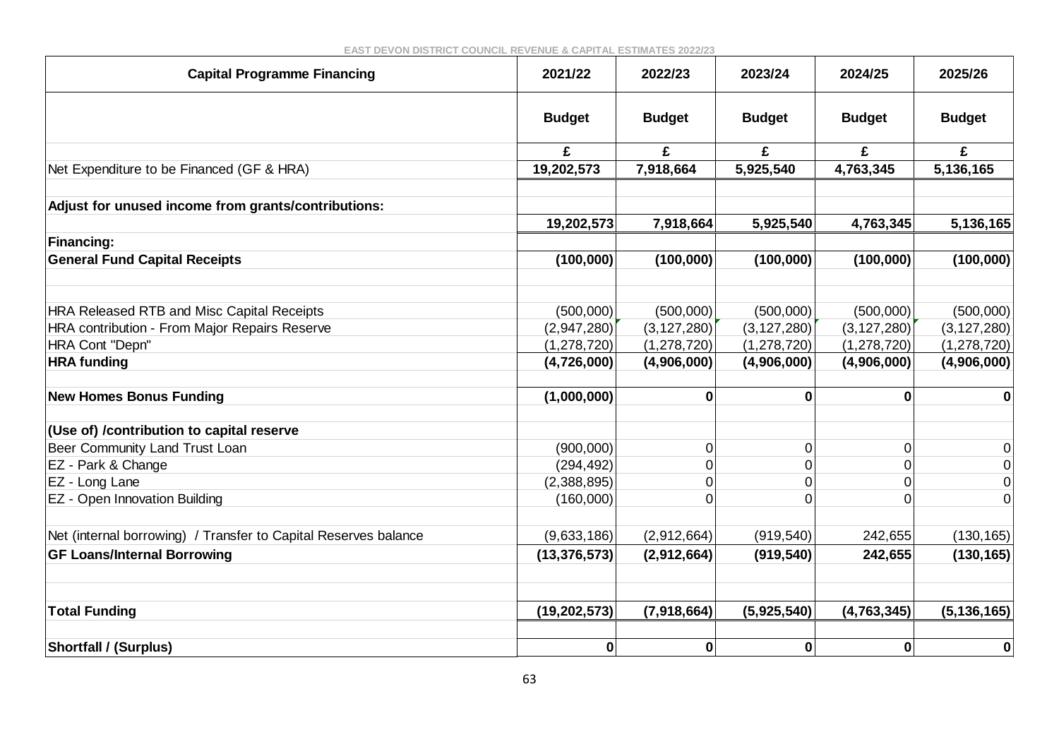| Capital Programme Financing | 2021/22 | 2022/23 | 2023/24 | 2024/25 | 2025/26 |
|---|---|---|---|---|---|
| | **Budget** | **Budget** | **Budget** | **Budget** | **Budget** |
| | **£** | **£** | **£** | **£** | **£** |
| Net Expenditure to be Financed (GF & HRA) | **19,202,573** | **7,918,664** | **5,925,540** | **4,763,345** | **5,136,165** |
| | | | | | |
| **Adjust for unused income from grants/contributions:** | | | | | |
| | **19,202,573** | **7,918,664** | **5,925,540** | **4,763,345** | **5,136,165** |
| **Financing:** | | | | | |
| **General Fund Capital Receipts** | **(100,000)** | **(100,000)** | **(100,000)** | **(100,000)** | **(100,000)** |
| | | | | | |
| HRA Released RTB and Misc Capital Receipts | (500,000) | (500,000) | (500,000) | (500,000) | (500,000) |
| HRA contribution - From Major Repairs Reserve | (2,947,280) | (3,127,280) | (3,127,280) | (3,127,280) | (3,127,280) |
| HRA Cont "Depn" | (1,278,720) | (1,278,720) | (1,278,720) | (1,278,720) | (1,278,720) |
| **HRA funding** | **(4,726,000)** | **(4,906,000)** | **(4,906,000)** | **(4,906,000)** | **(4,906,000)** |
| | | | | | |
| **New Homes Bonus Funding** | **(1,000,000)** | **0** | **0** | **0** | **0** |
| | | | | | |
| **(Use of) /contribution to capital reserve** | | | | | |
| Beer Community Land Trust Loan | (900,000) | 0 | 0 | 0 | 0 |
| EZ - Park & Change | (294,492) | 0 | 0 | 0 | 0 |
| EZ - Long Lane | (2,388,895) | 0 | 0 | 0 | 0 |
| EZ - Open Innovation Building | (160,000) | 0 | 0 | 0 | 0 |
| | | | | | |
| Net (internal borrowing) / Transfer to Capital Reserves balance | (9,633,186) | (2,912,664) | (919,540) | 242,655 | (130,165) |
| **GF Loans/Internal Borrowing** | **(13,376,573)** | **(2,912,664)** | **(919,540)** | **242,655** | **(130,165)** |
| | | | | | |
| **Total Funding** | **(19,202,573)** | **(7,918,664)** | **(5,925,540)** | **(4,763,345)** | **(5,136,165)** |
| | | | | | |
| **Shortfall / (Surplus)** | **0** | **0** | **0** | **0** | **0** |